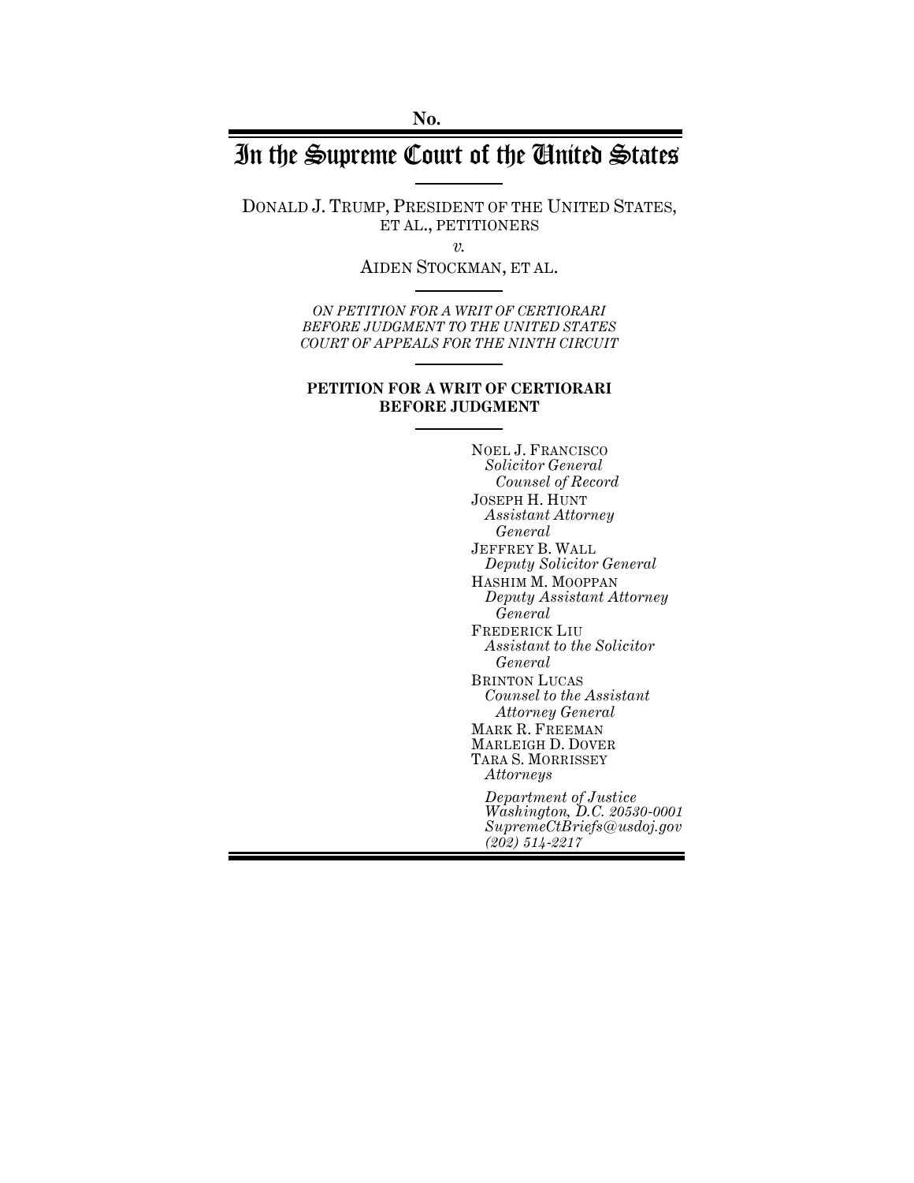No.

# In the Supreme Court of the United States

DONALD J. TRUMP, PRESIDENT OF THE UNITED STATES, ET AL., PETITIONERS

*v.*

AIDEN STOCKMAN, ET AL.

*ON PETITION FOR A WRIT OF CERTIORARI BEFORE JUDGMENT TO THE UNITED STATES COURT OF APPEALS FOR THE NINTH CIRCUIT*

**PETITION FOR A WRIT OF CERTIORARI BEFORE JUDGMENT**

NOEL J. FRANCISCO
*Solicitor General*
*Counsel of Record*

JOSEPH H. HUNT
*Assistant Attorney General*

JEFFREY B. WALL
*Deputy Solicitor General*

HASHIM M. MOOPPAN
*Deputy Assistant Attorney General*

FREDERICK LIU
*Assistant to the Solicitor General*

BRINTON LUCAS
*Counsel to the Assistant Attorney General*

MARK R. FREEMAN
MARLEIGH D. DOVER
TARA S. MORRISSEY
*Attorneys*

*Department of Justice*
*Washington, D.C. 20530-0001*
*SupremeCtBriefs@usdoj.gov*
*(202) 514-2217*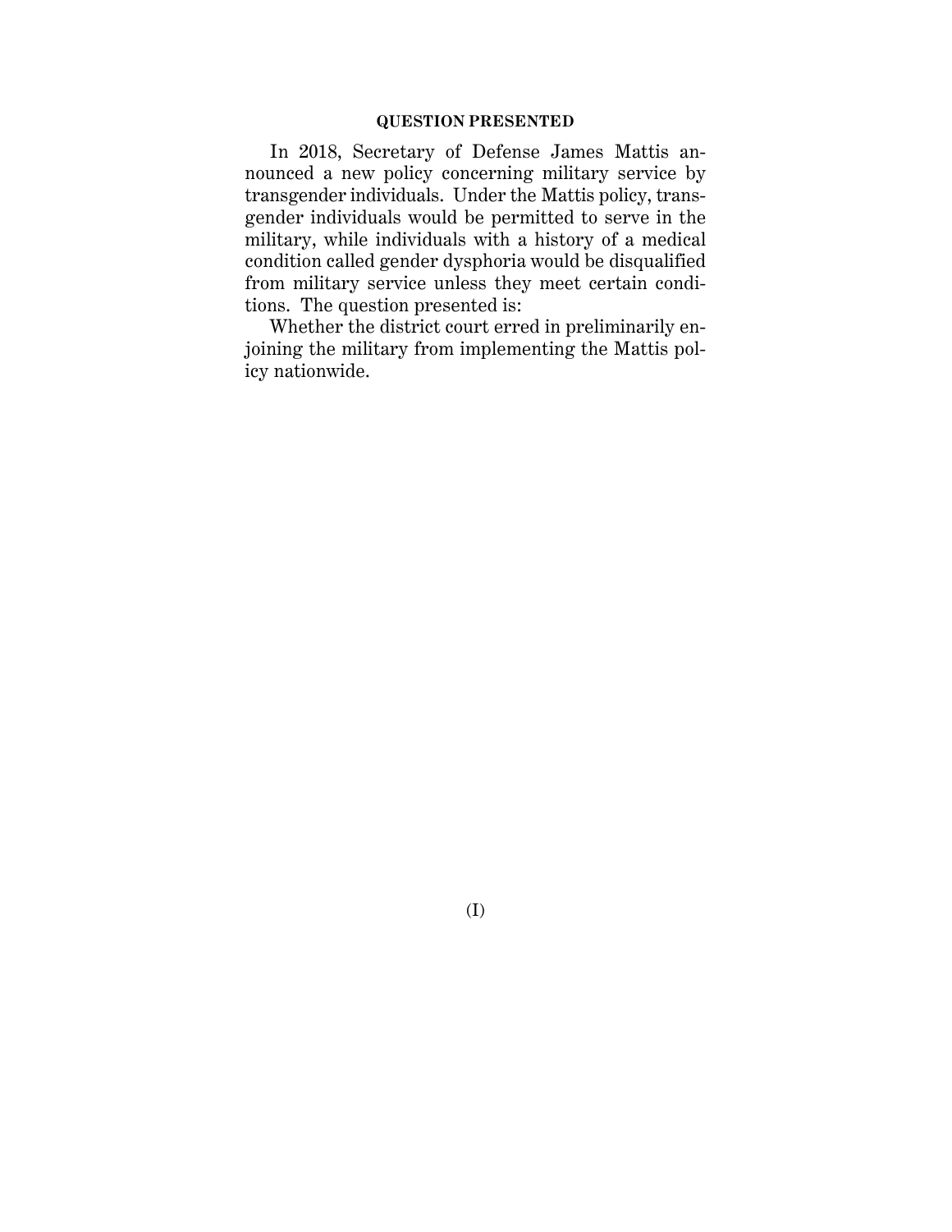## QUESTION PRESENTED

In 2018, Secretary of Defense James Mattis announced a new policy concerning military service by transgender individuals. Under the Mattis policy, transgender individuals would be permitted to serve in the military, while individuals with a history of a medical condition called gender dysphoria would be disqualified from military service unless they meet certain conditions. The question presented is:

Whether the district court erred in preliminarily enjoining the military from implementing the Mattis policy nationwide.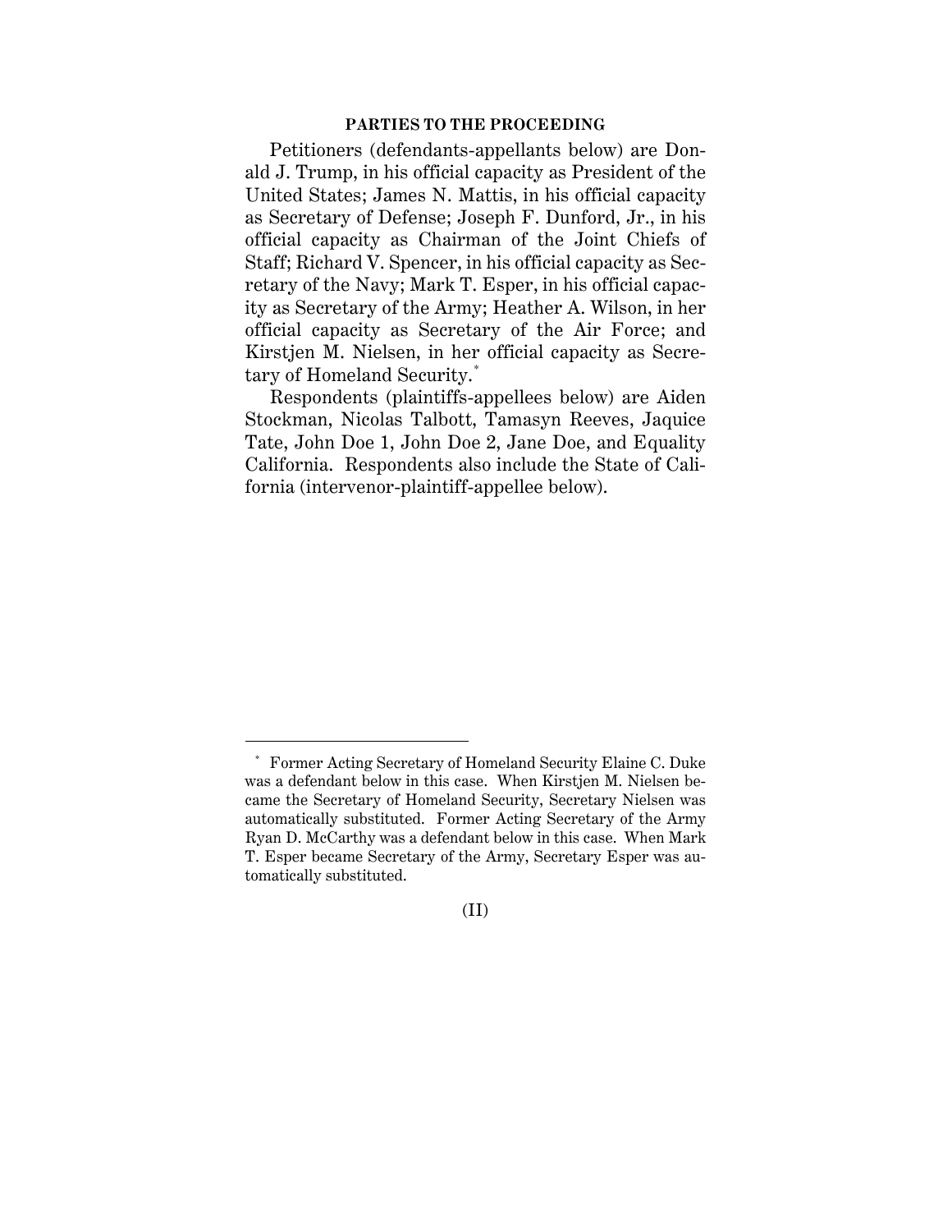## PARTIES TO THE PROCEEDING

Petitioners (defendants-appellants below) are Donald J. Trump, in his official capacity as President of the United States; James N. Mattis, in his official capacity as Secretary of Defense; Joseph F. Dunford, Jr., in his official capacity as Chairman of the Joint Chiefs of Staff; Richard V. Spencer, in his official capacity as Secretary of the Navy; Mark T. Esper, in his official capacity as Secretary of the Army; Heather A. Wilson, in her official capacity as Secretary of the Air Force; and Kirstjen M. Nielsen, in her official capacity as Secretary of Homeland Security.*

Respondents (plaintiffs-appellees below) are Aiden Stockman, Nicolas Talbott, Tamasyn Reeves, Jaquice Tate, John Doe 1, John Doe 2, Jane Doe, and Equality California. Respondents also include the State of California (intervenor-plaintiff-appellee below).

---

* Former Acting Secretary of Homeland Security Elaine C. Duke was a defendant below in this case. When Kirstjen M. Nielsen became the Secretary of Homeland Security, Secretary Nielsen was automatically substituted. Former Acting Secretary of the Army Ryan D. McCarthy was a defendant below in this case. When Mark T. Esper became Secretary of the Army, Secretary Esper was automatically substituted.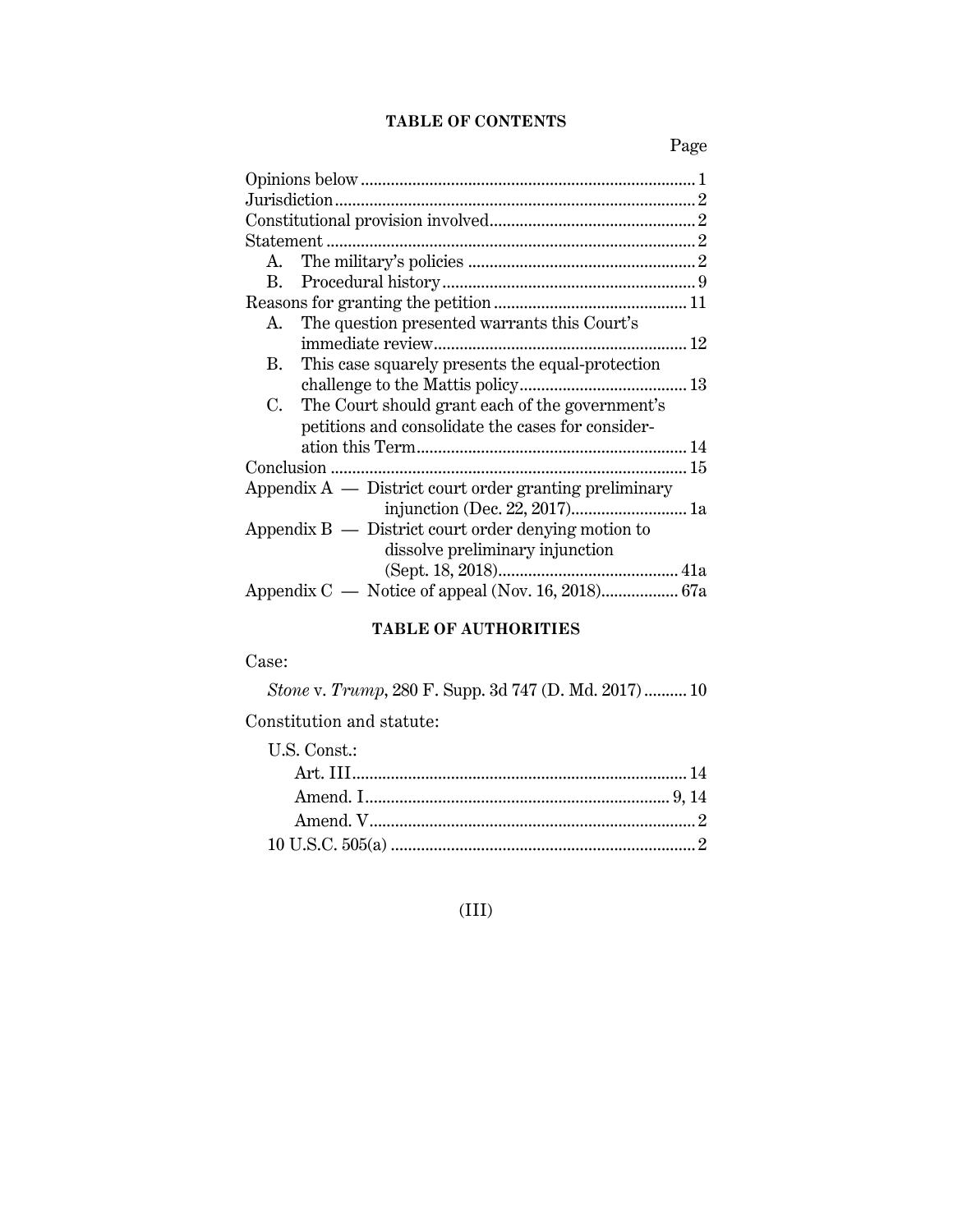## TABLE OF CONTENTS

| | Page |
|---|---|
| Opinions below | 1 |
| Jurisdiction | 2 |
| Constitutional provision involved | 2 |
| Statement | 2 |
| A. The military's policies | 2 |
| B. Procedural history | 9 |
| Reasons for granting the petition | 11 |
| A. The question presented warrants this Court's immediate review | 12 |
| B. This case squarely presents the equal-protection challenge to the Mattis policy | 13 |
| C. The Court should grant each of the government's petitions and consolidate the cases for consideration this Term | 14 |
| Conclusion | 15 |
| Appendix A — District court order granting preliminary injunction (Dec. 22, 2017) | 1a |
| Appendix B — District court order denying motion to dissolve preliminary injunction (Sept. 18, 2018) | 41a |
| Appendix C — Notice of appeal (Nov. 16, 2018) | 67a |

## TABLE OF AUTHORITIES

Case:

| | |
|---|---|
| *Stone* v. *Trump*, 280 F. Supp. 3d 747 (D. Md. 2017) | 10 |

Constitution and statute:

| | |
|---|---|
| U.S. Const.: | |
| Art. III | 14 |
| Amend. I | 9, 14 |
| Amend. V | 2 |
| 10 U.S.C. 505(a) | 2 |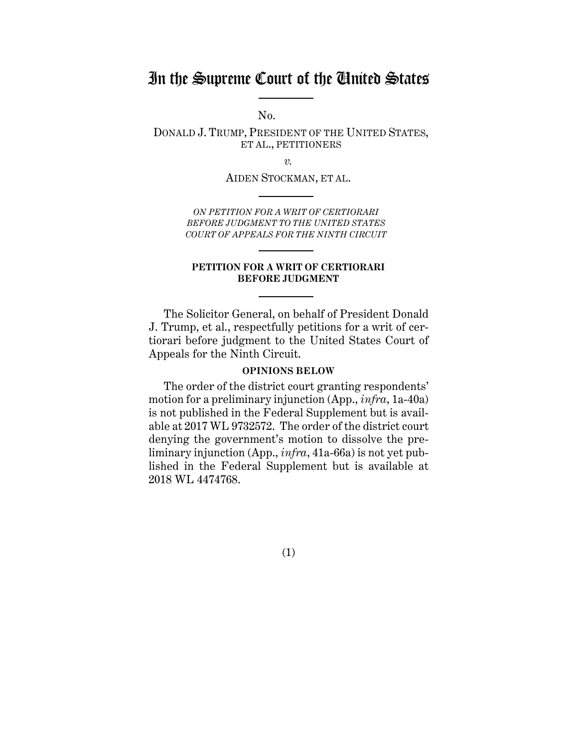# In the Supreme Court of the United States

No.

DONALD J. TRUMP, PRESIDENT OF THE UNITED STATES, ET AL., PETITIONERS

*v.*

AIDEN STOCKMAN, ET AL.

*ON PETITION FOR A WRIT OF CERTIORARI BEFORE JUDGMENT TO THE UNITED STATES COURT OF APPEALS FOR THE NINTH CIRCUIT*

**PETITION FOR A WRIT OF CERTIORARI BEFORE JUDGMENT**

The Solicitor General, on behalf of President Donald J. Trump, et al., respectfully petitions for a writ of certiorari before judgment to the United States Court of Appeals for the Ninth Circuit.

**OPINIONS BELOW**

The order of the district court granting respondents' motion for a preliminary injunction (App., *infra*, 1a-40a) is not published in the Federal Supplement but is available at 2017 WL 9732572. The order of the district court denying the government's motion to dissolve the preliminary injunction (App., *infra*, 41a-66a) is not yet published in the Federal Supplement but is available at 2018 WL 4474768.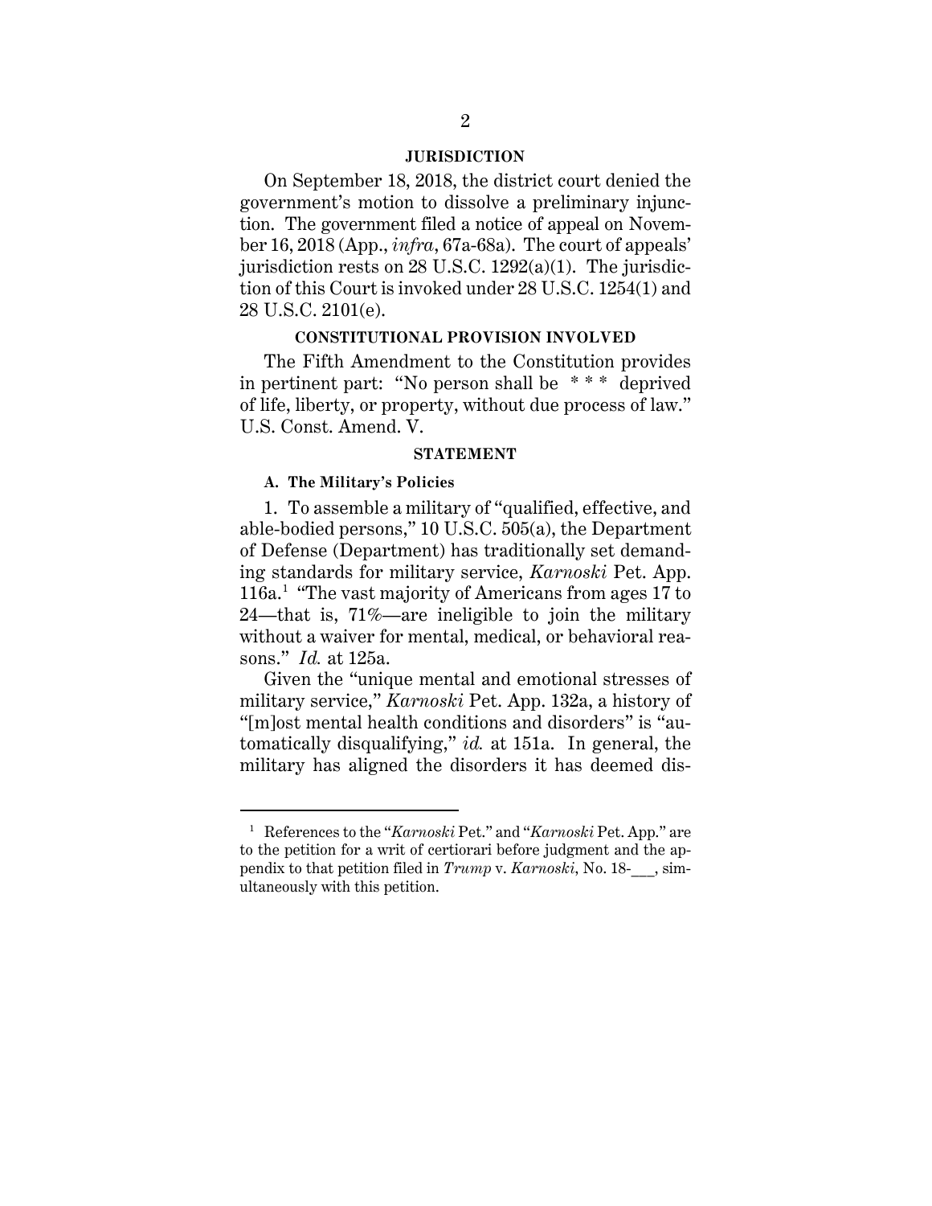## JURISDICTION

On September 18, 2018, the district court denied the government's motion to dissolve a preliminary injunction. The government filed a notice of appeal on November 16, 2018 (App., *infra*, 67a-68a). The court of appeals' jurisdiction rests on 28 U.S.C. 1292(a)(1). The jurisdiction of this Court is invoked under 28 U.S.C. 1254(1) and 28 U.S.C. 2101(e).

## CONSTITUTIONAL PROVISION INVOLVED

The Fifth Amendment to the Constitution provides in pertinent part: "No person shall be * * * deprived of life, liberty, or property, without due process of law." U.S. Const. Amend. V.

## STATEMENT

### A. The Military's Policies

1. To assemble a military of "qualified, effective, and able-bodied persons," 10 U.S.C. 505(a), the Department of Defense (Department) has traditionally set demanding standards for military service, *Karnoski* Pet. App. 116a.[1] "The vast majority of Americans from ages 17 to 24—that is, 71%—are ineligible to join the military without a waiver for mental, medical, or behavioral reasons." *Id.* at 125a.

Given the "unique mental and emotional stresses of military service," *Karnoski* Pet. App. 132a, a history of "[m]ost mental health conditions and disorders" is "automatically disqualifying," *id.* at 151a. In general, the military has aligned the disorders it has deemed dis-

---

[1] References to the "*Karnoski* Pet." and "*Karnoski* Pet. App." are to the petition for a writ of certiorari before judgment and the appendix to that petition filed in *Trump* v. *Karnoski*, No. 18-___, simultaneously with this petition.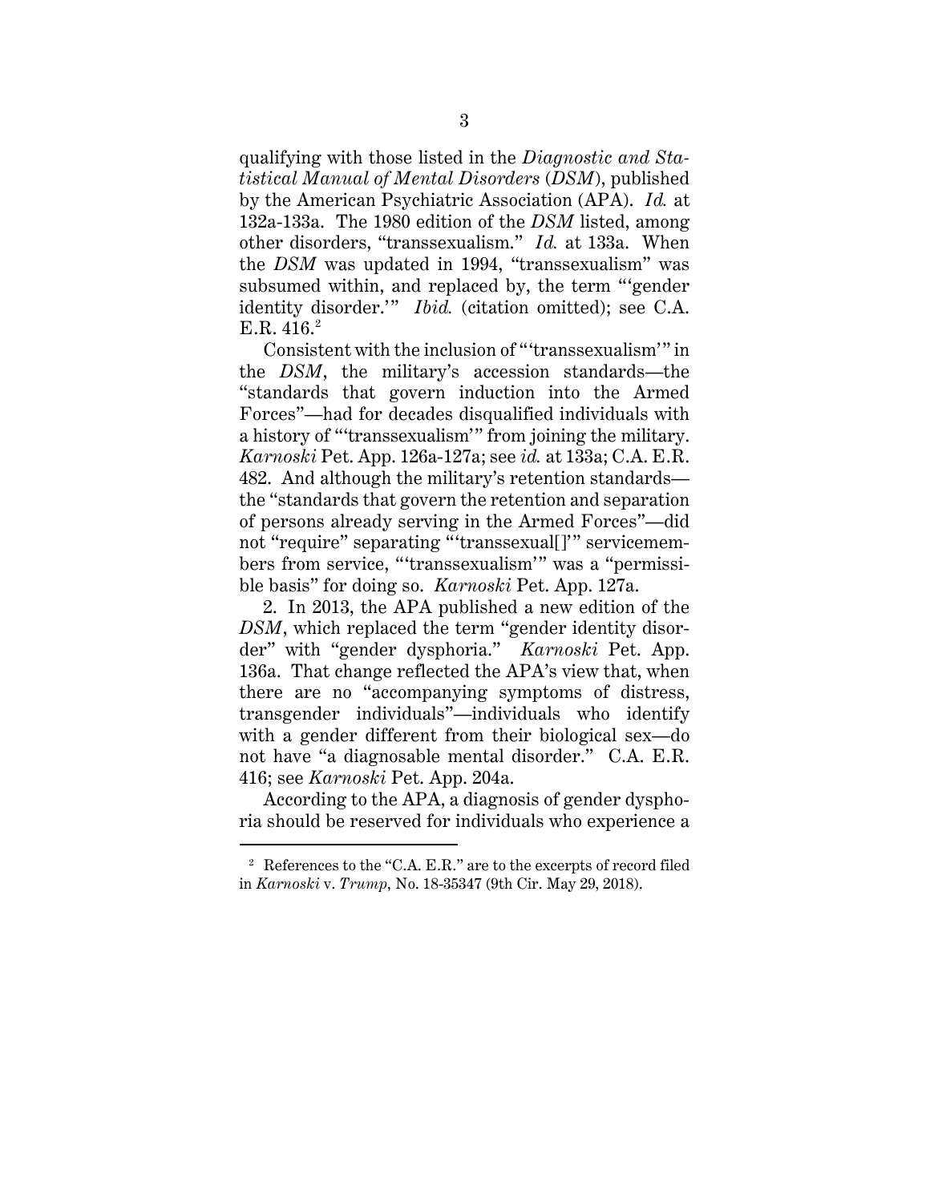qualifying with those listed in the *Diagnostic and Statistical Manual of Mental Disorders* (*DSM*), published by the American Psychiatric Association (APA). *Id.* at 132a-133a. The 1980 edition of the *DSM* listed, among other disorders, "transsexualism." *Id.* at 133a. When the *DSM* was updated in 1994, "transsexualism" was subsumed within, and replaced by, the term "'gender identity disorder.'" *Ibid.* (citation omitted); see C.A. E.R. 416.[2]

Consistent with the inclusion of "'transsexualism'" in the *DSM*, the military's accession standards—the "standards that govern induction into the Armed Forces"—had for decades disqualified individuals with a history of "'transsexualism'" from joining the military. *Karnoski* Pet. App. 126a-127a; see *id.* at 133a; C.A. E.R. 482. And although the military's retention standards—the "standards that govern the retention and separation of persons already serving in the Armed Forces"—did not "require" separating "'transsexual[]'" servicemembers from service, "'transsexualism'" was a "permissible basis" for doing so. *Karnoski* Pet. App. 127a.

2. In 2013, the APA published a new edition of the *DSM*, which replaced the term "gender identity disorder" with "gender dysphoria." *Karnoski* Pet. App. 136a. That change reflected the APA's view that, when there are no "accompanying symptoms of distress, transgender individuals"—individuals who identify with a gender different from their biological sex—do not have "a diagnosable mental disorder." C.A. E.R. 416; see *Karnoski* Pet. App. 204a.

According to the APA, a diagnosis of gender dysphoria should be reserved for individuals who experience a

[2] References to the "C.A. E.R." are to the excerpts of record filed in *Karnoski* v. *Trump*, No. 18-35347 (9th Cir. May 29, 2018).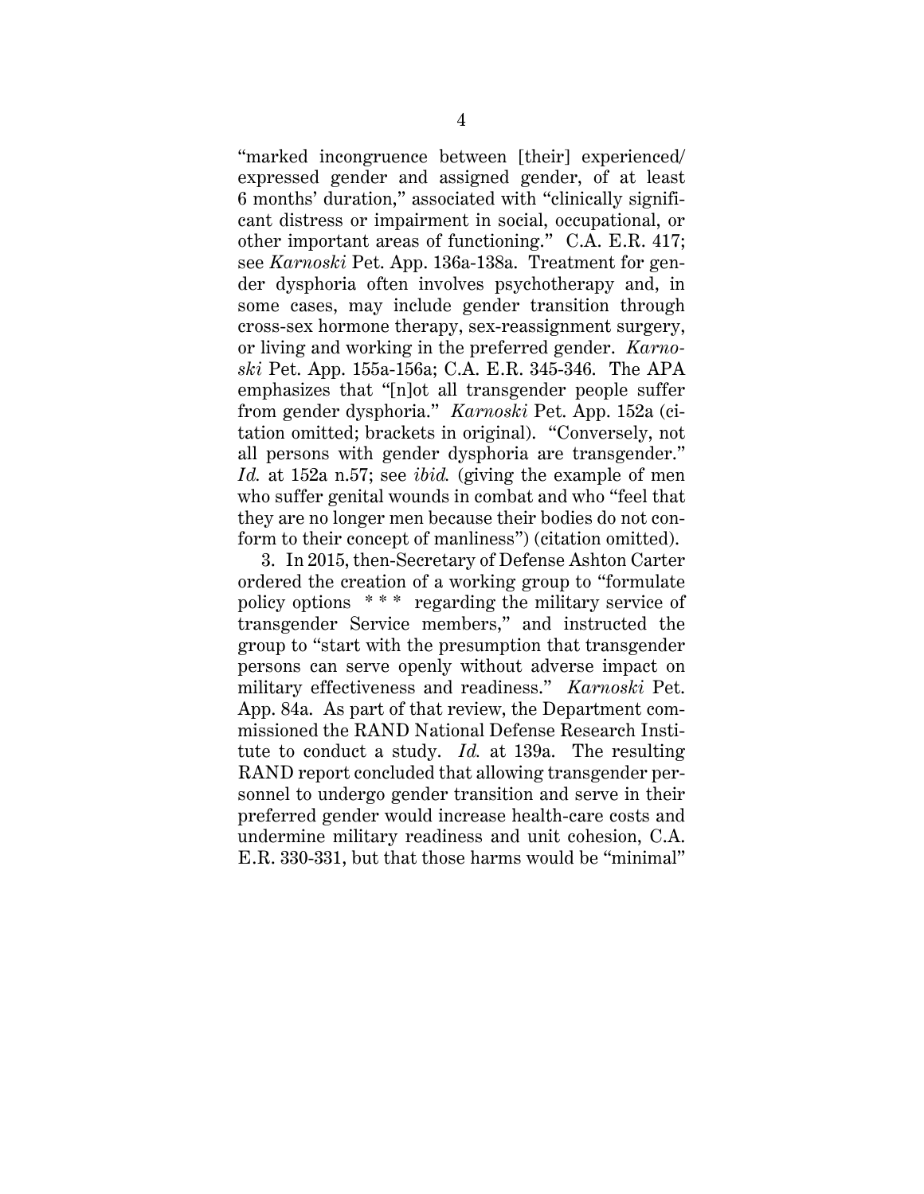"marked incongruence between [their] experienced/ expressed gender and assigned gender, of at least 6 months' duration," associated with "clinically significant distress or impairment in social, occupational, or other important areas of functioning." C.A. E.R. 417; see *Karnoski* Pet. App. 136a-138a. Treatment for gender dysphoria often involves psychotherapy and, in some cases, may include gender transition through cross-sex hormone therapy, sex-reassignment surgery, or living and working in the preferred gender. *Karnoski* Pet. App. 155a-156a; C.A. E.R. 345-346. The APA emphasizes that "[n]ot all transgender people suffer from gender dysphoria." *Karnoski* Pet. App. 152a (citation omitted; brackets in original). "Conversely, not all persons with gender dysphoria are transgender." *Id.* at 152a n.57; see *ibid.* (giving the example of men who suffer genital wounds in combat and who "feel that they are no longer men because their bodies do not conform to their concept of manliness") (citation omitted).

3. In 2015, then-Secretary of Defense Ashton Carter ordered the creation of a working group to "formulate policy options * * * regarding the military service of transgender Service members," and instructed the group to "start with the presumption that transgender persons can serve openly without adverse impact on military effectiveness and readiness." *Karnoski* Pet. App. 84a. As part of that review, the Department commissioned the RAND National Defense Research Institute to conduct a study. *Id.* at 139a. The resulting RAND report concluded that allowing transgender personnel to undergo gender transition and serve in their preferred gender would increase health-care costs and undermine military readiness and unit cohesion, C.A. E.R. 330-331, but that those harms would be "minimal"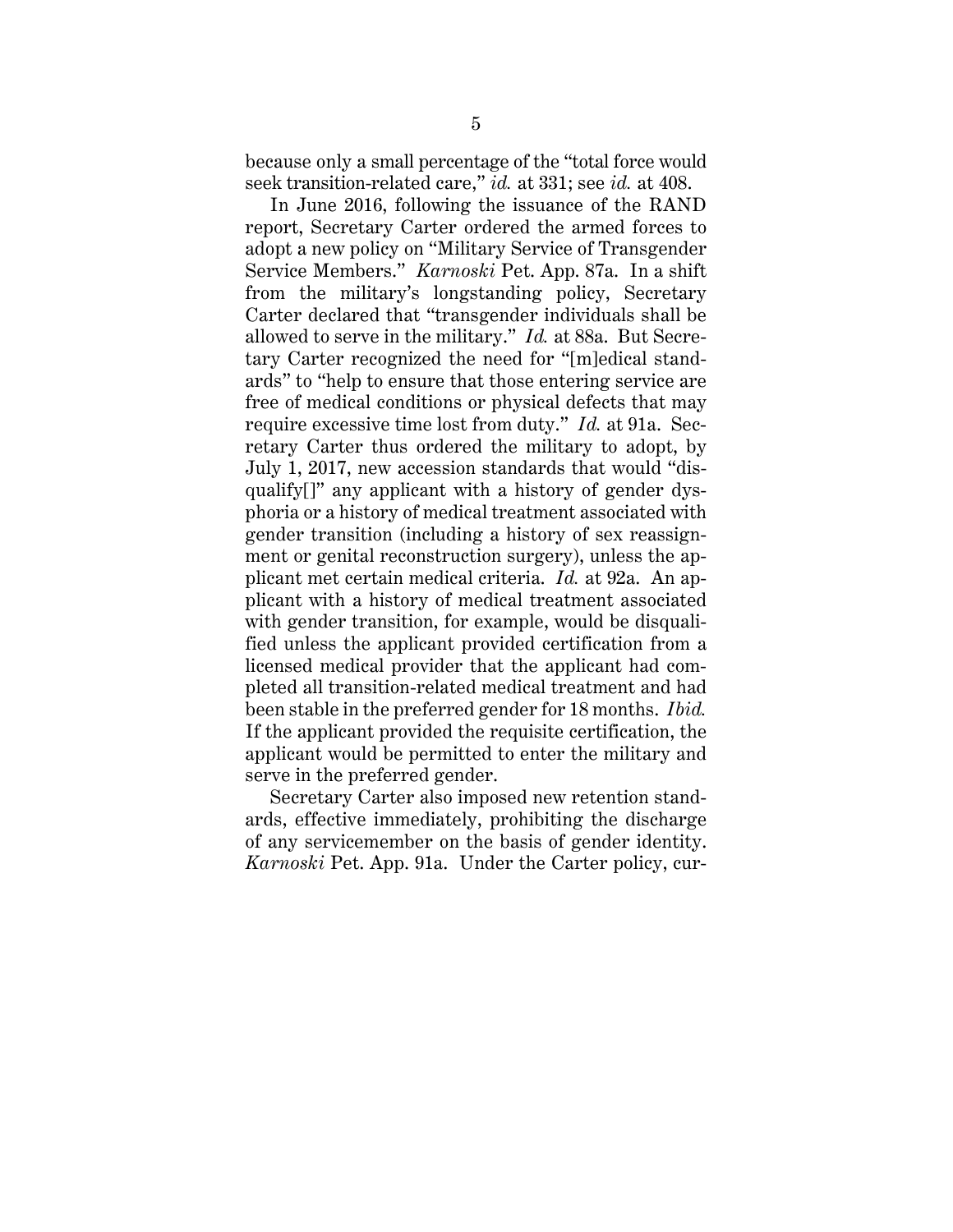because only a small percentage of the "total force would seek transition-related care," *id.* at 331; see *id.* at 408.

In June 2016, following the issuance of the RAND report, Secretary Carter ordered the armed forces to adopt a new policy on "Military Service of Transgender Service Members." *Karnoski* Pet. App. 87a. In a shift from the military's longstanding policy, Secretary Carter declared that "transgender individuals shall be allowed to serve in the military." *Id.* at 88a. But Secretary Carter recognized the need for "[m]edical standards" to "help to ensure that those entering service are free of medical conditions or physical defects that may require excessive time lost from duty." *Id.* at 91a. Secretary Carter thus ordered the military to adopt, by July 1, 2017, new accession standards that would "disqualify[]" any applicant with a history of gender dysphoria or a history of medical treatment associated with gender transition (including a history of sex reassignment or genital reconstruction surgery), unless the applicant met certain medical criteria. *Id.* at 92a. An applicant with a history of medical treatment associated with gender transition, for example, would be disqualified unless the applicant provided certification from a licensed medical provider that the applicant had completed all transition-related medical treatment and had been stable in the preferred gender for 18 months. *Ibid.* If the applicant provided the requisite certification, the applicant would be permitted to enter the military and serve in the preferred gender.

Secretary Carter also imposed new retention standards, effective immediately, prohibiting the discharge of any servicemember on the basis of gender identity. *Karnoski* Pet. App. 91a. Under the Carter policy, cur-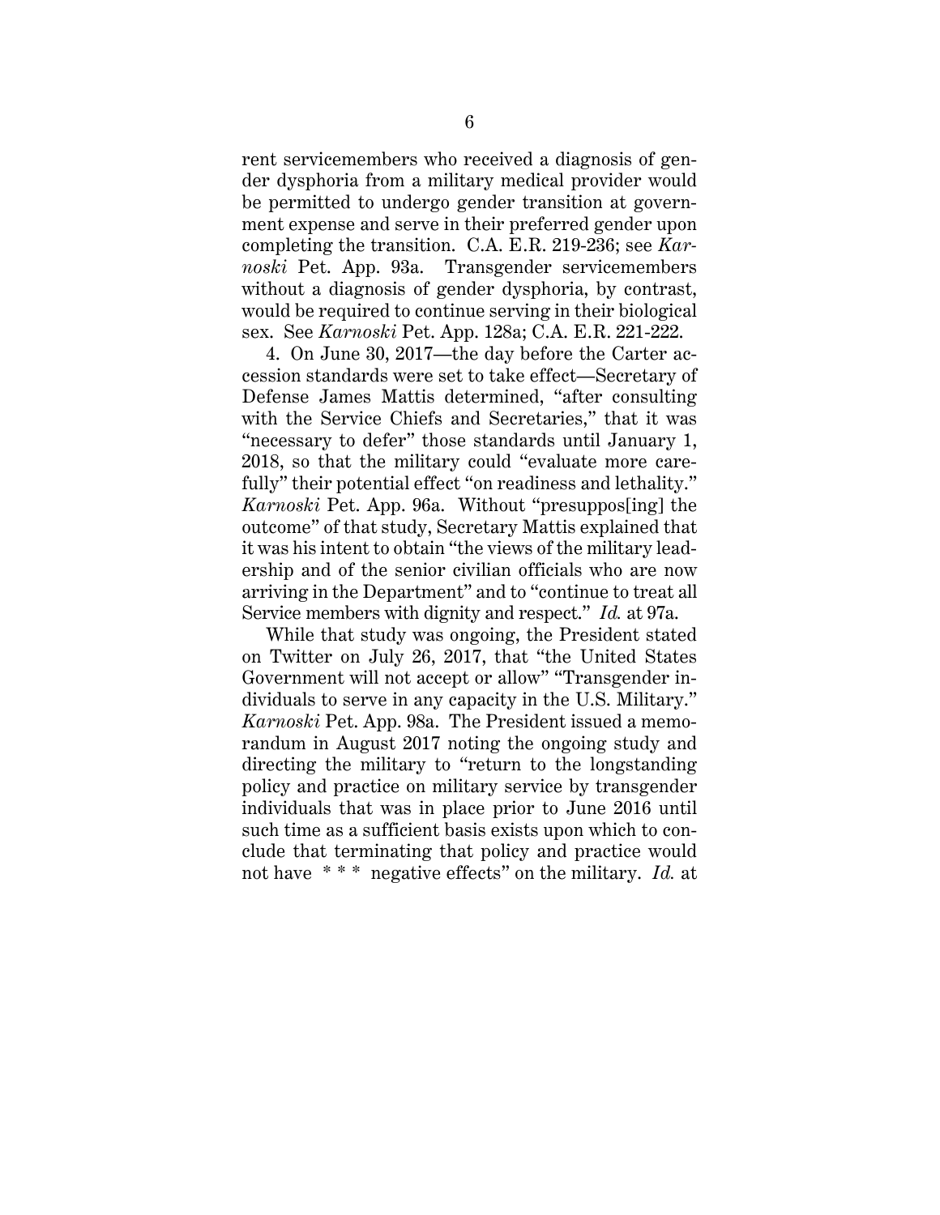rent servicemembers who received a diagnosis of gender dysphoria from a military medical provider would be permitted to undergo gender transition at government expense and serve in their preferred gender upon completing the transition. C.A. E.R. 219-236; see *Karnoski* Pet. App. 93a. Transgender servicemembers without a diagnosis of gender dysphoria, by contrast, would be required to continue serving in their biological sex. See *Karnoski* Pet. App. 128a; C.A. E.R. 221-222.

4. On June 30, 2017—the day before the Carter accession standards were set to take effect—Secretary of Defense James Mattis determined, "after consulting with the Service Chiefs and Secretaries," that it was "necessary to defer" those standards until January 1, 2018, so that the military could "evaluate more carefully" their potential effect "on readiness and lethality." *Karnoski* Pet. App. 96a. Without "presuppos[ing] the outcome" of that study, Secretary Mattis explained that it was his intent to obtain "the views of the military leadership and of the senior civilian officials who are now arriving in the Department" and to "continue to treat all Service members with dignity and respect." *Id.* at 97a.

While that study was ongoing, the President stated on Twitter on July 26, 2017, that "the United States Government will not accept or allow" "Transgender individuals to serve in any capacity in the U.S. Military." *Karnoski* Pet. App. 98a. The President issued a memorandum in August 2017 noting the ongoing study and directing the military to "return to the longstanding policy and practice on military service by transgender individuals that was in place prior to June 2016 until such time as a sufficient basis exists upon which to conclude that terminating that policy and practice would not have * * * negative effects" on the military. *Id.* at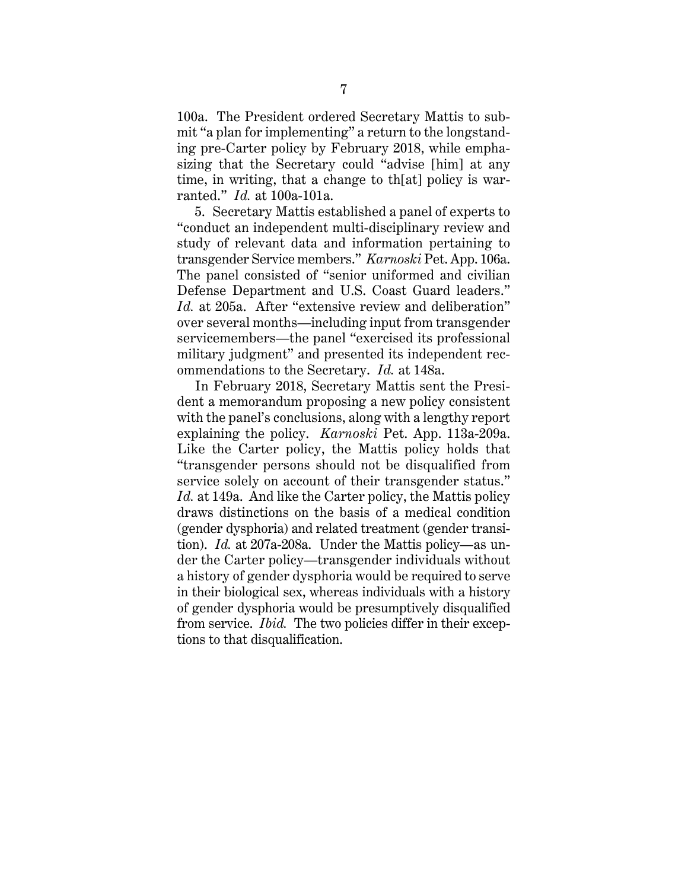100a. The President ordered Secretary Mattis to submit "a plan for implementing" a return to the longstanding pre-Carter policy by February 2018, while emphasizing that the Secretary could "advise [him] at any time, in writing, that a change to th[at] policy is warranted." *Id.* at 100a-101a.

5. Secretary Mattis established a panel of experts to "conduct an independent multi-disciplinary review and study of relevant data and information pertaining to transgender Service members." *Karnoski* Pet. App. 106a. The panel consisted of "senior uniformed and civilian Defense Department and U.S. Coast Guard leaders." *Id.* at 205a. After "extensive review and deliberation" over several months—including input from transgender servicemembers—the panel "exercised its professional military judgment" and presented its independent recommendations to the Secretary. *Id.* at 148a.

In February 2018, Secretary Mattis sent the President a memorandum proposing a new policy consistent with the panel's conclusions, along with a lengthy report explaining the policy. *Karnoski* Pet. App. 113a-209a. Like the Carter policy, the Mattis policy holds that "transgender persons should not be disqualified from service solely on account of their transgender status." *Id.* at 149a. And like the Carter policy, the Mattis policy draws distinctions on the basis of a medical condition (gender dysphoria) and related treatment (gender transition). *Id.* at 207a-208a. Under the Mattis policy—as under the Carter policy—transgender individuals without a history of gender dysphoria would be required to serve in their biological sex, whereas individuals with a history of gender dysphoria would be presumptively disqualified from service. *Ibid.* The two policies differ in their exceptions to that disqualification.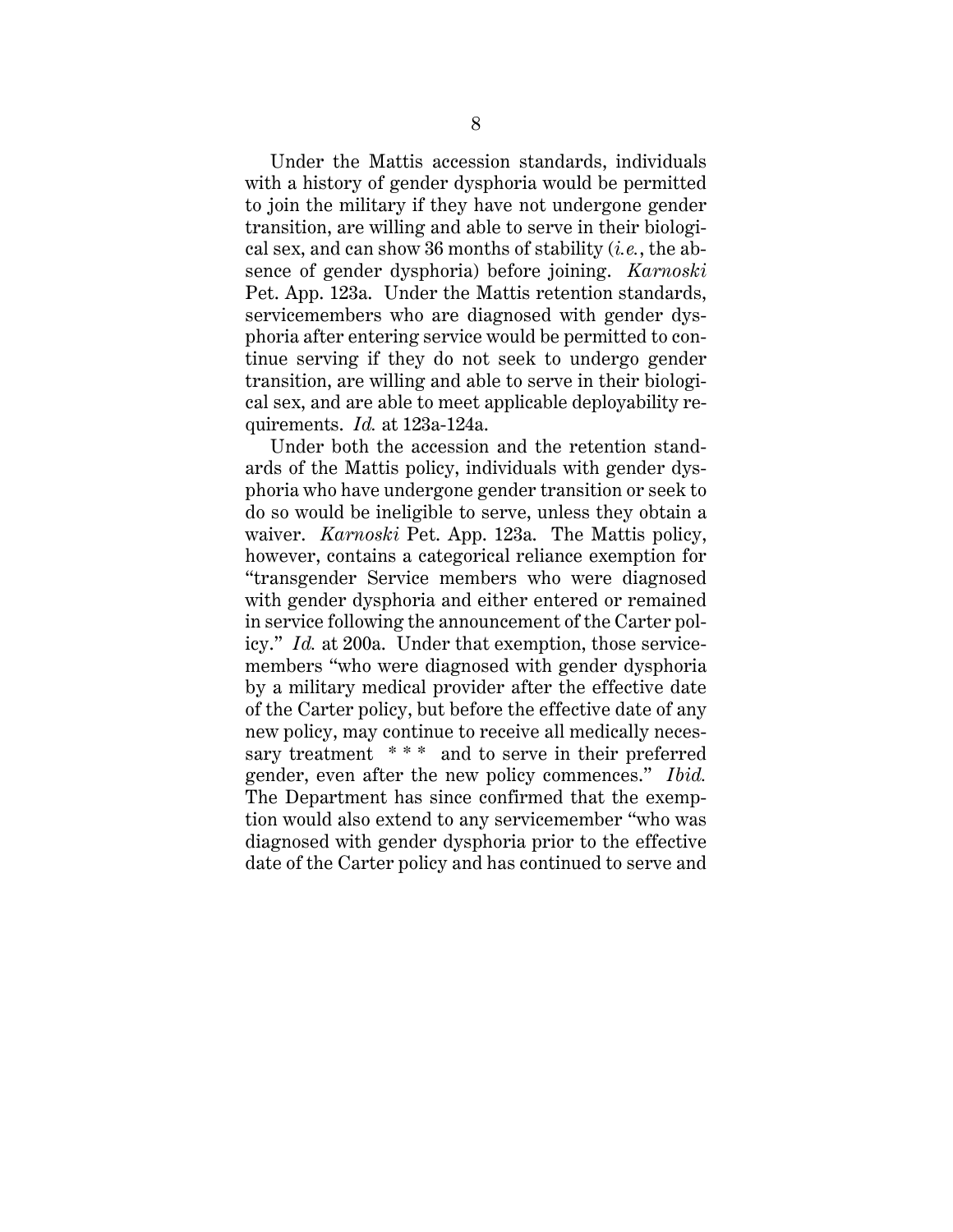Under the Mattis accession standards, individuals with a history of gender dysphoria would be permitted to join the military if they have not undergone gender transition, are willing and able to serve in their biological sex, and can show 36 months of stability (*i.e.*, the absence of gender dysphoria) before joining. *Karnoski* Pet. App. 123a. Under the Mattis retention standards, servicemembers who are diagnosed with gender dysphoria after entering service would be permitted to continue serving if they do not seek to undergo gender transition, are willing and able to serve in their biological sex, and are able to meet applicable deployability requirements. *Id.* at 123a-124a.

Under both the accession and the retention standards of the Mattis policy, individuals with gender dysphoria who have undergone gender transition or seek to do so would be ineligible to serve, unless they obtain a waiver. *Karnoski* Pet. App. 123a. The Mattis policy, however, contains a categorical reliance exemption for "transgender Service members who were diagnosed with gender dysphoria and either entered or remained in service following the announcement of the Carter policy." *Id.* at 200a. Under that exemption, those servicemembers "who were diagnosed with gender dysphoria by a military medical provider after the effective date of the Carter policy, but before the effective date of any new policy, may continue to receive all medically necessary treatment \* \* \* and to serve in their preferred gender, even after the new policy commences." *Ibid.* The Department has since confirmed that the exemption would also extend to any servicemember "who was diagnosed with gender dysphoria prior to the effective date of the Carter policy and has continued to serve and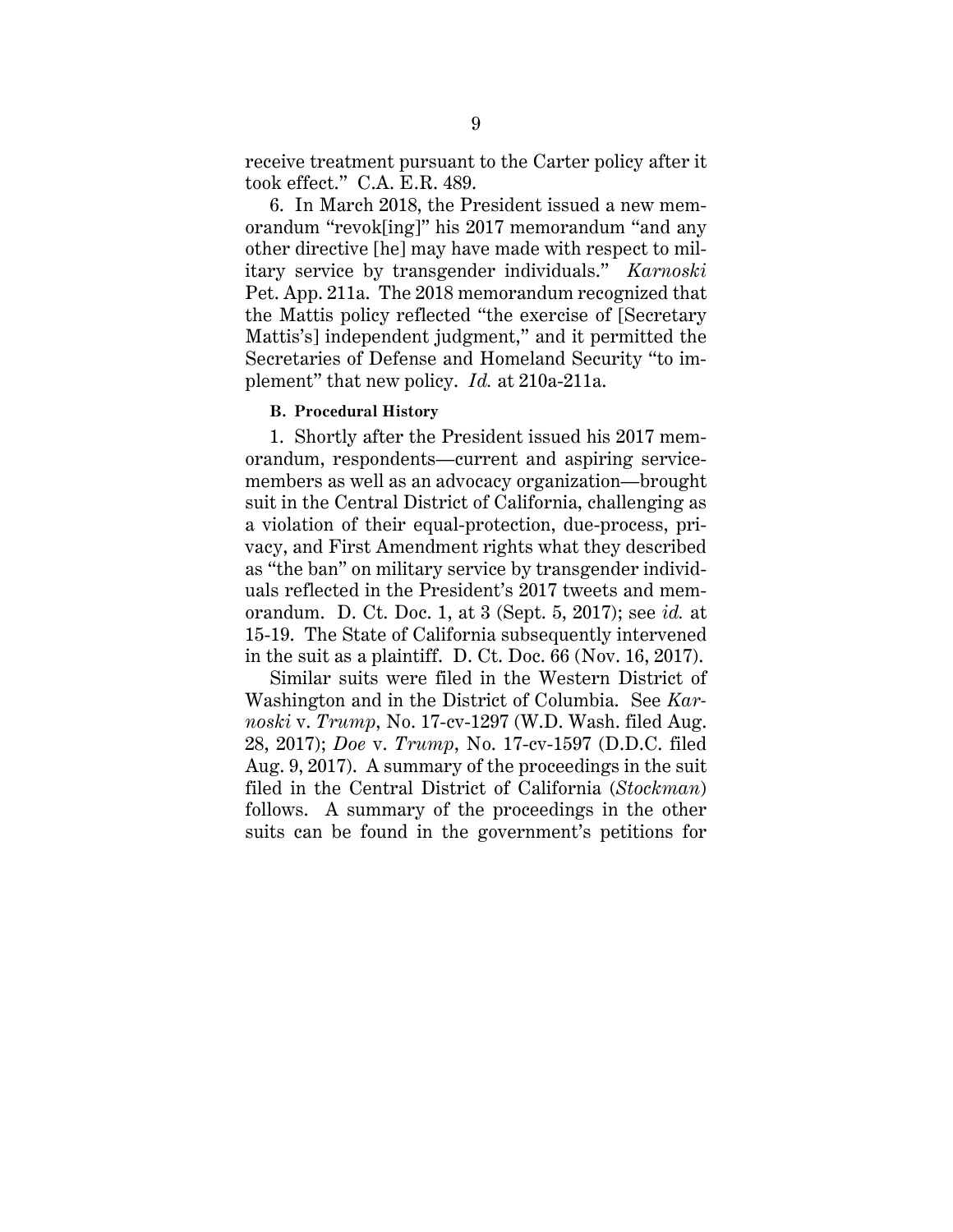receive treatment pursuant to the Carter policy after it took effect." C.A. E.R. 489.

6. In March 2018, the President issued a new memorandum "revok[ing]" his 2017 memorandum "and any other directive [he] may have made with respect to military service by transgender individuals." *Karnoski* Pet. App. 211a. The 2018 memorandum recognized that the Mattis policy reflected "the exercise of [Secretary Mattis's] independent judgment," and it permitted the Secretaries of Defense and Homeland Security "to implement" that new policy. *Id.* at 210a-211a.

### B. Procedural History

1. Shortly after the President issued his 2017 memorandum, respondents—current and aspiring servicemembers as well as an advocacy organization—brought suit in the Central District of California, challenging as a violation of their equal-protection, due-process, privacy, and First Amendment rights what they described as "the ban" on military service by transgender individuals reflected in the President's 2017 tweets and memorandum. D. Ct. Doc. 1, at 3 (Sept. 5, 2017); see *id.* at 15-19. The State of California subsequently intervened in the suit as a plaintiff. D. Ct. Doc. 66 (Nov. 16, 2017).

Similar suits were filed in the Western District of Washington and in the District of Columbia. See *Karnoski* v. *Trump*, No. 17-cv-1297 (W.D. Wash. filed Aug. 28, 2017); *Doe* v. *Trump*, No. 17-cv-1597 (D.D.C. filed Aug. 9, 2017). A summary of the proceedings in the suit filed in the Central District of California (*Stockman*) follows. A summary of the proceedings in the other suits can be found in the government's petitions for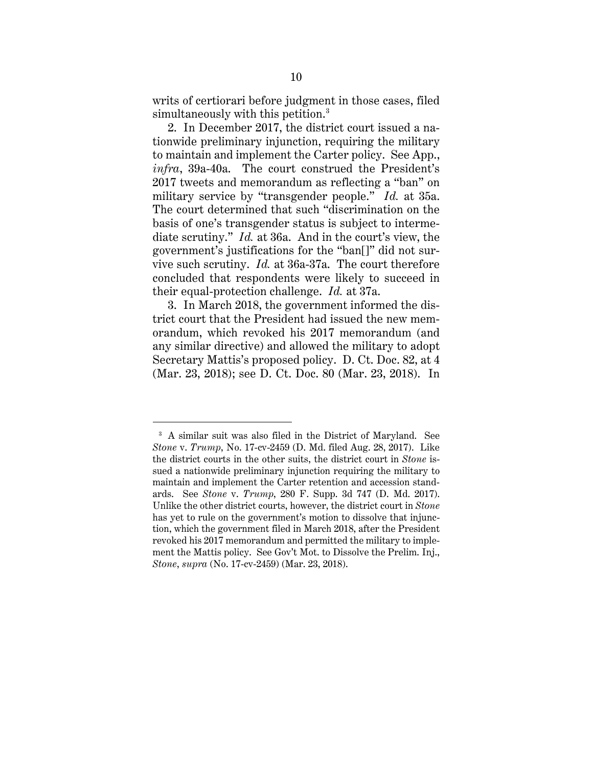writs of certiorari before judgment in those cases, filed simultaneously with this petition.[3]

2. In December 2017, the district court issued a nationwide preliminary injunction, requiring the military to maintain and implement the Carter policy. See App., *infra*, 39a-40a. The court construed the President's 2017 tweets and memorandum as reflecting a "ban" on military service by "transgender people." *Id.* at 35a. The court determined that such "discrimination on the basis of one's transgender status is subject to intermediate scrutiny." *Id.* at 36a. And in the court's view, the government's justifications for the "ban[]" did not survive such scrutiny. *Id.* at 36a-37a. The court therefore concluded that respondents were likely to succeed in their equal-protection challenge. *Id.* at 37a.

3. In March 2018, the government informed the district court that the President had issued the new memorandum, which revoked his 2017 memorandum (and any similar directive) and allowed the military to adopt Secretary Mattis's proposed policy. D. Ct. Doc. 82, at 4 (Mar. 23, 2018); see D. Ct. Doc. 80 (Mar. 23, 2018). In

---

[3] A similar suit was also filed in the District of Maryland. See *Stone* v. *Trump*, No. 17-cv-2459 (D. Md. filed Aug. 28, 2017). Like the district courts in the other suits, the district court in *Stone* issued a nationwide preliminary injunction requiring the military to maintain and implement the Carter retention and accession standards. See *Stone* v. *Trump*, 280 F. Supp. 3d 747 (D. Md. 2017). Unlike the other district courts, however, the district court in *Stone* has yet to rule on the government's motion to dissolve that injunction, which the government filed in March 2018, after the President revoked his 2017 memorandum and permitted the military to implement the Mattis policy. See Gov't Mot. to Dissolve the Prelim. Inj., *Stone*, *supra* (No. 17-cv-2459) (Mar. 23, 2018).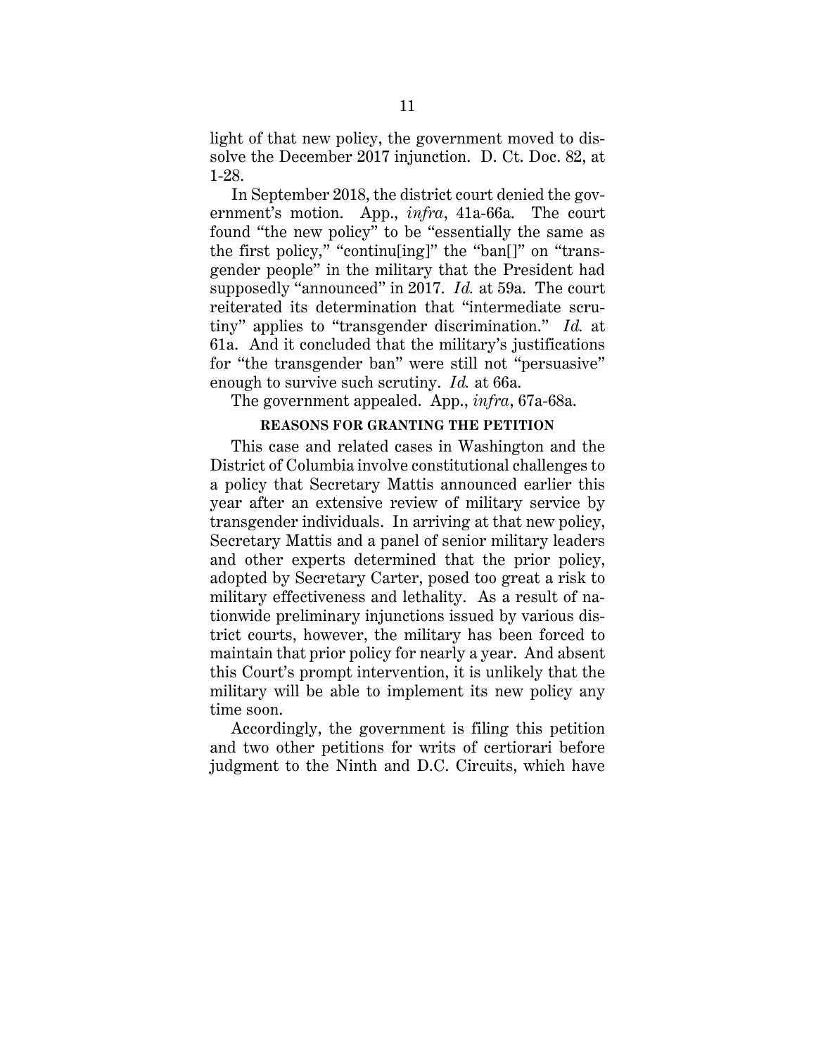light of that new policy, the government moved to dissolve the December 2017 injunction. D. Ct. Doc. 82, at 1-28.

In September 2018, the district court denied the government's motion. App., *infra*, 41a-66a. The court found "the new policy" to be "essentially the same as the first policy," "continu[ing]" the "ban[]" on "transgender people" in the military that the President had supposedly "announced" in 2017. *Id.* at 59a. The court reiterated its determination that "intermediate scrutiny" applies to "transgender discrimination." *Id.* at 61a. And it concluded that the military's justifications for "the transgender ban" were still not "persuasive" enough to survive such scrutiny. *Id.* at 66a.

The government appealed. App., *infra*, 67a-68a.

## REASONS FOR GRANTING THE PETITION

This case and related cases in Washington and the District of Columbia involve constitutional challenges to a policy that Secretary Mattis announced earlier this year after an extensive review of military service by transgender individuals. In arriving at that new policy, Secretary Mattis and a panel of senior military leaders and other experts determined that the prior policy, adopted by Secretary Carter, posed too great a risk to military effectiveness and lethality. As a result of nationwide preliminary injunctions issued by various district courts, however, the military has been forced to maintain that prior policy for nearly a year. And absent this Court's prompt intervention, it is unlikely that the military will be able to implement its new policy any time soon.

Accordingly, the government is filing this petition and two other petitions for writs of certiorari before judgment to the Ninth and D.C. Circuits, which have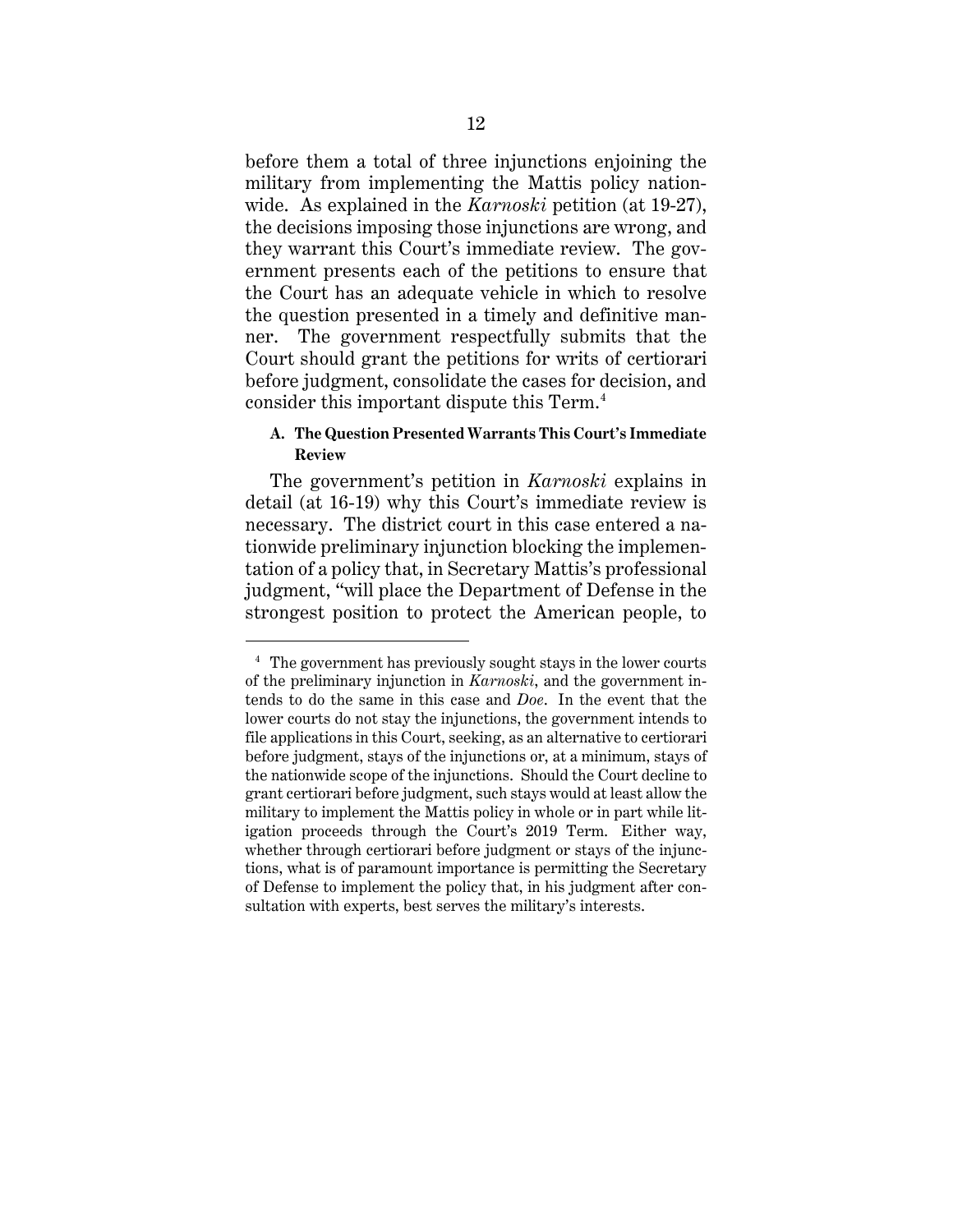before them a total of three injunctions enjoining the military from implementing the Mattis policy nationwide. As explained in the *Karnoski* petition (at 19-27), the decisions imposing those injunctions are wrong, and they warrant this Court's immediate review. The government presents each of the petitions to ensure that the Court has an adequate vehicle in which to resolve the question presented in a timely and definitive manner. The government respectfully submits that the Court should grant the petitions for writs of certiorari before judgment, consolidate the cases for decision, and consider this important dispute this Term.[4]

### A. The Question Presented Warrants This Court's Immediate Review

The government's petition in *Karnoski* explains in detail (at 16-19) why this Court's immediate review is necessary. The district court in this case entered a nationwide preliminary injunction blocking the implementation of a policy that, in Secretary Mattis's professional judgment, "will place the Department of Defense in the strongest position to protect the American people, to

---

[4] The government has previously sought stays in the lower courts of the preliminary injunction in *Karnoski*, and the government intends to do the same in this case and *Doe*. In the event that the lower courts do not stay the injunctions, the government intends to file applications in this Court, seeking, as an alternative to certiorari before judgment, stays of the injunctions or, at a minimum, stays of the nationwide scope of the injunctions. Should the Court decline to grant certiorari before judgment, such stays would at least allow the military to implement the Mattis policy in whole or in part while litigation proceeds through the Court's 2019 Term. Either way, whether through certiorari before judgment or stays of the injunctions, what is of paramount importance is permitting the Secretary of Defense to implement the policy that, in his judgment after consultation with experts, best serves the military's interests.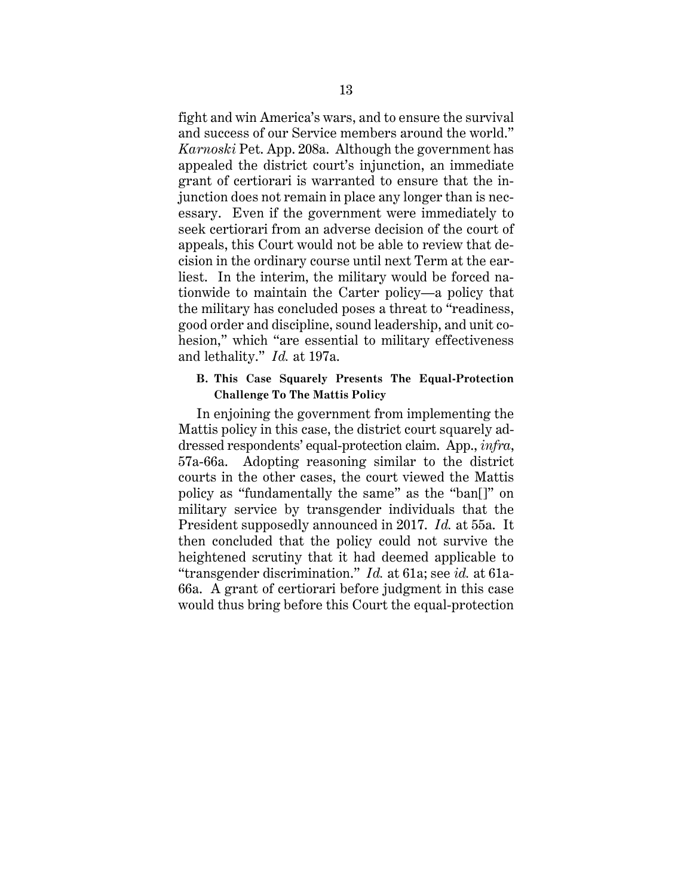fight and win America's wars, and to ensure the survival and success of our Service members around the world." *Karnoski* Pet. App. 208a. Although the government has appealed the district court's injunction, an immediate grant of certiorari is warranted to ensure that the injunction does not remain in place any longer than is necessary. Even if the government were immediately to seek certiorari from an adverse decision of the court of appeals, this Court would not be able to review that decision in the ordinary course until next Term at the earliest. In the interim, the military would be forced nationwide to maintain the Carter policy—a policy that the military has concluded poses a threat to "readiness, good order and discipline, sound leadership, and unit cohesion," which "are essential to military effectiveness and lethality." *Id.* at 197a.

### B. This Case Squarely Presents The Equal-Protection Challenge To The Mattis Policy

In enjoining the government from implementing the Mattis policy in this case, the district court squarely addressed respondents' equal-protection claim. App., *infra*, 57a-66a. Adopting reasoning similar to the district courts in the other cases, the court viewed the Mattis policy as "fundamentally the same" as the "ban[]" on military service by transgender individuals that the President supposedly announced in 2017. *Id.* at 55a. It then concluded that the policy could not survive the heightened scrutiny that it had deemed applicable to "transgender discrimination." *Id.* at 61a; see *id.* at 61a-66a. A grant of certiorari before judgment in this case would thus bring before this Court the equal-protection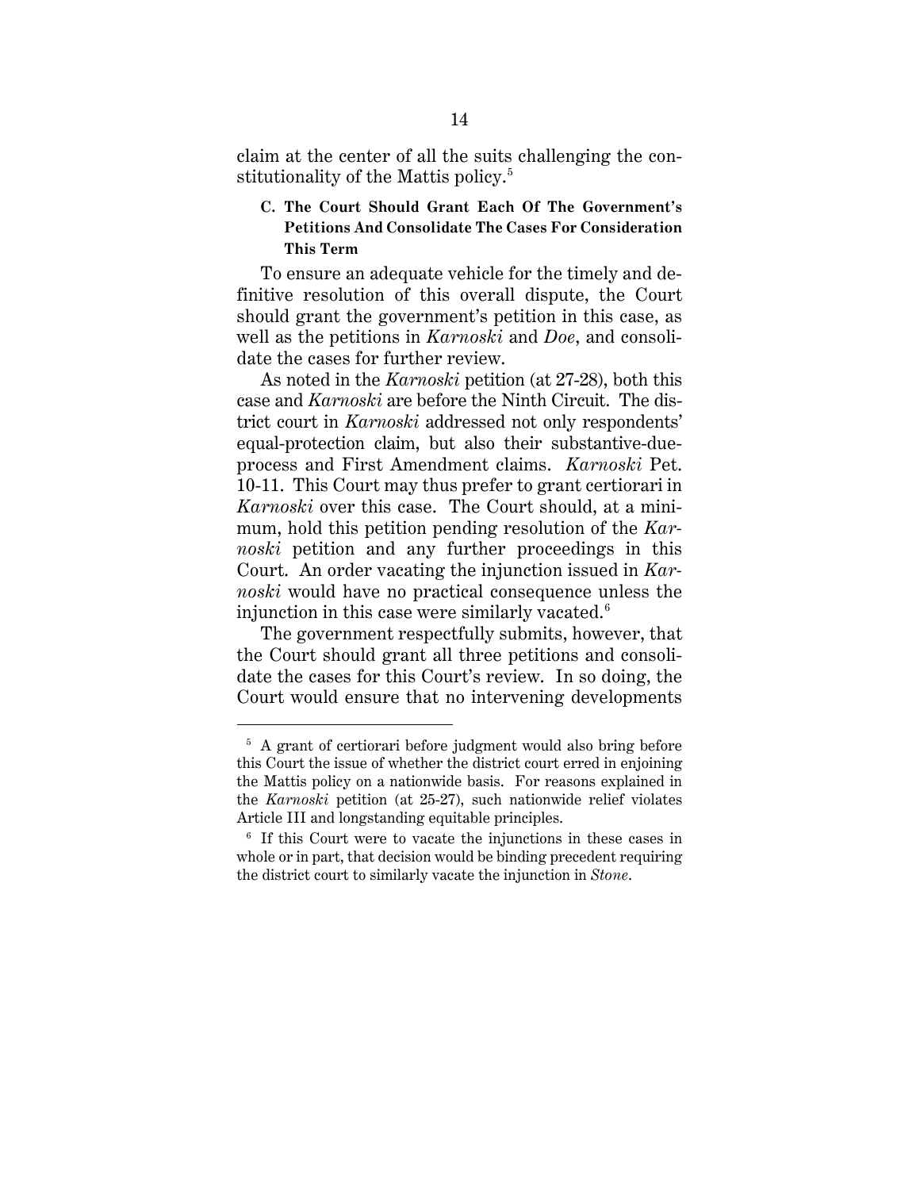claim at the center of all the suits challenging the constitutionality of the Mattis policy.[5]

### C. The Court Should Grant Each Of The Government's Petitions And Consolidate The Cases For Consideration This Term

To ensure an adequate vehicle for the timely and definitive resolution of this overall dispute, the Court should grant the government's petition in this case, as well as the petitions in *Karnoski* and *Doe*, and consolidate the cases for further review.

As noted in the *Karnoski* petition (at 27-28), both this case and *Karnoski* are before the Ninth Circuit. The district court in *Karnoski* addressed not only respondents' equal-protection claim, but also their substantive-due-process and First Amendment claims. *Karnoski* Pet. 10-11. This Court may thus prefer to grant certiorari in *Karnoski* over this case. The Court should, at a minimum, hold this petition pending resolution of the *Karnoski* petition and any further proceedings in this Court. An order vacating the injunction issued in *Karnoski* would have no practical consequence unless the injunction in this case were similarly vacated.[6]

The government respectfully submits, however, that the Court should grant all three petitions and consolidate the cases for this Court's review. In so doing, the Court would ensure that no intervening developments

---

[5] A grant of certiorari before judgment would also bring before this Court the issue of whether the district court erred in enjoining the Mattis policy on a nationwide basis. For reasons explained in the *Karnoski* petition (at 25-27), such nationwide relief violates Article III and longstanding equitable principles.

[6] If this Court were to vacate the injunctions in these cases in whole or in part, that decision would be binding precedent requiring the district court to similarly vacate the injunction in *Stone*.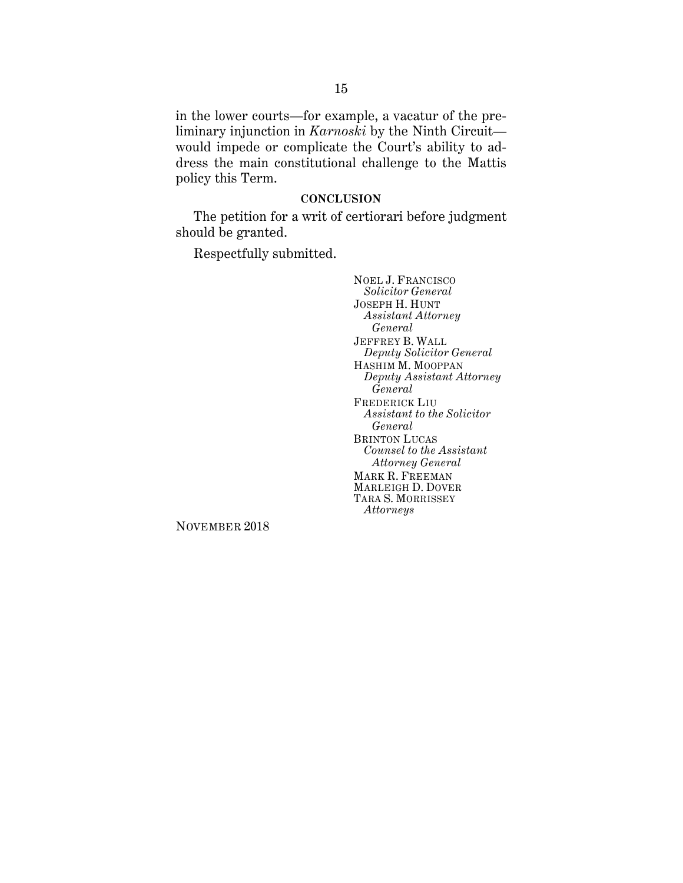in the lower courts—for example, a vacatur of the preliminary injunction in *Karnoski* by the Ninth Circuit—would impede or complicate the Court's ability to address the main constitutional challenge to the Mattis policy this Term.

## CONCLUSION

The petition for a writ of certiorari before judgment should be granted.

Respectfully submitted.

NOEL J. FRANCISCO
*Solicitor General*
JOSEPH H. HUNT
*Assistant Attorney General*
JEFFREY B. WALL
*Deputy Solicitor General*
HASHIM M. MOOPPAN
*Deputy Assistant Attorney General*
FREDERICK LIU
*Assistant to the Solicitor General*
BRINTON LUCAS
*Counsel to the Assistant Attorney General*
MARK R. FREEMAN
MARLEIGH D. DOVER
TARA S. MORRISSEY
*Attorneys*

NOVEMBER 2018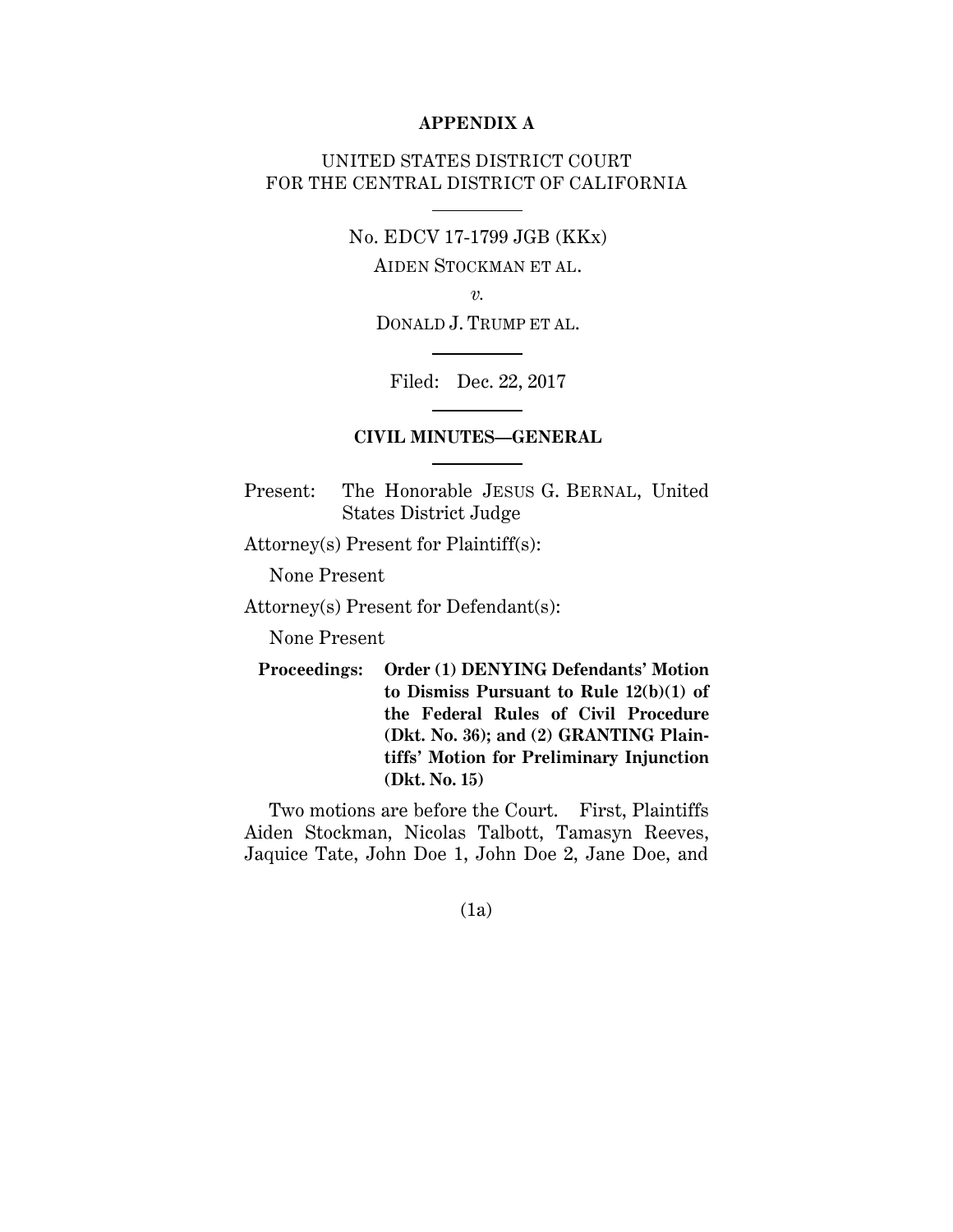**APPENDIX A**

UNITED STATES DISTRICT COURT
FOR THE CENTRAL DISTRICT OF CALIFORNIA

---

No. EDCV 17-1799 JGB (KKx)

AIDEN STOCKMAN ET AL.

*v.*

DONALD J. TRUMP ET AL.

---

Filed: Dec. 22, 2017

---

**CIVIL MINUTES—GENERAL**

---

Present: The Honorable JESUS G. BERNAL, United States District Judge

Attorney(s) Present for Plaintiff(s):

None Present

Attorney(s) Present for Defendant(s):

None Present

**Proceedings: Order (1) DENYING Defendants' Motion to Dismiss Pursuant to Rule 12(b)(1) of the Federal Rules of Civil Procedure (Dkt. No. 36); and (2) GRANTING Plaintiffs' Motion for Preliminary Injunction (Dkt. No. 15)**

Two motions are before the Court. First, Plaintiffs Aiden Stockman, Nicolas Talbott, Tamasyn Reeves, Jaquice Tate, John Doe 1, John Doe 2, Jane Doe, and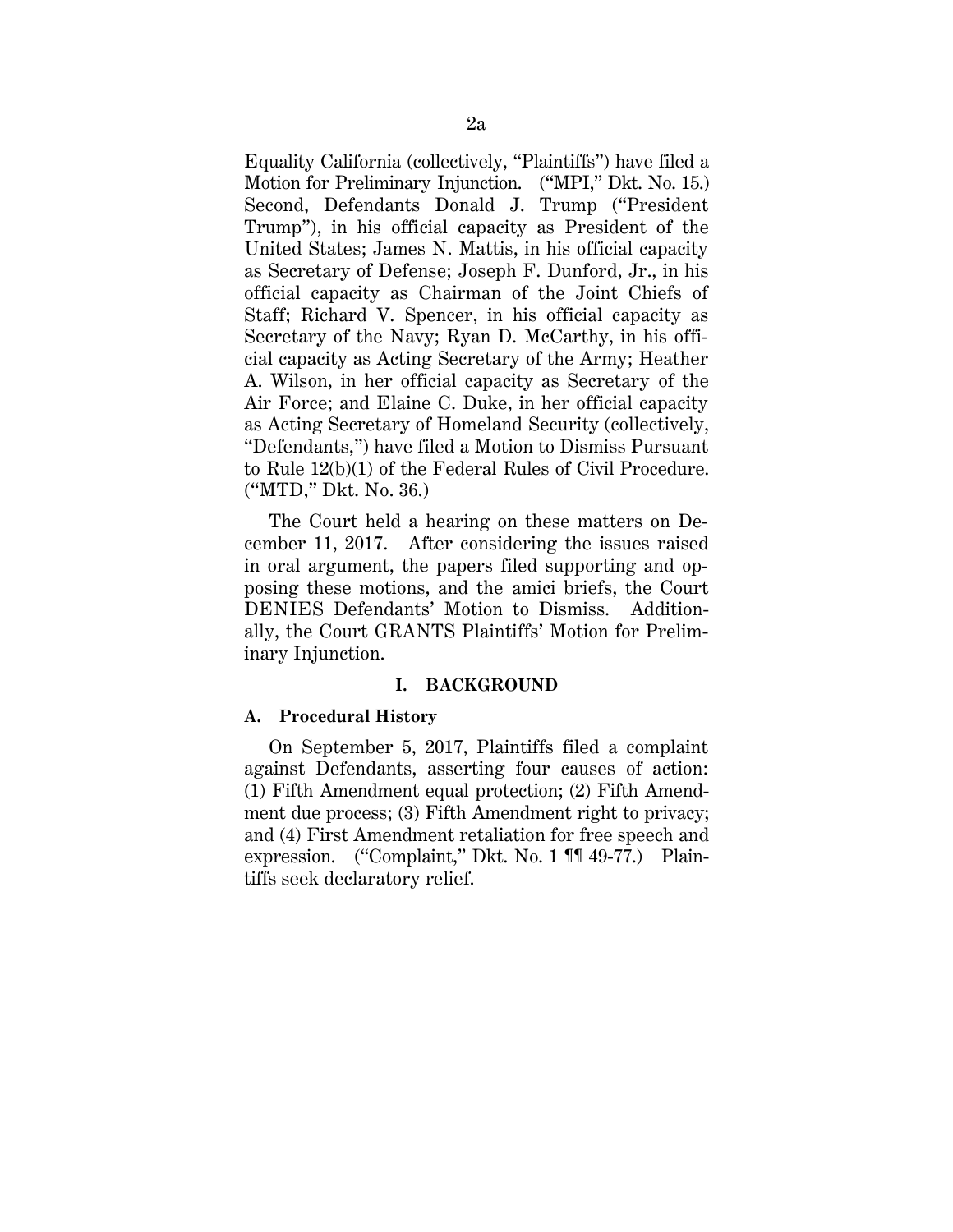Equality California (collectively, "Plaintiffs") have filed a Motion for Preliminary Injunction. ("MPI," Dkt. No. 15.) Second, Defendants Donald J. Trump ("President Trump"), in his official capacity as President of the United States; James N. Mattis, in his official capacity as Secretary of Defense; Joseph F. Dunford, Jr., in his official capacity as Chairman of the Joint Chiefs of Staff; Richard V. Spencer, in his official capacity as Secretary of the Navy; Ryan D. McCarthy, in his official capacity as Acting Secretary of the Army; Heather A. Wilson, in her official capacity as Secretary of the Air Force; and Elaine C. Duke, in her official capacity as Acting Secretary of Homeland Security (collectively, "Defendants,") have filed a Motion to Dismiss Pursuant to Rule 12(b)(1) of the Federal Rules of Civil Procedure. ("MTD," Dkt. No. 36.)

The Court held a hearing on these matters on December 11, 2017. After considering the issues raised in oral argument, the papers filed supporting and opposing these motions, and the amici briefs, the Court DENIES Defendants' Motion to Dismiss. Additionally, the Court GRANTS Plaintiffs' Motion for Preliminary Injunction.

## I. BACKGROUND

### A. Procedural History

On September 5, 2017, Plaintiffs filed a complaint against Defendants, asserting four causes of action: (1) Fifth Amendment equal protection; (2) Fifth Amendment due process; (3) Fifth Amendment right to privacy; and (4) First Amendment retaliation for free speech and expression. ("Complaint," Dkt. No. 1 ¶¶ 49-77.) Plaintiffs seek declaratory relief.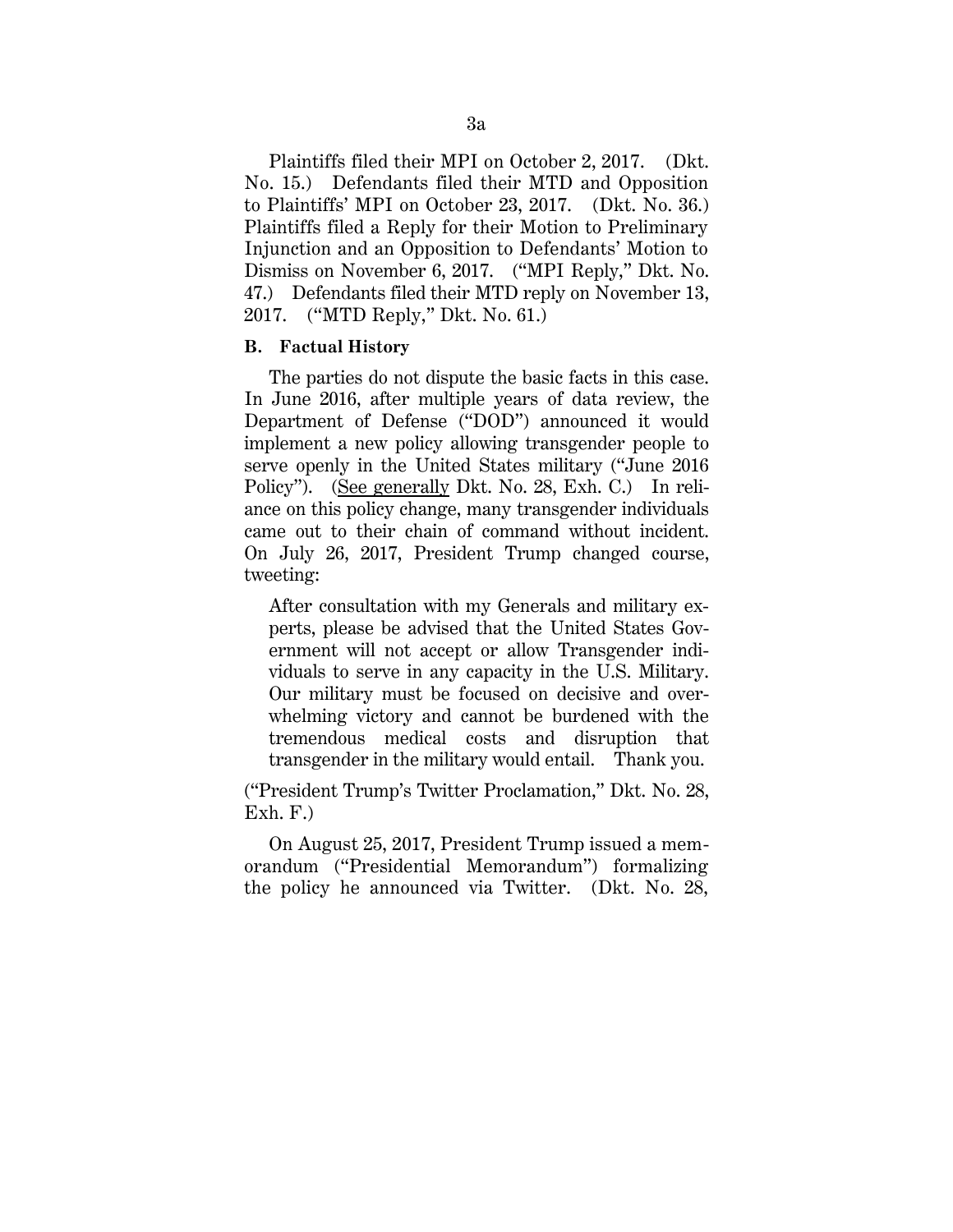Plaintiffs filed their MPI on October 2, 2017. (Dkt. No. 15.) Defendants filed their MTD and Opposition to Plaintiffs' MPI on October 23, 2017. (Dkt. No. 36.) Plaintiffs filed a Reply for their Motion to Preliminary Injunction and an Opposition to Defendants' Motion to Dismiss on November 6, 2017. ("MPI Reply," Dkt. No. 47.) Defendants filed their MTD reply on November 13, 2017. ("MTD Reply," Dkt. No. 61.)

**B. Factual History**

The parties do not dispute the basic facts in this case. In June 2016, after multiple years of data review, the Department of Defense ("DOD") announced it would implement a new policy allowing transgender people to serve openly in the United States military ("June 2016 Policy"). (See generally Dkt. No. 28, Exh. C.) In reliance on this policy change, many transgender individuals came out to their chain of command without incident. On July 26, 2017, President Trump changed course, tweeting:

> After consultation with my Generals and military experts, please be advised that the United States Government will not accept or allow Transgender individuals to serve in any capacity in the U.S. Military. Our military must be focused on decisive and overwhelming victory and cannot be burdened with the tremendous medical costs and disruption that transgender in the military would entail. Thank you.

("President Trump's Twitter Proclamation," Dkt. No. 28, Exh. F.)

On August 25, 2017, President Trump issued a memorandum ("Presidential Memorandum") formalizing the policy he announced via Twitter. (Dkt. No. 28,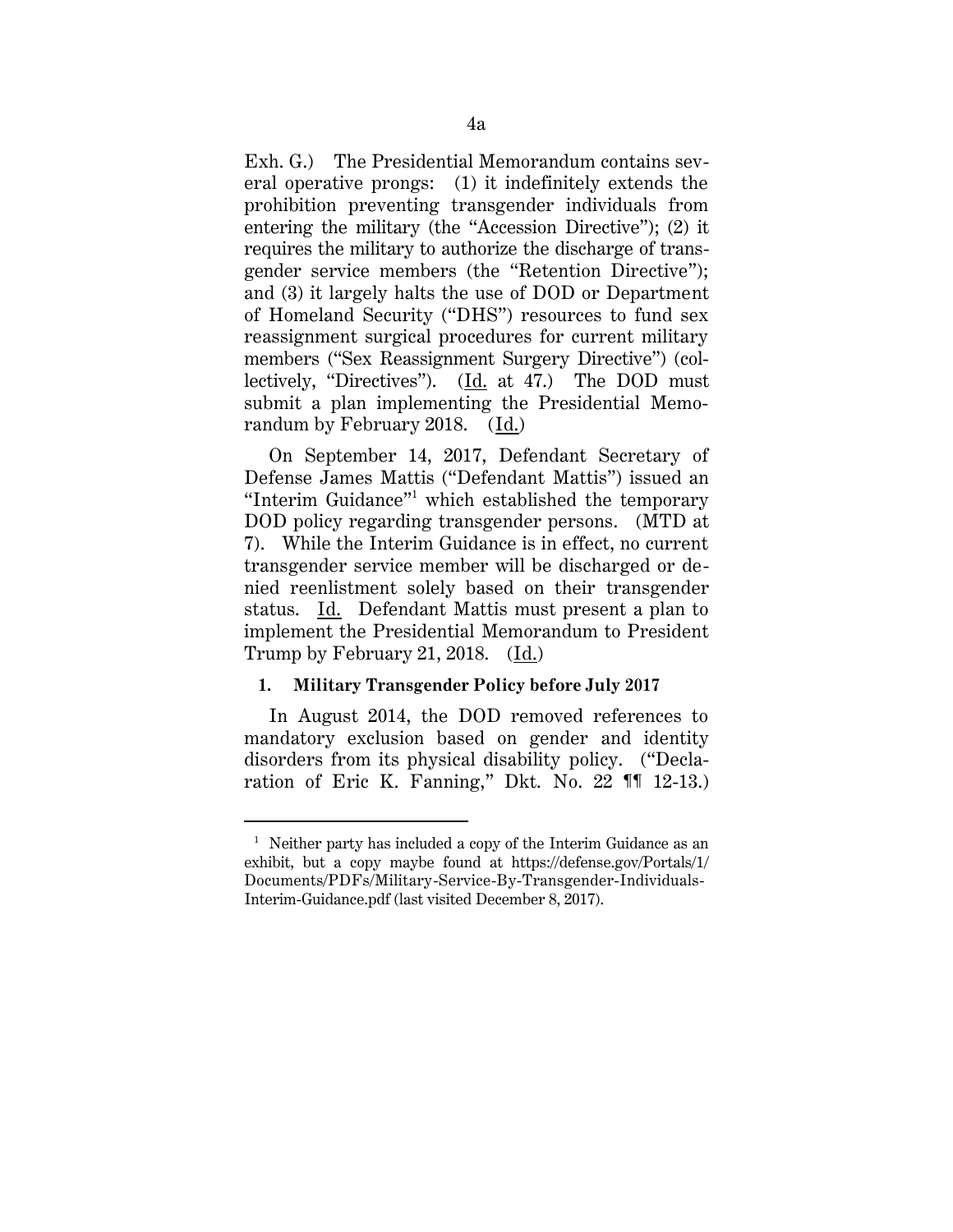Exh. G.) The Presidential Memorandum contains several operative prongs: (1) it indefinitely extends the prohibition preventing transgender individuals from entering the military (the "Accession Directive"); (2) it requires the military to authorize the discharge of transgender service members (the "Retention Directive"); and (3) it largely halts the use of DOD or Department of Homeland Security ("DHS") resources to fund sex reassignment surgical procedures for current military members ("Sex Reassignment Surgery Directive") (collectively, "Directives"). (Id. at 47.) The DOD must submit a plan implementing the Presidential Memorandum by February 2018. (Id.)

On September 14, 2017, Defendant Secretary of Defense James Mattis ("Defendant Mattis") issued an "Interim Guidance"[1] which established the temporary DOD policy regarding transgender persons. (MTD at 7). While the Interim Guidance is in effect, no current transgender service member will be discharged or denied reenlistment solely based on their transgender status. Id. Defendant Mattis must present a plan to implement the Presidential Memorandum to President Trump by February 21, 2018. (Id.)

#### 1. Military Transgender Policy before July 2017

In August 2014, the DOD removed references to mandatory exclusion based on gender and identity disorders from its physical disability policy. ("Declaration of Eric K. Fanning," Dkt. No. 22 ¶¶ 12-13.)

---

[1] Neither party has included a copy of the Interim Guidance as an exhibit, but a copy maybe found at https://defense.gov/Portals/1/Documents/PDFs/Military-Service-By-Transgender-Individuals-Interim-Guidance.pdf (last visited December 8, 2017).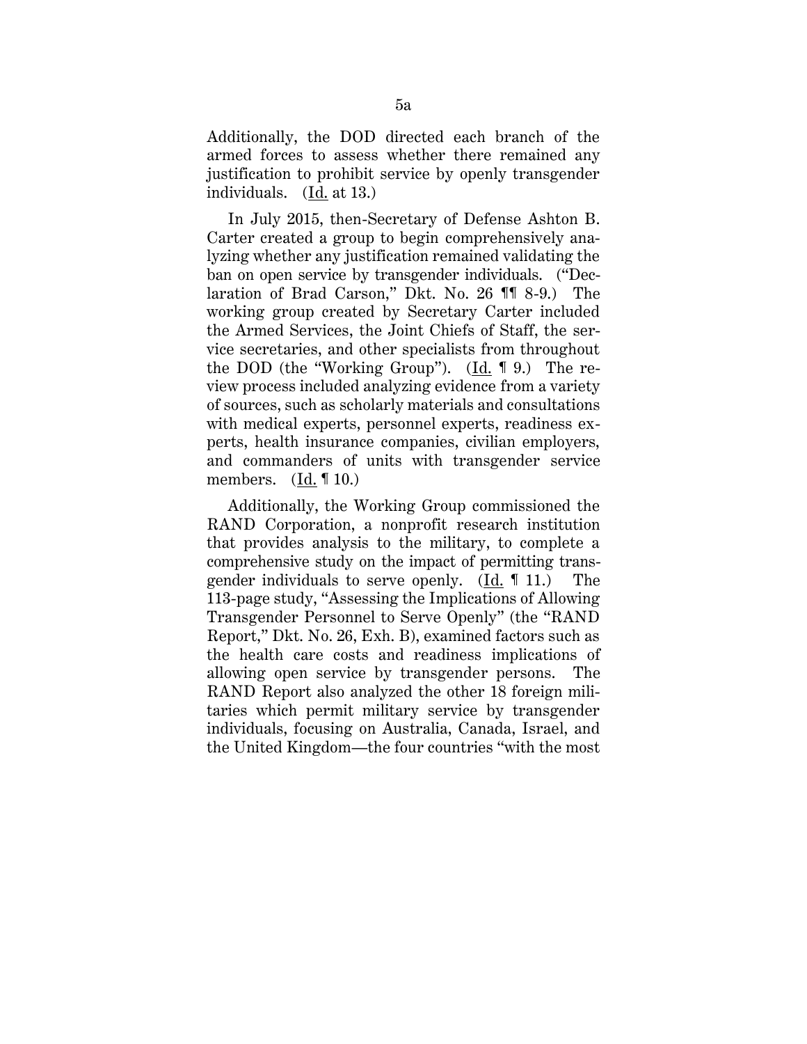Additionally, the DOD directed each branch of the armed forces to assess whether there remained any justification to prohibit service by openly transgender individuals. (Id. at 13.)

In July 2015, then-Secretary of Defense Ashton B. Carter created a group to begin comprehensively analyzing whether any justification remained validating the ban on open service by transgender individuals. ("Declaration of Brad Carson," Dkt. No. 26 ¶¶ 8-9.) The working group created by Secretary Carter included the Armed Services, the Joint Chiefs of Staff, the service secretaries, and other specialists from throughout the DOD (the "Working Group"). (Id. ¶ 9.) The review process included analyzing evidence from a variety of sources, such as scholarly materials and consultations with medical experts, personnel experts, readiness experts, health insurance companies, civilian employers, and commanders of units with transgender service members. (Id. ¶ 10.)

Additionally, the Working Group commissioned the RAND Corporation, a nonprofit research institution that provides analysis to the military, to complete a comprehensive study on the impact of permitting transgender individuals to serve openly. (Id. ¶ 11.) The 113-page study, "Assessing the Implications of Allowing Transgender Personnel to Serve Openly" (the "RAND Report," Dkt. No. 26, Exh. B), examined factors such as the health care costs and readiness implications of allowing open service by transgender persons. The RAND Report also analyzed the other 18 foreign militaries which permit military service by transgender individuals, focusing on Australia, Canada, Israel, and the United Kingdom—the four countries "with the most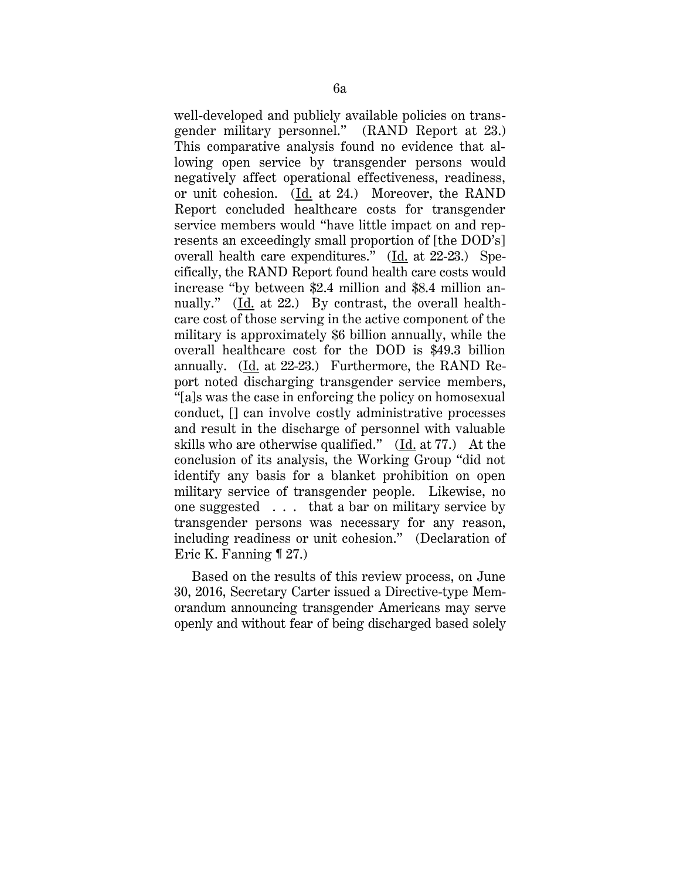well-developed and publicly available policies on transgender military personnel." (RAND Report at 23.) This comparative analysis found no evidence that allowing open service by transgender persons would negatively affect operational effectiveness, readiness, or unit cohesion. (Id. at 24.) Moreover, the RAND Report concluded healthcare costs for transgender service members would "have little impact on and represents an exceedingly small proportion of [the DOD's] overall health care expenditures." (Id. at 22-23.) Specifically, the RAND Report found health care costs would increase "by between $2.4 million and $8.4 million annually." (Id. at 22.) By contrast, the overall healthcare cost of those serving in the active component of the military is approximately $6 billion annually, while the overall healthcare cost for the DOD is $49.3 billion annually. (Id. at 22-23.) Furthermore, the RAND Report noted discharging transgender service members, "[a]s was the case in enforcing the policy on homosexual conduct, [] can involve costly administrative processes and result in the discharge of personnel with valuable skills who are otherwise qualified." (Id. at 77.) At the conclusion of its analysis, the Working Group "did not identify any basis for a blanket prohibition on open military service of transgender people. Likewise, no one suggested . . . that a bar on military service by transgender persons was necessary for any reason, including readiness or unit cohesion." (Declaration of Eric K. Fanning ¶ 27.)

Based on the results of this review process, on June 30, 2016, Secretary Carter issued a Directive-type Memorandum announcing transgender Americans may serve openly and without fear of being discharged based solely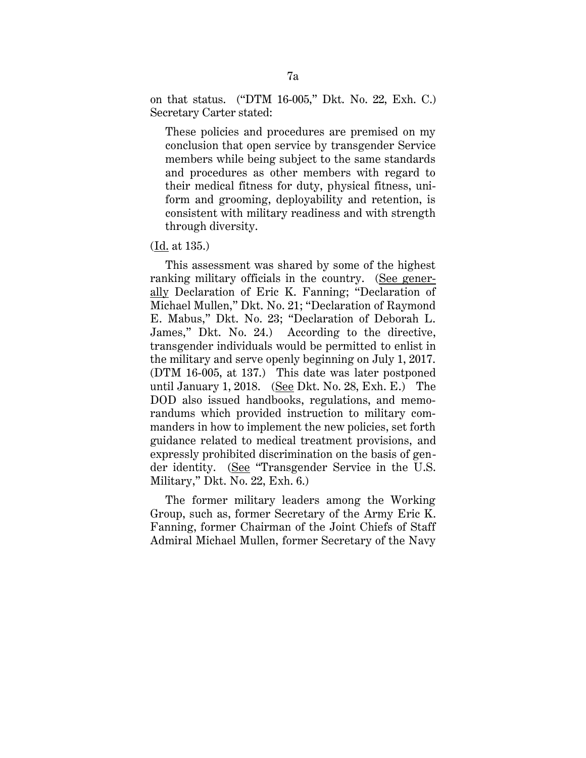on that status. ("DTM 16-005," Dkt. No. 22, Exh. C.) Secretary Carter stated:

> These policies and procedures are premised on my conclusion that open service by transgender Service members while being subject to the same standards and procedures as other members with regard to their medical fitness for duty, physical fitness, uniform and grooming, deployability and retention, is consistent with military readiness and with strength through diversity.

(Id. at 135.)

This assessment was shared by some of the highest ranking military officials in the country. (See generally Declaration of Eric K. Fanning; "Declaration of Michael Mullen," Dkt. No. 21; "Declaration of Raymond E. Mabus," Dkt. No. 23; "Declaration of Deborah L. James," Dkt. No. 24.) According to the directive, transgender individuals would be permitted to enlist in the military and serve openly beginning on July 1, 2017. (DTM 16-005, at 137.) This date was later postponed until January 1, 2018. (See Dkt. No. 28, Exh. E.) The DOD also issued handbooks, regulations, and memorandums which provided instruction to military commanders in how to implement the new policies, set forth guidance related to medical treatment provisions, and expressly prohibited discrimination on the basis of gender identity. (See "Transgender Service in the U.S. Military," Dkt. No. 22, Exh. 6.)

The former military leaders among the Working Group, such as, former Secretary of the Army Eric K. Fanning, former Chairman of the Joint Chiefs of Staff Admiral Michael Mullen, former Secretary of the Navy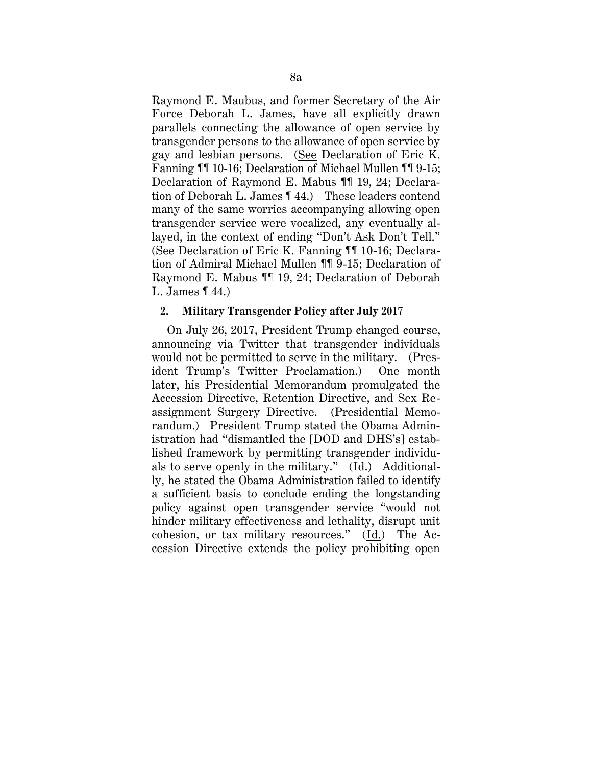Raymond E. Maubus, and former Secretary of the Air Force Deborah L. James, have all explicitly drawn parallels connecting the allowance of open service by transgender persons to the allowance of open service by gay and lesbian persons. (See Declaration of Eric K. Fanning ¶¶ 10-16; Declaration of Michael Mullen ¶¶ 9-15; Declaration of Raymond E. Mabus ¶¶ 19, 24; Declaration of Deborah L. James ¶ 44.) These leaders contend many of the same worries accompanying allowing open transgender service were vocalized, any eventually allayed, in the context of ending "Don't Ask Don't Tell." (See Declaration of Eric K. Fanning ¶¶ 10-16; Declaration of Admiral Michael Mullen ¶¶ 9-15; Declaration of Raymond E. Mabus ¶¶ 19, 24; Declaration of Deborah L. James ¶ 44.)

**2. Military Transgender Policy after July 2017**

On July 26, 2017, President Trump changed course, announcing via Twitter that transgender individuals would not be permitted to serve in the military. (President Trump's Twitter Proclamation.) One month later, his Presidential Memorandum promulgated the Accession Directive, Retention Directive, and Sex Reassignment Surgery Directive. (Presidential Memorandum.) President Trump stated the Obama Administration had "dismantled the [DOD and DHS's] established framework by permitting transgender individuals to serve openly in the military." (Id.) Additionally, he stated the Obama Administration failed to identify a sufficient basis to conclude ending the longstanding policy against open transgender service "would not hinder military effectiveness and lethality, disrupt unit cohesion, or tax military resources." (Id.) The Accession Directive extends the policy prohibiting open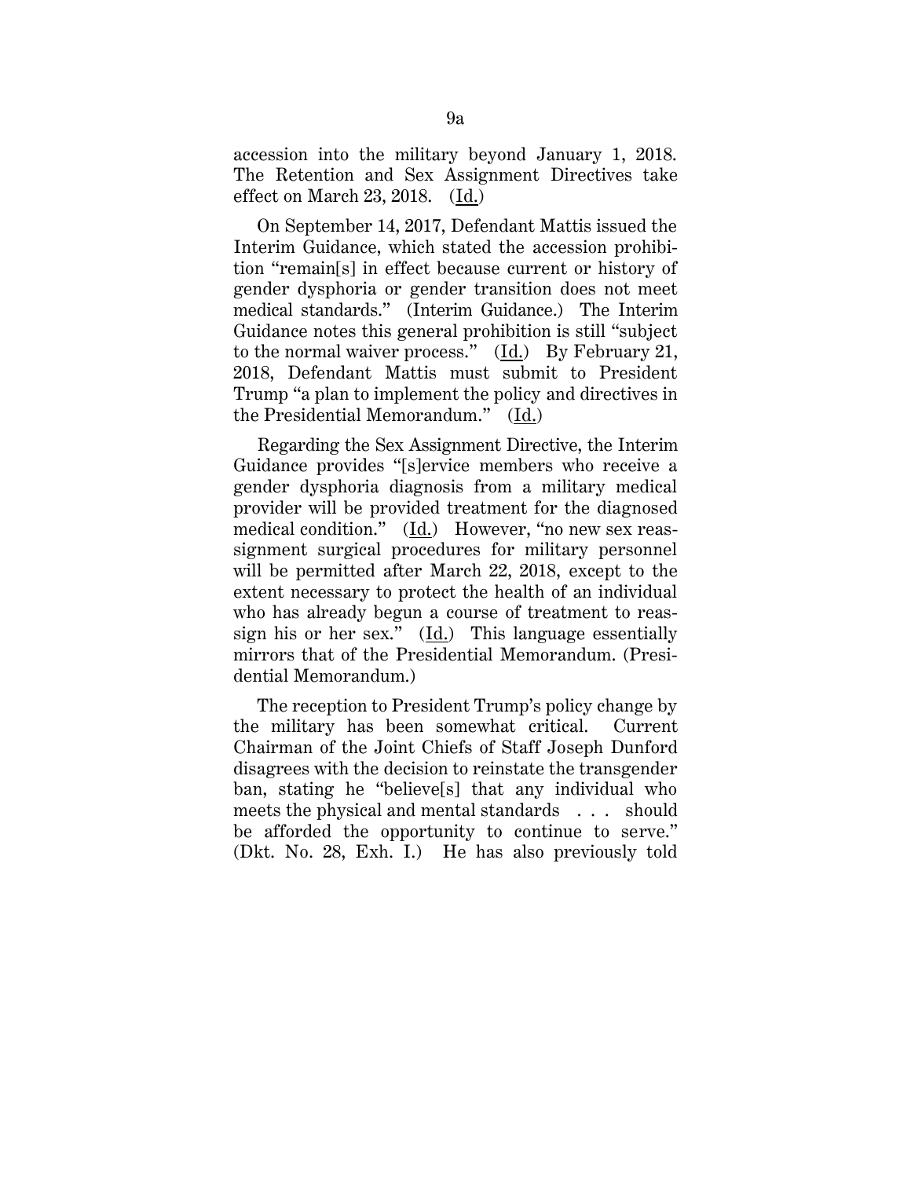accession into the military beyond January 1, 2018. The Retention and Sex Assignment Directives take effect on March 23, 2018. (Id.)

On September 14, 2017, Defendant Mattis issued the Interim Guidance, which stated the accession prohibition "remain[s] in effect because current or history of gender dysphoria or gender transition does not meet medical standards." (Interim Guidance.) The Interim Guidance notes this general prohibition is still "subject to the normal waiver process." (Id.) By February 21, 2018, Defendant Mattis must submit to President Trump "a plan to implement the policy and directives in the Presidential Memorandum." (Id.)

Regarding the Sex Assignment Directive, the Interim Guidance provides "[s]ervice members who receive a gender dysphoria diagnosis from a military medical provider will be provided treatment for the diagnosed medical condition." (Id.) However, "no new sex reassignment surgical procedures for military personnel will be permitted after March 22, 2018, except to the extent necessary to protect the health of an individual who has already begun a course of treatment to reassign his or her sex." (Id.) This language essentially mirrors that of the Presidential Memorandum. (Presidential Memorandum.)

The reception to President Trump's policy change by the military has been somewhat critical. Current Chairman of the Joint Chiefs of Staff Joseph Dunford disagrees with the decision to reinstate the transgender ban, stating he "believe[s] that any individual who meets the physical and mental standards . . . should be afforded the opportunity to continue to serve." (Dkt. No. 28, Exh. I.) He has also previously told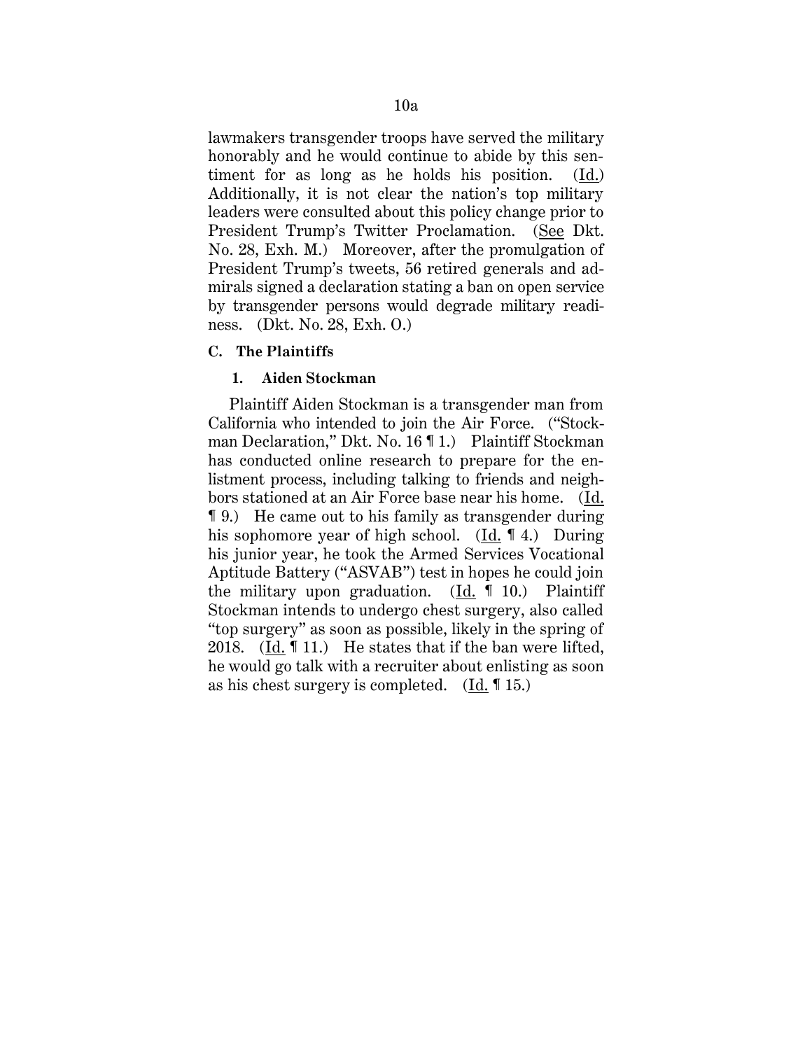lawmakers transgender troops have served the military honorably and he would continue to abide by this sentiment for as long as he holds his position. (Id.) Additionally, it is not clear the nation's top military leaders were consulted about this policy change prior to President Trump's Twitter Proclamation. (See Dkt. No. 28, Exh. M.) Moreover, after the promulgation of President Trump's tweets, 56 retired generals and admirals signed a declaration stating a ban on open service by transgender persons would degrade military readiness. (Dkt. No. 28, Exh. O.)

### C. The Plaintiffs

#### 1. Aiden Stockman

Plaintiff Aiden Stockman is a transgender man from California who intended to join the Air Force. ("Stockman Declaration," Dkt. No. 16 ¶ 1.) Plaintiff Stockman has conducted online research to prepare for the enlistment process, including talking to friends and neighbors stationed at an Air Force base near his home. (Id. ¶ 9.) He came out to his family as transgender during his sophomore year of high school. (Id. ¶ 4.) During his junior year, he took the Armed Services Vocational Aptitude Battery ("ASVAB") test in hopes he could join the military upon graduation. (Id. ¶ 10.) Plaintiff Stockman intends to undergo chest surgery, also called "top surgery" as soon as possible, likely in the spring of 2018. (Id. ¶ 11.) He states that if the ban were lifted, he would go talk with a recruiter about enlisting as soon as his chest surgery is completed. (Id. ¶ 15.)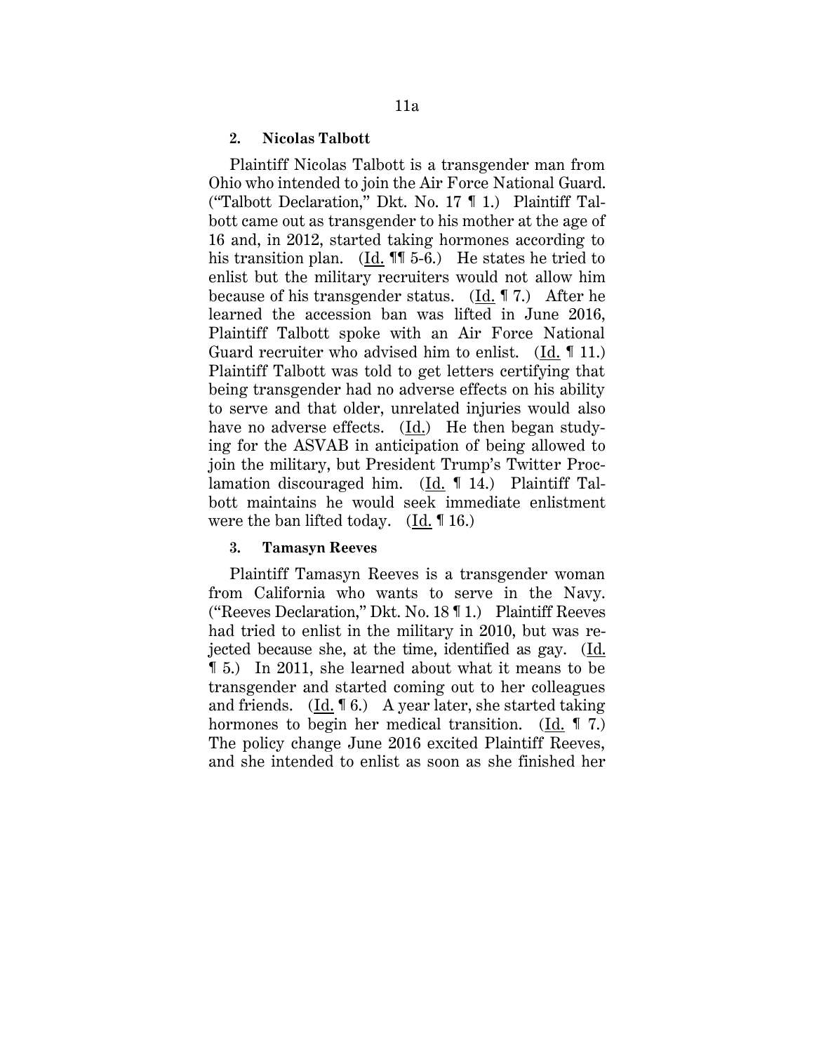### 2. Nicolas Talbott

Plaintiff Nicolas Talbott is a transgender man from Ohio who intended to join the Air Force National Guard. ("Talbott Declaration," Dkt. No. 17 ¶ 1.) Plaintiff Talbott came out as transgender to his mother at the age of 16 and, in 2012, started taking hormones according to his transition plan. (Id. ¶¶ 5-6.) He states he tried to enlist but the military recruiters would not allow him because of his transgender status. (Id. ¶ 7.) After he learned the accession ban was lifted in June 2016, Plaintiff Talbott spoke with an Air Force National Guard recruiter who advised him to enlist. (Id. ¶ 11.) Plaintiff Talbott was told to get letters certifying that being transgender had no adverse effects on his ability to serve and that older, unrelated injuries would also have no adverse effects. (Id.) He then began studying for the ASVAB in anticipation of being allowed to join the military, but President Trump's Twitter Proclamation discouraged him. (Id. ¶ 14.) Plaintiff Talbott maintains he would seek immediate enlistment were the ban lifted today. (Id. ¶ 16.)

### 3. Tamasyn Reeves

Plaintiff Tamasyn Reeves is a transgender woman from California who wants to serve in the Navy. ("Reeves Declaration," Dkt. No. 18 ¶ 1.) Plaintiff Reeves had tried to enlist in the military in 2010, but was rejected because she, at the time, identified as gay. (Id. ¶ 5.) In 2011, she learned about what it means to be transgender and started coming out to her colleagues and friends. (Id. ¶ 6.) A year later, she started taking hormones to begin her medical transition. (Id. ¶ 7.) The policy change June 2016 excited Plaintiff Reeves, and she intended to enlist as soon as she finished her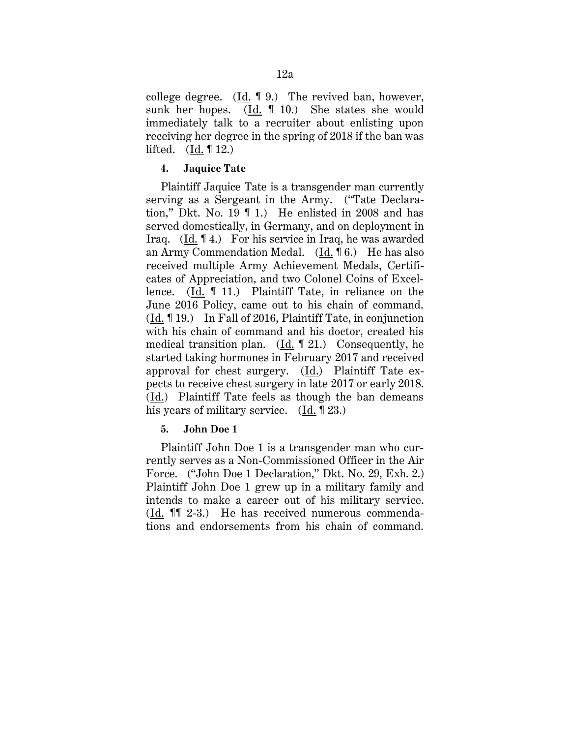college degree. (Id. ¶ 9.) The revived ban, however, sunk her hopes. (Id. ¶ 10.) She states she would immediately talk to a recruiter about enlisting upon receiving her degree in the spring of 2018 if the ban was lifted. (Id. ¶ 12.)

#### 4. Jaquice Tate

Plaintiff Jaquice Tate is a transgender man currently serving as a Sergeant in the Army. ("Tate Declaration," Dkt. No. 19 ¶ 1.) He enlisted in 2008 and has served domestically, in Germany, and on deployment in Iraq. (Id. ¶ 4.) For his service in Iraq, he was awarded an Army Commendation Medal. (Id. ¶ 6.) He has also received multiple Army Achievement Medals, Certificates of Appreciation, and two Colonel Coins of Excellence. (Id. ¶ 11.) Plaintiff Tate, in reliance on the June 2016 Policy, came out to his chain of command. (Id. ¶ 19.) In Fall of 2016, Plaintiff Tate, in conjunction with his chain of command and his doctor, created his medical transition plan. (Id. ¶ 21.) Consequently, he started taking hormones in February 2017 and received approval for chest surgery. (Id.) Plaintiff Tate expects to receive chest surgery in late 2017 or early 2018. (Id.) Plaintiff Tate feels as though the ban demeans his years of military service. (Id. ¶ 23.)

#### 5. John Doe 1

Plaintiff John Doe 1 is a transgender man who currently serves as a Non-Commissioned Officer in the Air Force. ("John Doe 1 Declaration," Dkt. No. 29, Exh. 2.) Plaintiff John Doe 1 grew up in a military family and intends to make a career out of his military service. (Id. ¶¶ 2-3.) He has received numerous commendations and endorsements from his chain of command.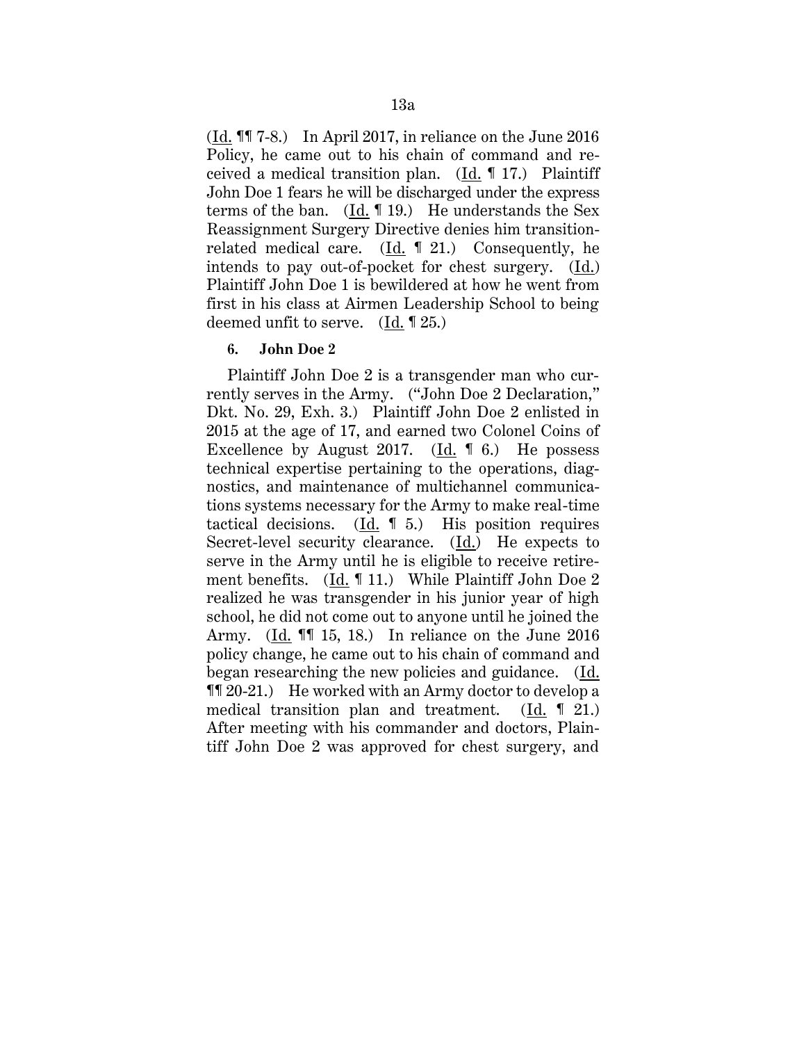(Id. ¶¶ 7-8.) In April 2017, in reliance on the June 2016 Policy, he came out to his chain of command and received a medical transition plan. (Id. ¶ 17.) Plaintiff John Doe 1 fears he will be discharged under the express terms of the ban. (Id. ¶ 19.) He understands the Sex Reassignment Surgery Directive denies him transition-related medical care. (Id. ¶ 21.) Consequently, he intends to pay out-of-pocket for chest surgery. (Id.) Plaintiff John Doe 1 is bewildered at how he went from first in his class at Airmen Leadership School to being deemed unfit to serve. (Id. ¶ 25.)

**6. John Doe 2**

Plaintiff John Doe 2 is a transgender man who currently serves in the Army. ("John Doe 2 Declaration," Dkt. No. 29, Exh. 3.) Plaintiff John Doe 2 enlisted in 2015 at the age of 17, and earned two Colonel Coins of Excellence by August 2017. (Id. ¶ 6.) He possess technical expertise pertaining to the operations, diagnostics, and maintenance of multichannel communications systems necessary for the Army to make real-time tactical decisions. (Id. ¶ 5.) His position requires Secret-level security clearance. (Id.) He expects to serve in the Army until he is eligible to receive retirement benefits. (Id. ¶ 11.) While Plaintiff John Doe 2 realized he was transgender in his junior year of high school, he did not come out to anyone until he joined the Army. (Id. ¶¶ 15, 18.) In reliance on the June 2016 policy change, he came out to his chain of command and began researching the new policies and guidance. (Id. ¶¶ 20-21.) He worked with an Army doctor to develop a medical transition plan and treatment. (Id. ¶ 21.) After meeting with his commander and doctors, Plaintiff John Doe 2 was approved for chest surgery, and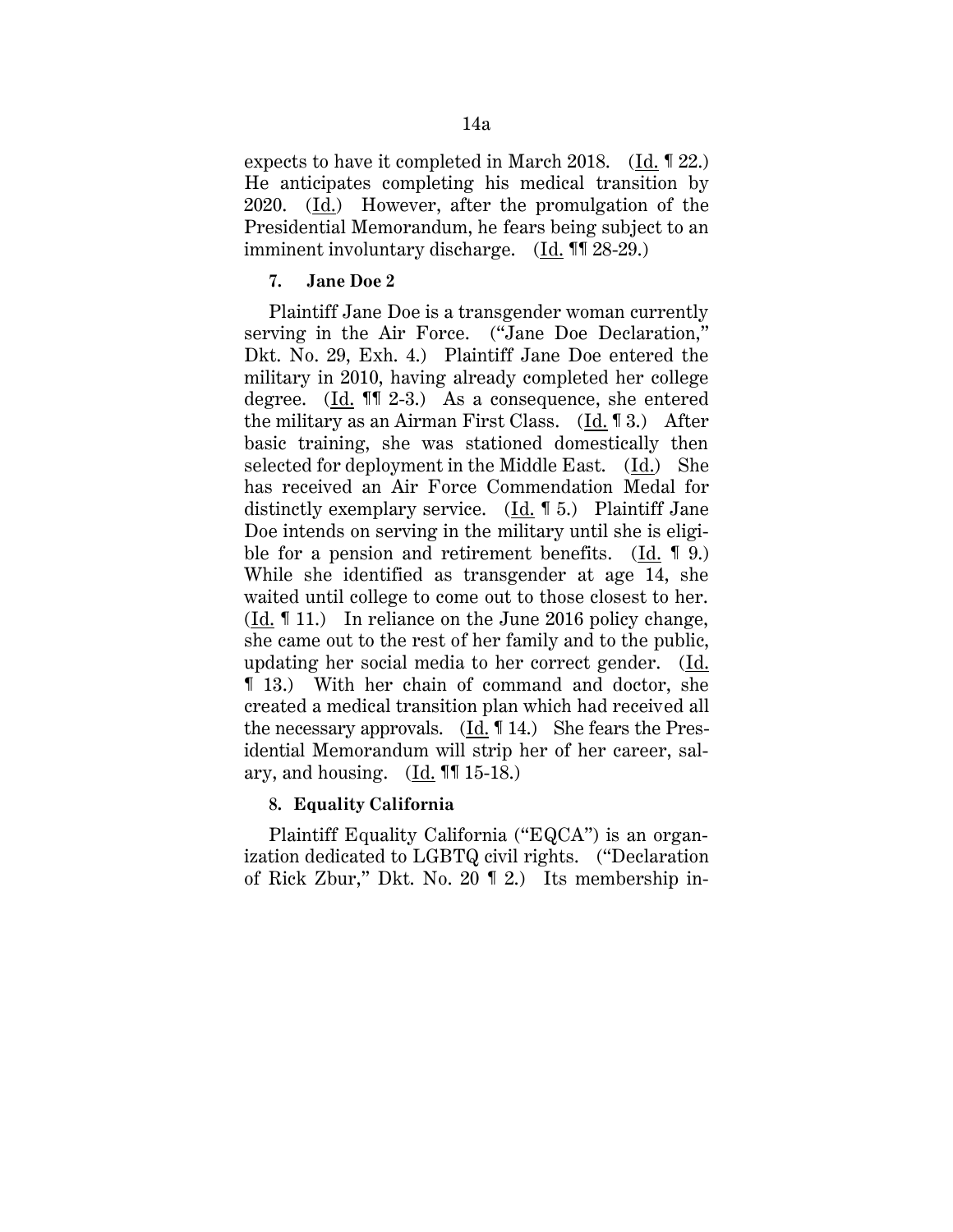expects to have it completed in March 2018. (Id. ¶ 22.) He anticipates completing his medical transition by 2020. (Id.) However, after the promulgation of the Presidential Memorandum, he fears being subject to an imminent involuntary discharge. (Id. ¶¶ 28-29.)

**7. Jane Doe 2**

Plaintiff Jane Doe is a transgender woman currently serving in the Air Force. ("Jane Doe Declaration," Dkt. No. 29, Exh. 4.) Plaintiff Jane Doe entered the military in 2010, having already completed her college degree. (Id. ¶¶ 2-3.) As a consequence, she entered the military as an Airman First Class. (Id. ¶ 3.) After basic training, she was stationed domestically then selected for deployment in the Middle East. (Id.) She has received an Air Force Commendation Medal for distinctly exemplary service. (Id. ¶ 5.) Plaintiff Jane Doe intends on serving in the military until she is eligible for a pension and retirement benefits. (Id. ¶ 9.) While she identified as transgender at age 14, she waited until college to come out to those closest to her. (Id. ¶ 11.) In reliance on the June 2016 policy change, she came out to the rest of her family and to the public, updating her social media to her correct gender. (Id. ¶ 13.) With her chain of command and doctor, she created a medical transition plan which had received all the necessary approvals. (Id. ¶ 14.) She fears the Presidential Memorandum will strip her of her career, salary, and housing. (Id. ¶¶ 15-18.)

**8. Equality California**

Plaintiff Equality California ("EQCA") is an organization dedicated to LGBTQ civil rights. ("Declaration of Rick Zbur," Dkt. No. 20 ¶ 2.) Its membership in-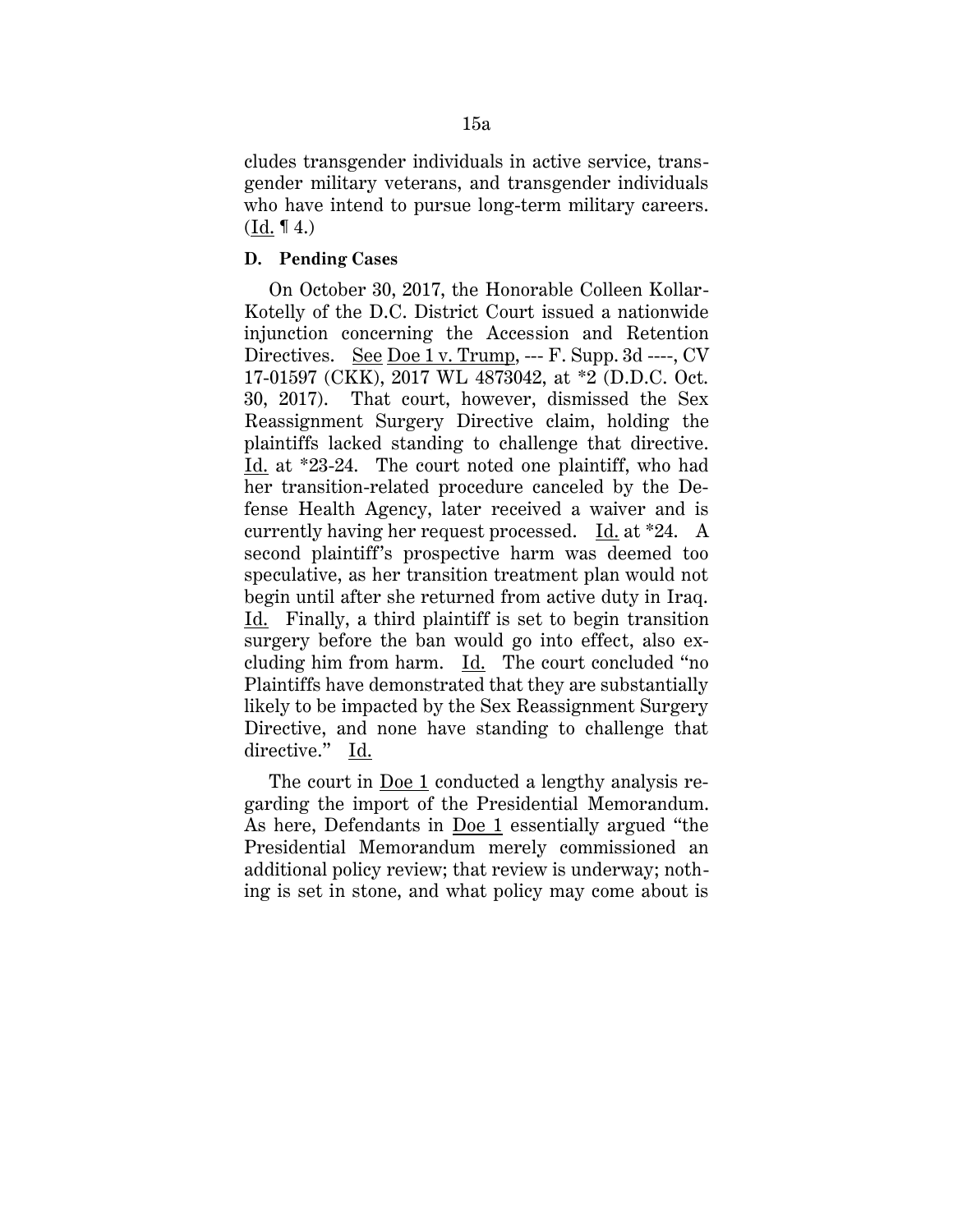cludes transgender individuals in active service, transgender military veterans, and transgender individuals who have intend to pursue long-term military careers. (Id. ¶ 4.)

### D. Pending Cases

On October 30, 2017, the Honorable Colleen Kollar-Kotelly of the D.C. District Court issued a nationwide injunction concerning the Accession and Retention Directives. See Doe 1 v. Trump, --- F. Supp. 3d ----, CV 17-01597 (CKK), 2017 WL 4873042, at *2 (D.D.C. Oct. 30, 2017). That court, however, dismissed the Sex Reassignment Surgery Directive claim, holding the plaintiffs lacked standing to challenge that directive. Id. at *23-24. The court noted one plaintiff, who had her transition-related procedure canceled by the Defense Health Agency, later received a waiver and is currently having her request processed. Id. at *24. A second plaintiff's prospective harm was deemed too speculative, as her transition treatment plan would not begin until after she returned from active duty in Iraq. Id. Finally, a third plaintiff is set to begin transition surgery before the ban would go into effect, also excluding him from harm. Id. The court concluded "no Plaintiffs have demonstrated that they are substantially likely to be impacted by the Sex Reassignment Surgery Directive, and none have standing to challenge that directive." Id.

The court in Doe 1 conducted a lengthy analysis regarding the import of the Presidential Memorandum. As here, Defendants in Doe 1 essentially argued "the Presidential Memorandum merely commissioned an additional policy review; that review is underway; nothing is set in stone, and what policy may come about is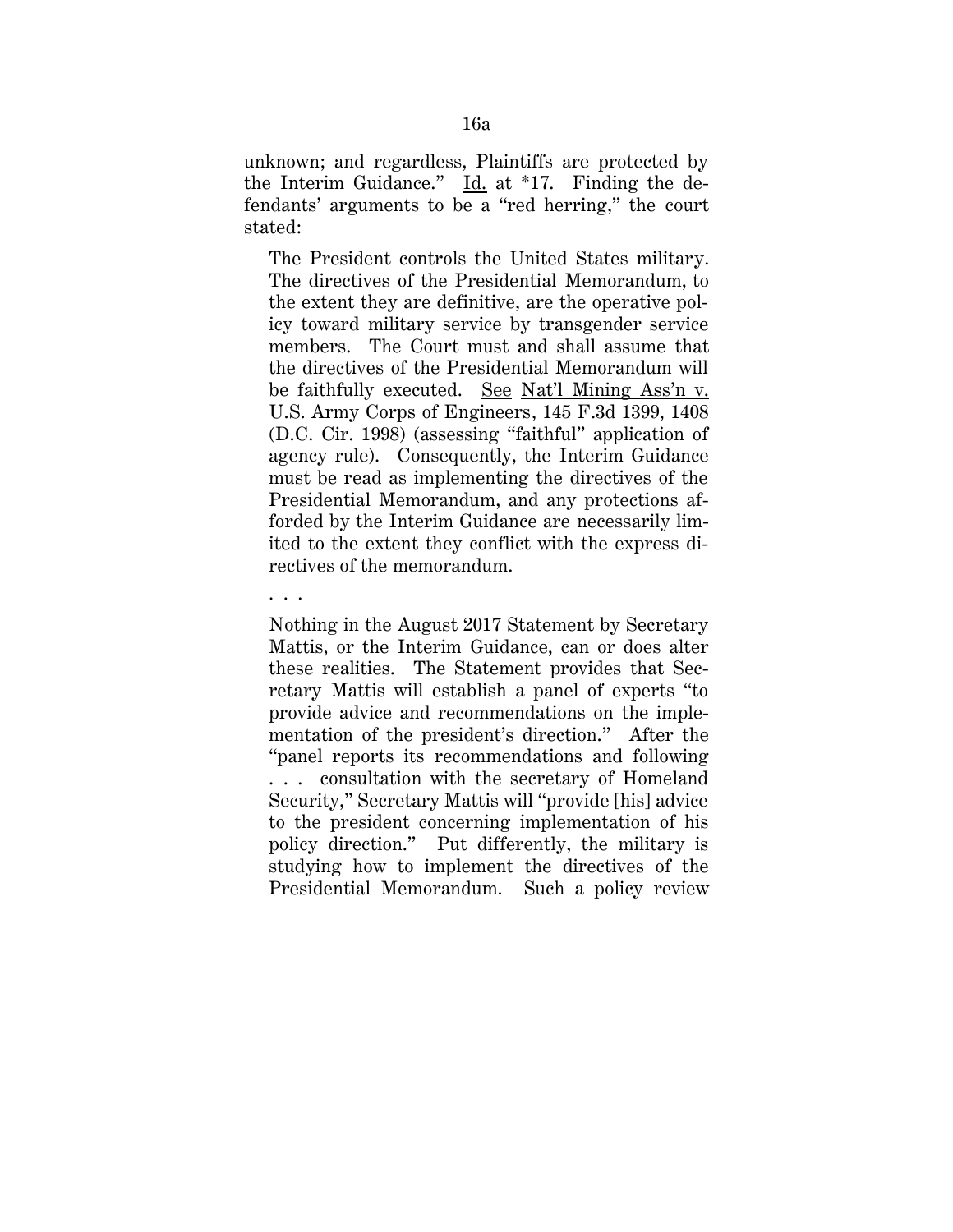unknown; and regardless, Plaintiffs are protected by the Interim Guidance." Id. at *17. Finding the defendants' arguments to be a "red herring," the court stated:

> The President controls the United States military. The directives of the Presidential Memorandum, to the extent they are definitive, are the operative policy toward military service by transgender service members. The Court must and shall assume that the directives of the Presidential Memorandum will be faithfully executed. See Nat'l Mining Ass'n v. U.S. Army Corps of Engineers, 145 F.3d 1399, 1408 (D.C. Cir. 1998) (assessing "faithful" application of agency rule). Consequently, the Interim Guidance must be read as implementing the directives of the Presidential Memorandum, and any protections afforded by the Interim Guidance are necessarily limited to the extent they conflict with the express directives of the memorandum.
>
> . . .
>
> Nothing in the August 2017 Statement by Secretary Mattis, or the Interim Guidance, can or does alter these realities. The Statement provides that Secretary Mattis will establish a panel of experts "to provide advice and recommendations on the implementation of the president's direction." After the "panel reports its recommendations and following . . . consultation with the secretary of Homeland Security," Secretary Mattis will "provide [his] advice to the president concerning implementation of his policy direction." Put differently, the military is studying how to implement the directives of the Presidential Memorandum. Such a policy review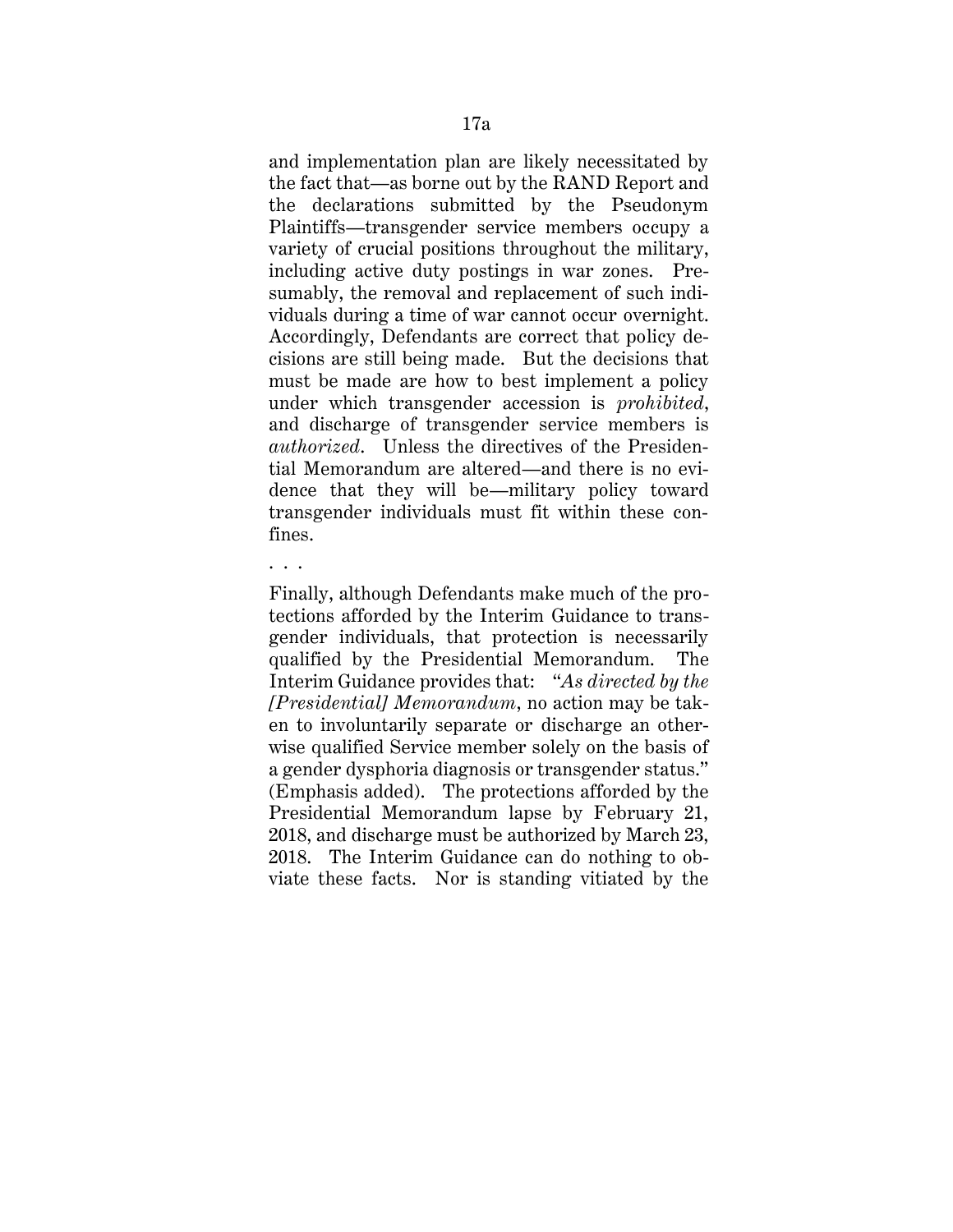and implementation plan are likely necessitated by the fact that—as borne out by the RAND Report and the declarations submitted by the Pseudonym Plaintiffs—transgender service members occupy a variety of crucial positions throughout the military, including active duty postings in war zones. Presumably, the removal and replacement of such individuals during a time of war cannot occur overnight. Accordingly, Defendants are correct that policy decisions are still being made. But the decisions that must be made are how to best implement a policy under which transgender accession is *prohibited*, and discharge of transgender service members is *authorized*. Unless the directives of the Presidential Memorandum are altered—and there is no evidence that they will be—military policy toward transgender individuals must fit within these confines.

. . .

Finally, although Defendants make much of the protections afforded by the Interim Guidance to transgender individuals, that protection is necessarily qualified by the Presidential Memorandum. The Interim Guidance provides that: "*As directed by the [Presidential] Memorandum*, no action may be taken to involuntarily separate or discharge an otherwise qualified Service member solely on the basis of a gender dysphoria diagnosis or transgender status." (Emphasis added). The protections afforded by the Presidential Memorandum lapse by February 21, 2018, and discharge must be authorized by March 23, 2018. The Interim Guidance can do nothing to obviate these facts. Nor is standing vitiated by the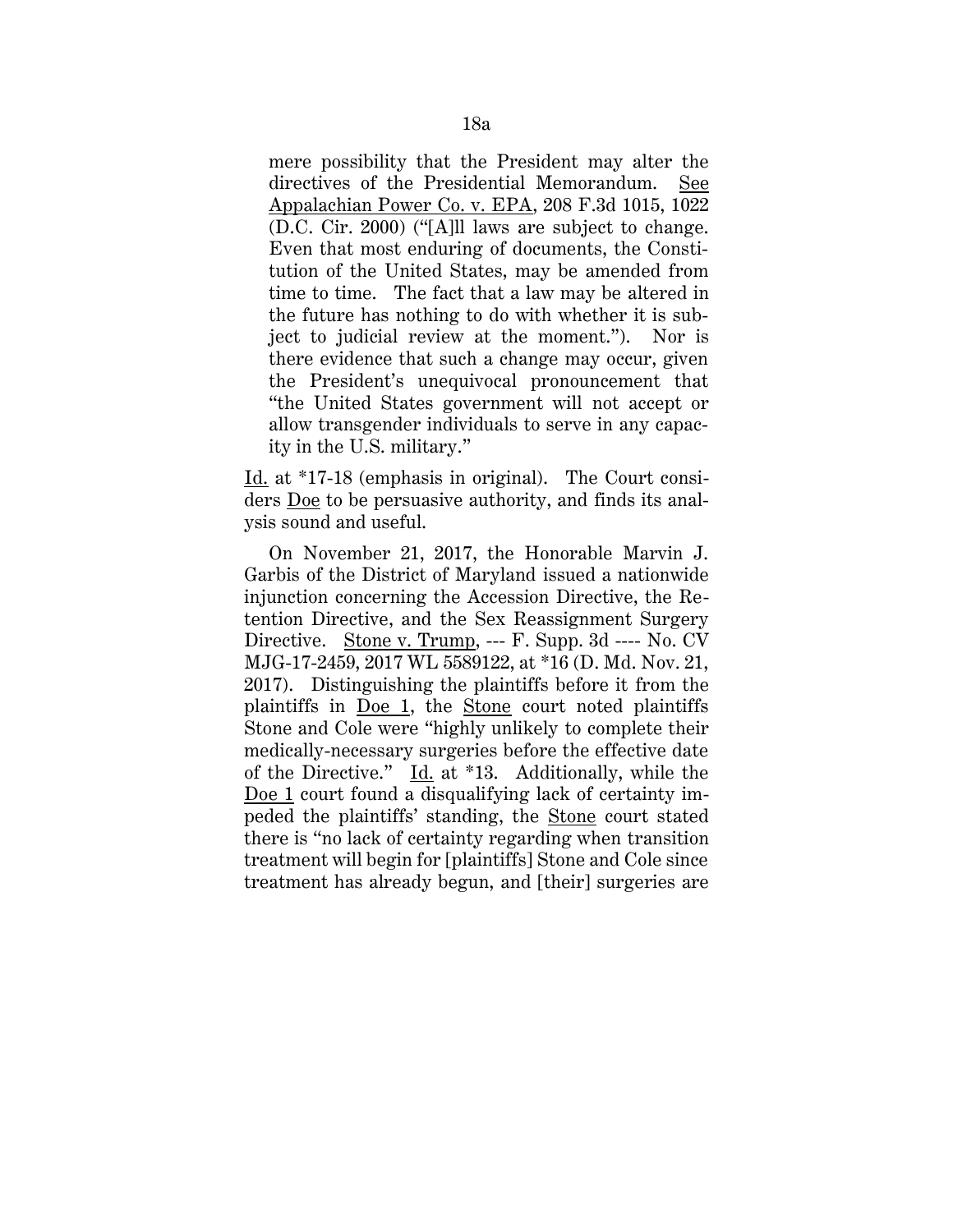mere possibility that the President may alter the directives of the Presidential Memorandum. See Appalachian Power Co. v. EPA, 208 F.3d 1015, 1022 (D.C. Cir. 2000) ("[A]ll laws are subject to change. Even that most enduring of documents, the Constitution of the United States, may be amended from time to time. The fact that a law may be altered in the future has nothing to do with whether it is subject to judicial review at the moment."). Nor is there evidence that such a change may occur, given the President's unequivocal pronouncement that "the United States government will not accept or allow transgender individuals to serve in any capacity in the U.S. military."

Id. at *17-18 (emphasis in original). The Court considers Doe to be persuasive authority, and finds its analysis sound and useful.

On November 21, 2017, the Honorable Marvin J. Garbis of the District of Maryland issued a nationwide injunction concerning the Accession Directive, the Retention Directive, and the Sex Reassignment Surgery Directive. Stone v. Trump, --- F. Supp. 3d ---- No. CV MJG-17-2459, 2017 WL 5589122, at *16 (D. Md. Nov. 21, 2017). Distinguishing the plaintiffs before it from the plaintiffs in Doe 1, the Stone court noted plaintiffs Stone and Cole were "highly unlikely to complete their medically-necessary surgeries before the effective date of the Directive." Id. at *13. Additionally, while the Doe 1 court found a disqualifying lack of certainty impeded the plaintiffs' standing, the Stone court stated there is "no lack of certainty regarding when transition treatment will begin for [plaintiffs] Stone and Cole since treatment has already begun, and [their] surgeries are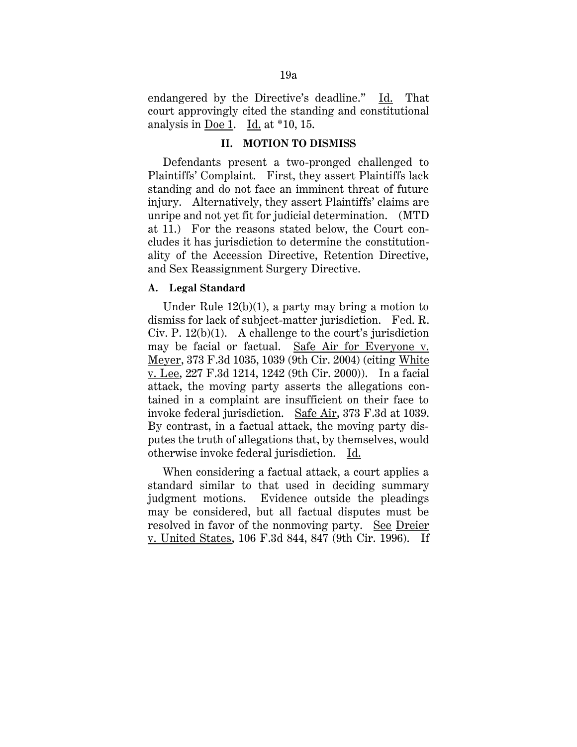endangered by the Directive's deadline." Id. That court approvingly cited the standing and constitutional analysis in Doe 1. Id. at *10, 15.

## II. MOTION TO DISMISS

Defendants present a two-pronged challenged to Plaintiffs' Complaint. First, they assert Plaintiffs lack standing and do not face an imminent threat of future injury. Alternatively, they assert Plaintiffs' claims are unripe and not yet fit for judicial determination. (MTD at 11.) For the reasons stated below, the Court concludes it has jurisdiction to determine the constitutionality of the Accession Directive, Retention Directive, and Sex Reassignment Surgery Directive.

### A. Legal Standard

Under Rule 12(b)(1), a party may bring a motion to dismiss for lack of subject-matter jurisdiction. Fed. R. Civ. P. 12(b)(1). A challenge to the court's jurisdiction may be facial or factual. Safe Air for Everyone v. Meyer, 373 F.3d 1035, 1039 (9th Cir. 2004) (citing White v. Lee, 227 F.3d 1214, 1242 (9th Cir. 2000)). In a facial attack, the moving party asserts the allegations contained in a complaint are insufficient on their face to invoke federal jurisdiction. Safe Air, 373 F.3d at 1039. By contrast, in a factual attack, the moving party disputes the truth of allegations that, by themselves, would otherwise invoke federal jurisdiction. Id.

When considering a factual attack, a court applies a standard similar to that used in deciding summary judgment motions. Evidence outside the pleadings may be considered, but all factual disputes must be resolved in favor of the nonmoving party. See Dreier v. United States, 106 F.3d 844, 847 (9th Cir. 1996). If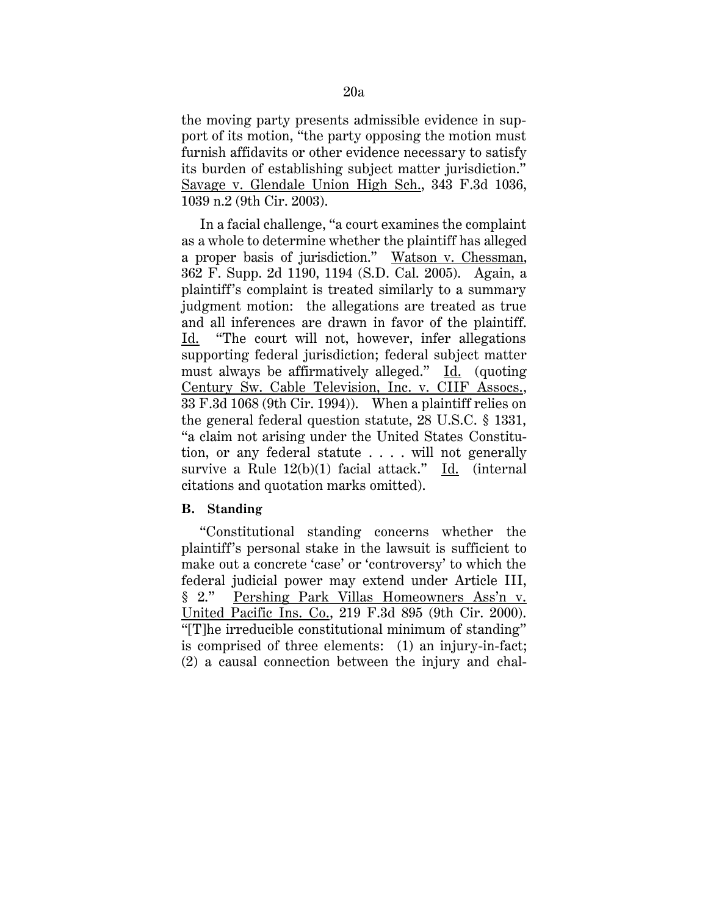the moving party presents admissible evidence in support of its motion, "the party opposing the motion must furnish affidavits or other evidence necessary to satisfy its burden of establishing subject matter jurisdiction." Savage v. Glendale Union High Sch., 343 F.3d 1036, 1039 n.2 (9th Cir. 2003).

In a facial challenge, "a court examines the complaint as a whole to determine whether the plaintiff has alleged a proper basis of jurisdiction." Watson v. Chessman, 362 F. Supp. 2d 1190, 1194 (S.D. Cal. 2005). Again, a plaintiff's complaint is treated similarly to a summary judgment motion: the allegations are treated as true and all inferences are drawn in favor of the plaintiff. Id. "The court will not, however, infer allegations supporting federal jurisdiction; federal subject matter must always be affirmatively alleged." Id. (quoting Century Sw. Cable Television, Inc. v. CIIF Assocs., 33 F.3d 1068 (9th Cir. 1994)). When a plaintiff relies on the general federal question statute, 28 U.S.C. § 1331, "a claim not arising under the United States Constitution, or any federal statute . . . . will not generally survive a Rule 12(b)(1) facial attack." Id. (internal citations and quotation marks omitted).

**B. Standing**

"Constitutional standing concerns whether the plaintiff's personal stake in the lawsuit is sufficient to make out a concrete 'case' or 'controversy' to which the federal judicial power may extend under Article III, § 2." Pershing Park Villas Homeowners Ass'n v. United Pacific Ins. Co., 219 F.3d 895 (9th Cir. 2000). "[T]he irreducible constitutional minimum of standing" is comprised of three elements: (1) an injury-in-fact; (2) a causal connection between the injury and chal-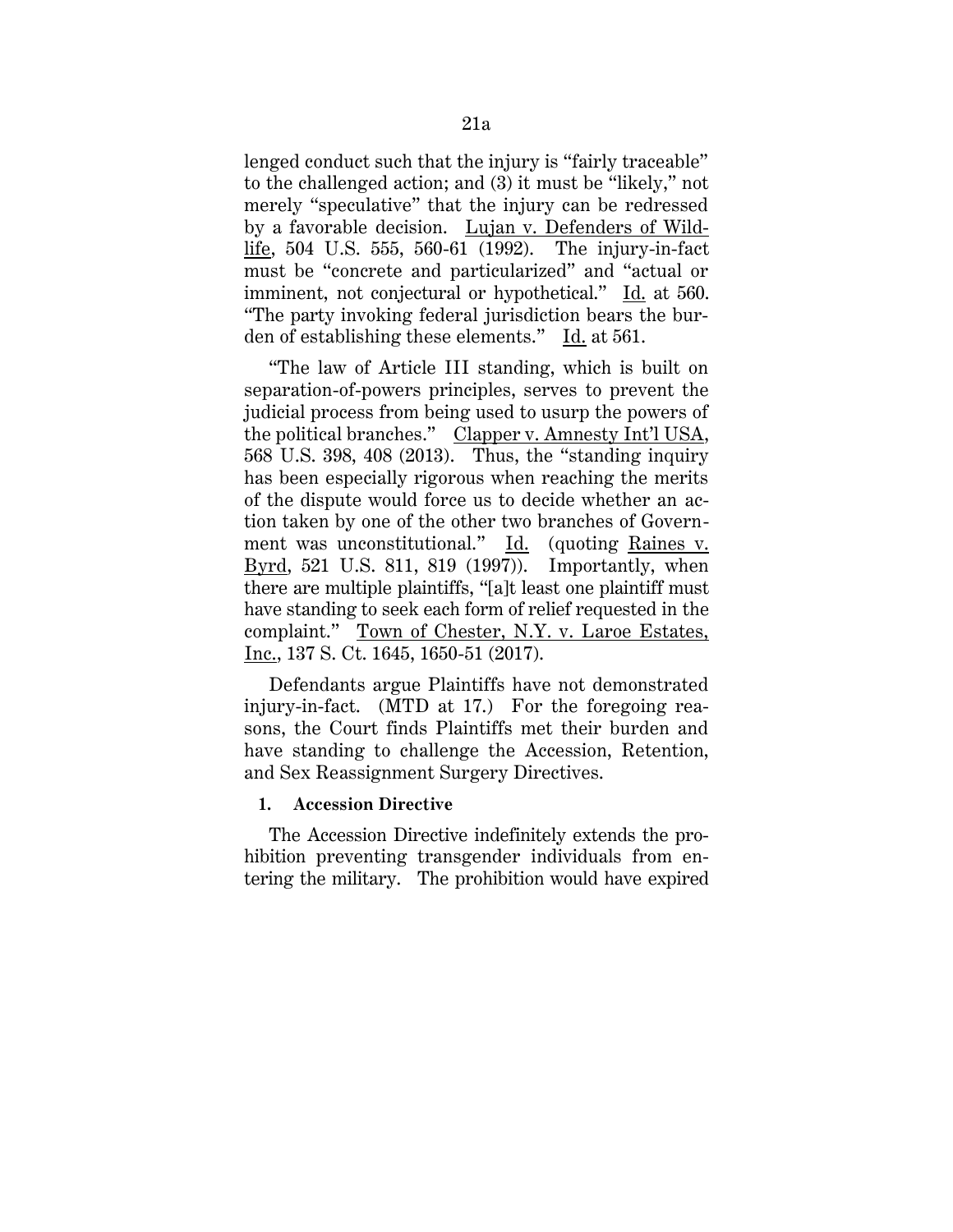lenged conduct such that the injury is "fairly traceable" to the challenged action; and (3) it must be "likely," not merely "speculative" that the injury can be redressed by a favorable decision. Lujan v. Defenders of Wildlife, 504 U.S. 555, 560-61 (1992). The injury-in-fact must be "concrete and particularized" and "actual or imminent, not conjectural or hypothetical." Id. at 560. "The party invoking federal jurisdiction bears the burden of establishing these elements." Id. at 561.

"The law of Article III standing, which is built on separation-of-powers principles, serves to prevent the judicial process from being used to usurp the powers of the political branches." Clapper v. Amnesty Int'l USA, 568 U.S. 398, 408 (2013). Thus, the "standing inquiry has been especially rigorous when reaching the merits of the dispute would force us to decide whether an action taken by one of the other two branches of Government was unconstitutional." Id. (quoting Raines v. Byrd, 521 U.S. 811, 819 (1997)). Importantly, when there are multiple plaintiffs, "[a]t least one plaintiff must have standing to seek each form of relief requested in the complaint." Town of Chester, N.Y. v. Laroe Estates, Inc., 137 S. Ct. 1645, 1650-51 (2017).

Defendants argue Plaintiffs have not demonstrated injury-in-fact. (MTD at 17.) For the foregoing reasons, the Court finds Plaintiffs met their burden and have standing to challenge the Accession, Retention, and Sex Reassignment Surgery Directives.

**1. Accession Directive**

The Accession Directive indefinitely extends the prohibition preventing transgender individuals from entering the military. The prohibition would have expired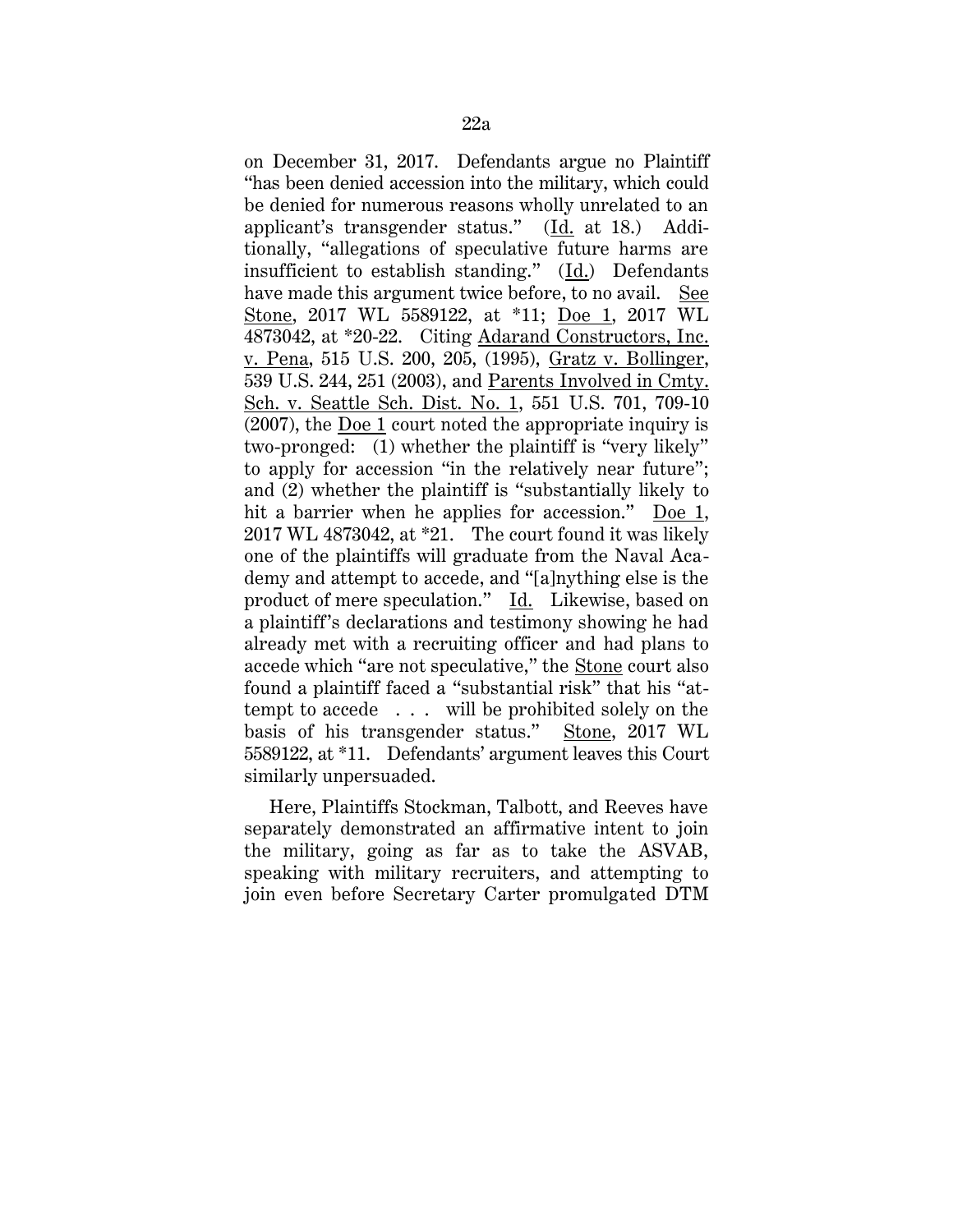on December 31, 2017. Defendants argue no Plaintiff "has been denied accession into the military, which could be denied for numerous reasons wholly unrelated to an applicant's transgender status." (Id. at 18.) Additionally, "allegations of speculative future harms are insufficient to establish standing." (Id.) Defendants have made this argument twice before, to no avail. See Stone, 2017 WL 5589122, at *11; Doe 1, 2017 WL 4873042, at *20-22. Citing Adarand Constructors, Inc. v. Pena, 515 U.S. 200, 205, (1995), Gratz v. Bollinger, 539 U.S. 244, 251 (2003), and Parents Involved in Cmty. Sch. v. Seattle Sch. Dist. No. 1, 551 U.S. 701, 709-10 (2007), the Doe 1 court noted the appropriate inquiry is two-pronged: (1) whether the plaintiff is "very likely" to apply for accession "in the relatively near future"; and (2) whether the plaintiff is "substantially likely to hit a barrier when he applies for accession." Doe 1, 2017 WL 4873042, at *21. The court found it was likely one of the plaintiffs will graduate from the Naval Academy and attempt to accede, and "[a]nything else is the product of mere speculation." Id. Likewise, based on a plaintiff's declarations and testimony showing he had already met with a recruiting officer and had plans to accede which "are not speculative," the Stone court also found a plaintiff faced a "substantial risk" that his "attempt to accede . . . will be prohibited solely on the basis of his transgender status." Stone, 2017 WL 5589122, at *11. Defendants' argument leaves this Court similarly unpersuaded.

Here, Plaintiffs Stockman, Talbott, and Reeves have separately demonstrated an affirmative intent to join the military, going as far as to take the ASVAB, speaking with military recruiters, and attempting to join even before Secretary Carter promulgated DTM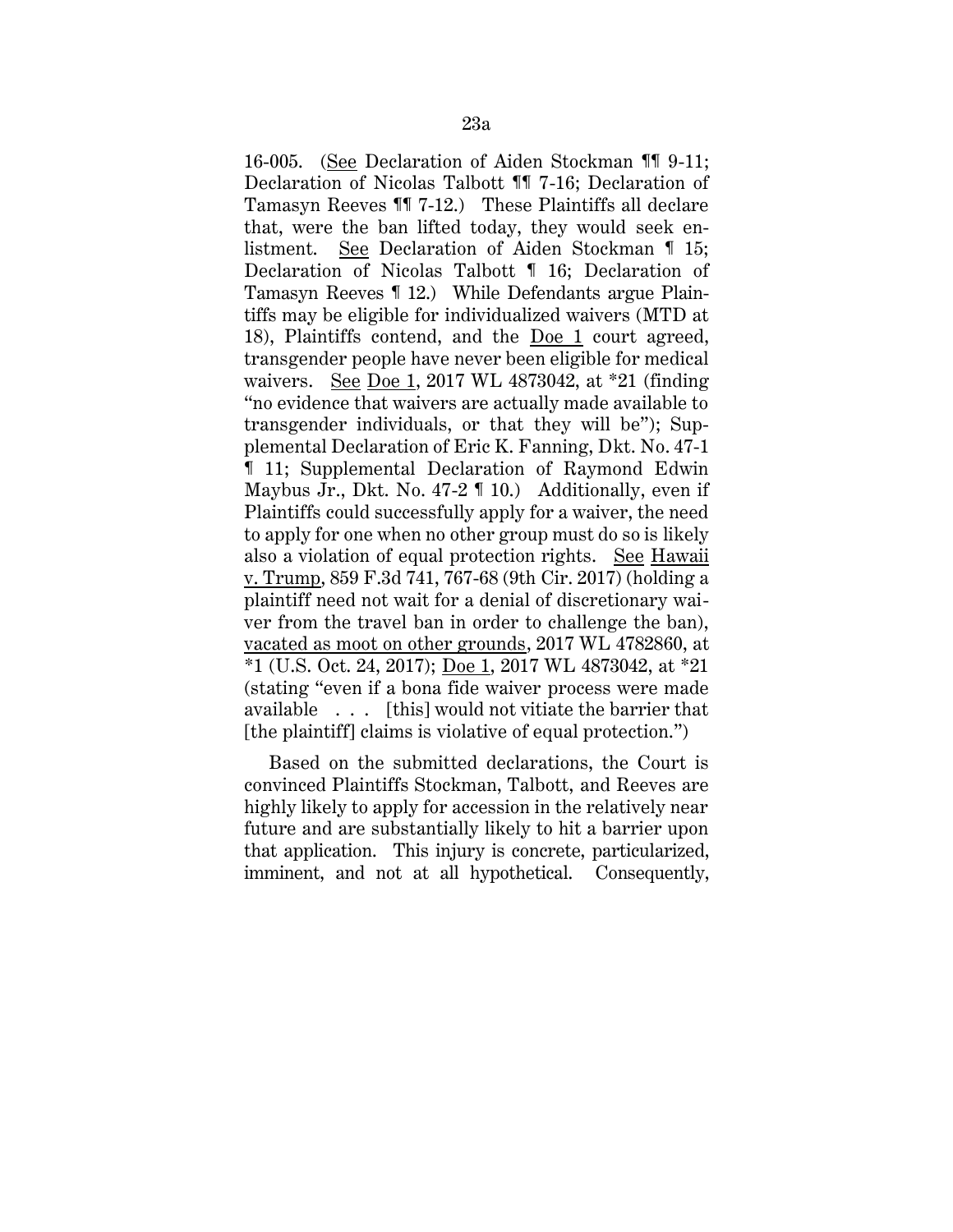16-005. (See Declaration of Aiden Stockman ¶¶ 9-11; Declaration of Nicolas Talbott ¶¶ 7-16; Declaration of Tamasyn Reeves ¶¶ 7-12.) These Plaintiffs all declare that, were the ban lifted today, they would seek enlistment. See Declaration of Aiden Stockman ¶ 15; Declaration of Nicolas Talbott ¶ 16; Declaration of Tamasyn Reeves ¶ 12.) While Defendants argue Plaintiffs may be eligible for individualized waivers (MTD at 18), Plaintiffs contend, and the Doe 1 court agreed, transgender people have never been eligible for medical waivers. See Doe 1, 2017 WL 4873042, at *21 (finding "no evidence that waivers are actually made available to transgender individuals, or that they will be"); Supplemental Declaration of Eric K. Fanning, Dkt. No. 47-1 ¶ 11; Supplemental Declaration of Raymond Edwin Maybus Jr., Dkt. No. 47-2 ¶ 10.) Additionally, even if Plaintiffs could successfully apply for a waiver, the need to apply for one when no other group must do so is likely also a violation of equal protection rights. See Hawaii v. Trump, 859 F.3d 741, 767-68 (9th Cir. 2017) (holding a plaintiff need not wait for a denial of discretionary waiver from the travel ban in order to challenge the ban), vacated as moot on other grounds, 2017 WL 4782860, at *1 (U.S. Oct. 24, 2017); Doe 1, 2017 WL 4873042, at *21 (stating "even if a bona fide waiver process were made available . . . [this] would not vitiate the barrier that [the plaintiff] claims is violative of equal protection.")

Based on the submitted declarations, the Court is convinced Plaintiffs Stockman, Talbott, and Reeves are highly likely to apply for accession in the relatively near future and are substantially likely to hit a barrier upon that application. This injury is concrete, particularized, imminent, and not at all hypothetical. Consequently,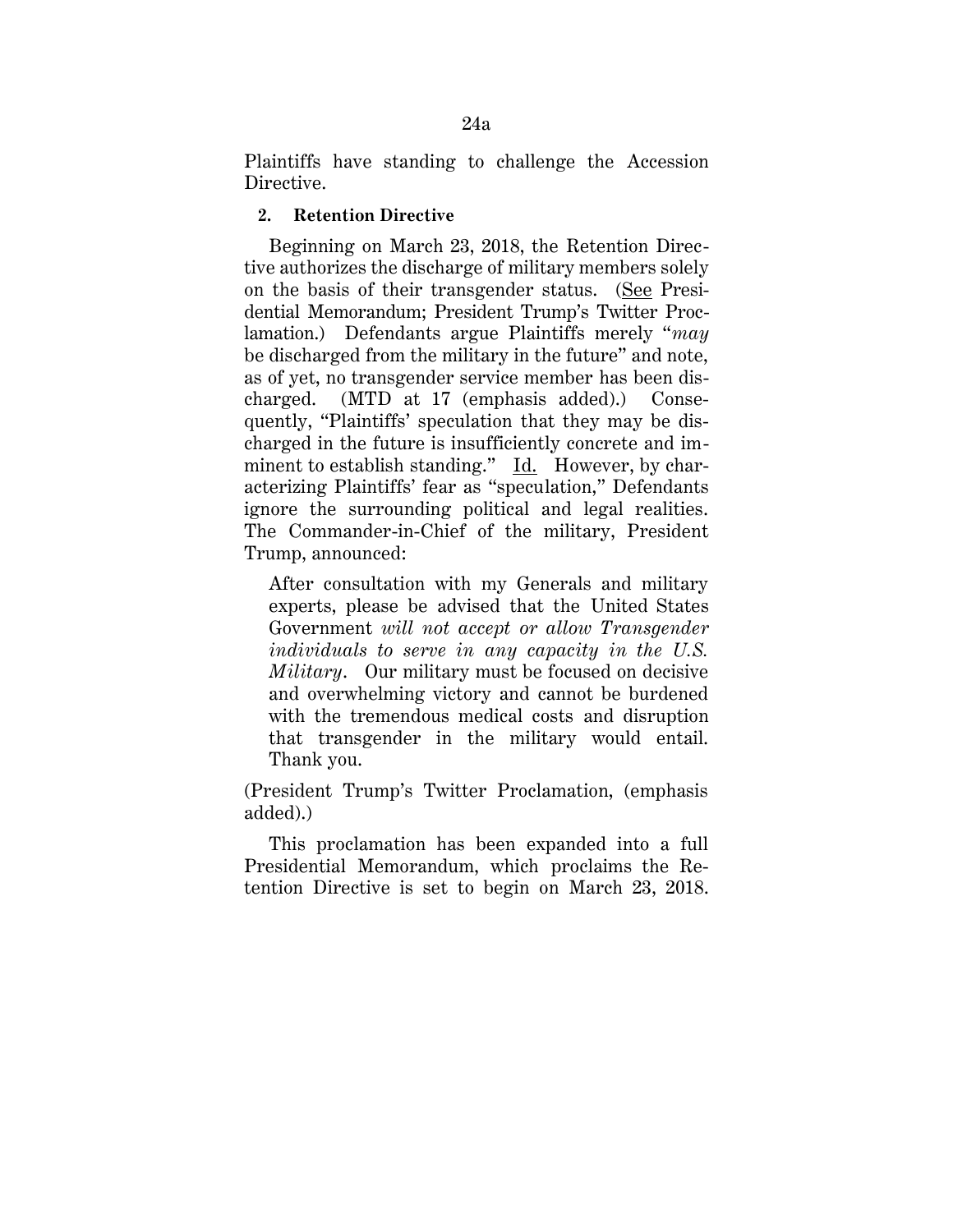Plaintiffs have standing to challenge the Accession Directive.

**2. Retention Directive**

Beginning on March 23, 2018, the Retention Directive authorizes the discharge of military members solely on the basis of their transgender status. (See Presidential Memorandum; President Trump's Twitter Proclamation.) Defendants argue Plaintiffs merely "*may* be discharged from the military in the future" and note, as of yet, no transgender service member has been discharged. (MTD at 17 (emphasis added).) Consequently, "Plaintiffs' speculation that they may be discharged in the future is insufficiently concrete and imminent to establish standing." Id. However, by characterizing Plaintiffs' fear as "speculation," Defendants ignore the surrounding political and legal realities. The Commander-in-Chief of the military, President Trump, announced:

> After consultation with my Generals and military experts, please be advised that the United States Government *will not accept or allow Transgender individuals to serve in any capacity in the U.S. Military*. Our military must be focused on decisive and overwhelming victory and cannot be burdened with the tremendous medical costs and disruption that transgender in the military would entail. Thank you.

(President Trump's Twitter Proclamation, (emphasis added).)

This proclamation has been expanded into a full Presidential Memorandum, which proclaims the Retention Directive is set to begin on March 23, 2018.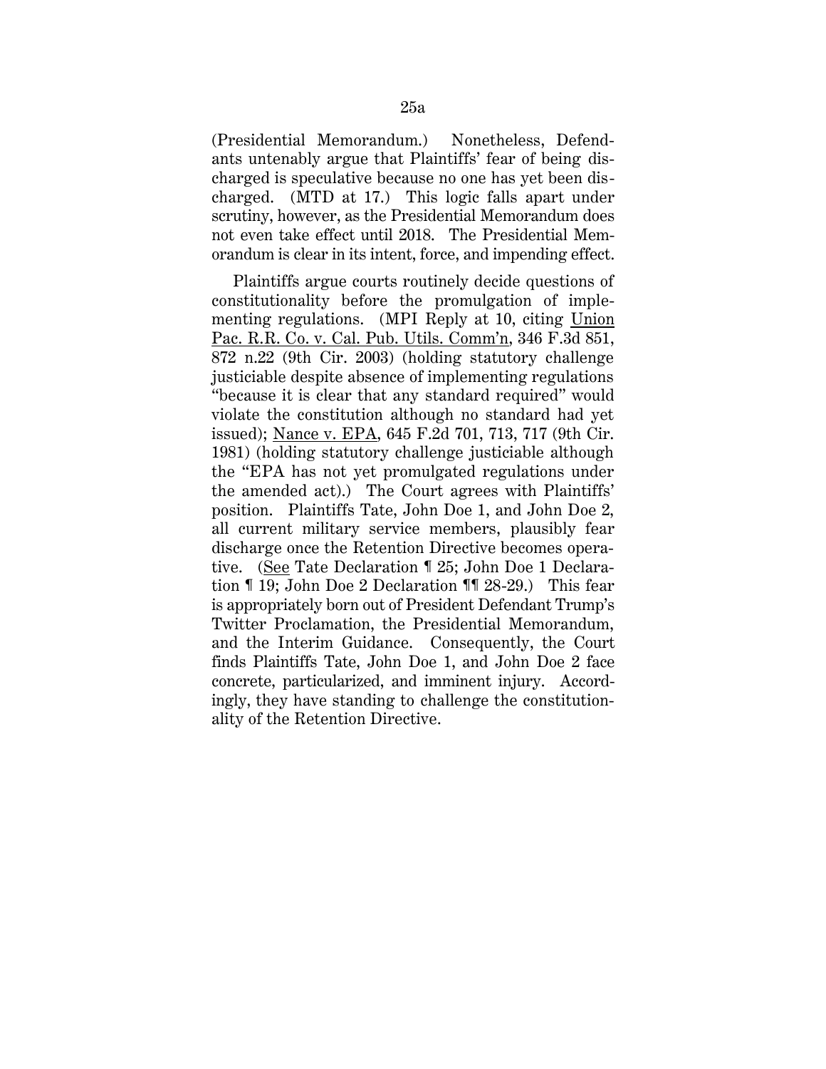(Presidential Memorandum.) Nonetheless, Defendants untenably argue that Plaintiffs' fear of being discharged is speculative because no one has yet been discharged. (MTD at 17.) This logic falls apart under scrutiny, however, as the Presidential Memorandum does not even take effect until 2018. The Presidential Memorandum is clear in its intent, force, and impending effect.

Plaintiffs argue courts routinely decide questions of constitutionality before the promulgation of implementing regulations. (MPI Reply at 10, citing Union Pac. R.R. Co. v. Cal. Pub. Utils. Comm'n, 346 F.3d 851, 872 n.22 (9th Cir. 2003) (holding statutory challenge justiciable despite absence of implementing regulations "because it is clear that any standard required" would violate the constitution although no standard had yet issued); Nance v. EPA, 645 F.2d 701, 713, 717 (9th Cir. 1981) (holding statutory challenge justiciable although the "EPA has not yet promulgated regulations under the amended act).) The Court agrees with Plaintiffs' position. Plaintiffs Tate, John Doe 1, and John Doe 2, all current military service members, plausibly fear discharge once the Retention Directive becomes operative. (See Tate Declaration ¶ 25; John Doe 1 Declaration ¶ 19; John Doe 2 Declaration ¶¶ 28-29.) This fear is appropriately born out of President Defendant Trump's Twitter Proclamation, the Presidential Memorandum, and the Interim Guidance. Consequently, the Court finds Plaintiffs Tate, John Doe 1, and John Doe 2 face concrete, particularized, and imminent injury. Accordingly, they have standing to challenge the constitutionality of the Retention Directive.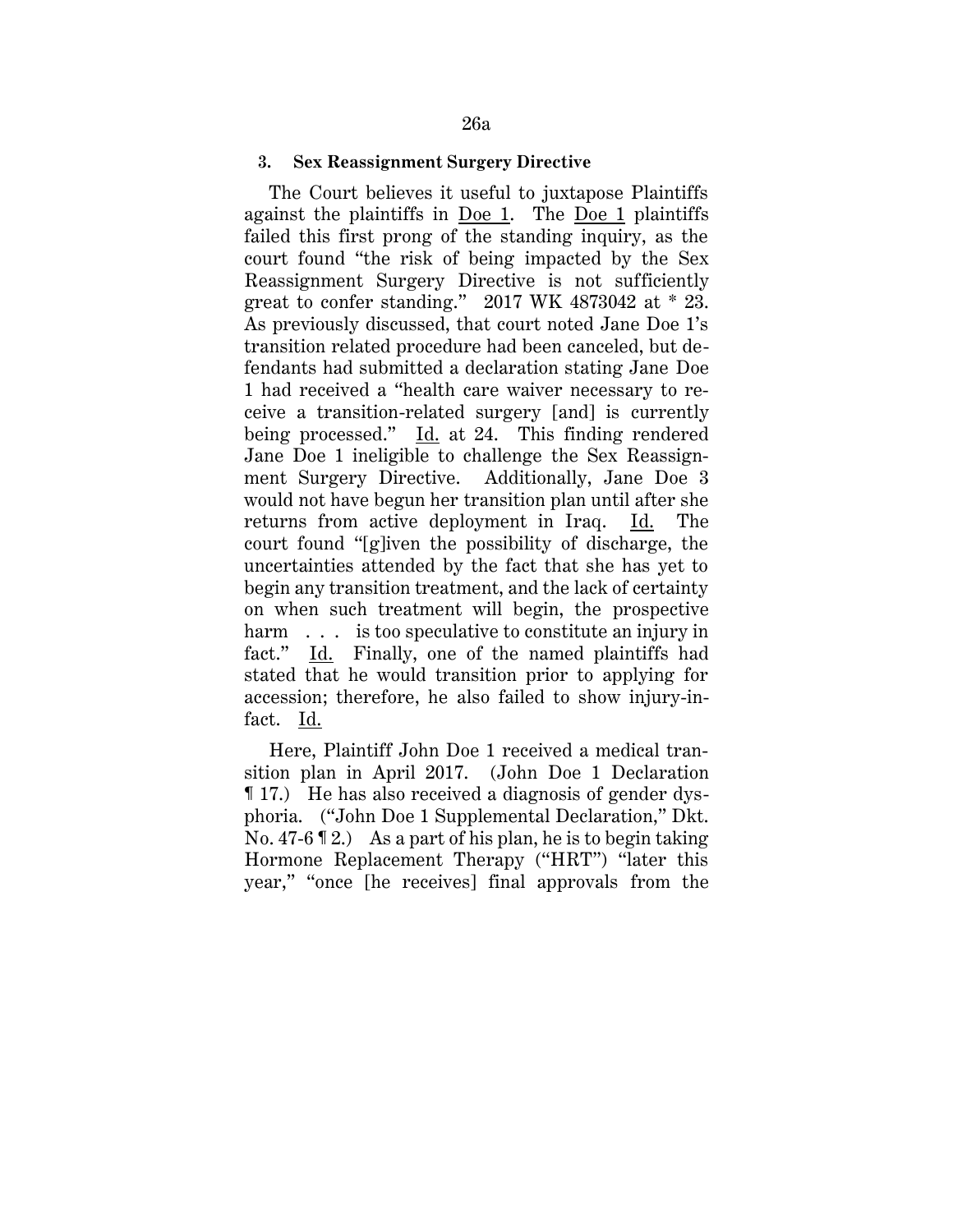### 3. Sex Reassignment Surgery Directive

The Court believes it useful to juxtapose Plaintiffs against the plaintiffs in Doe 1. The Doe 1 plaintiffs failed this first prong of the standing inquiry, as the court found "the risk of being impacted by the Sex Reassignment Surgery Directive is not sufficiently great to confer standing." 2017 WK 4873042 at * 23. As previously discussed, that court noted Jane Doe 1's transition related procedure had been canceled, but defendants had submitted a declaration stating Jane Doe 1 had received a "health care waiver necessary to receive a transition-related surgery [and] is currently being processed." Id. at 24. This finding rendered Jane Doe 1 ineligible to challenge the Sex Reassignment Surgery Directive. Additionally, Jane Doe 3 would not have begun her transition plan until after she returns from active deployment in Iraq. Id. The court found "[g]iven the possibility of discharge, the uncertainties attended by the fact that she has yet to begin any transition treatment, and the lack of certainty on when such treatment will begin, the prospective harm . . . is too speculative to constitute an injury in fact." Id. Finally, one of the named plaintiffs had stated that he would transition prior to applying for accession; therefore, he also failed to show injury-in-fact. Id.

Here, Plaintiff John Doe 1 received a medical transition plan in April 2017. (John Doe 1 Declaration ¶ 17.) He has also received a diagnosis of gender dysphoria. ("John Doe 1 Supplemental Declaration," Dkt. No. 47-6 ¶ 2.) As a part of his plan, he is to begin taking Hormone Replacement Therapy ("HRT") "later this year," "once [he receives] final approvals from the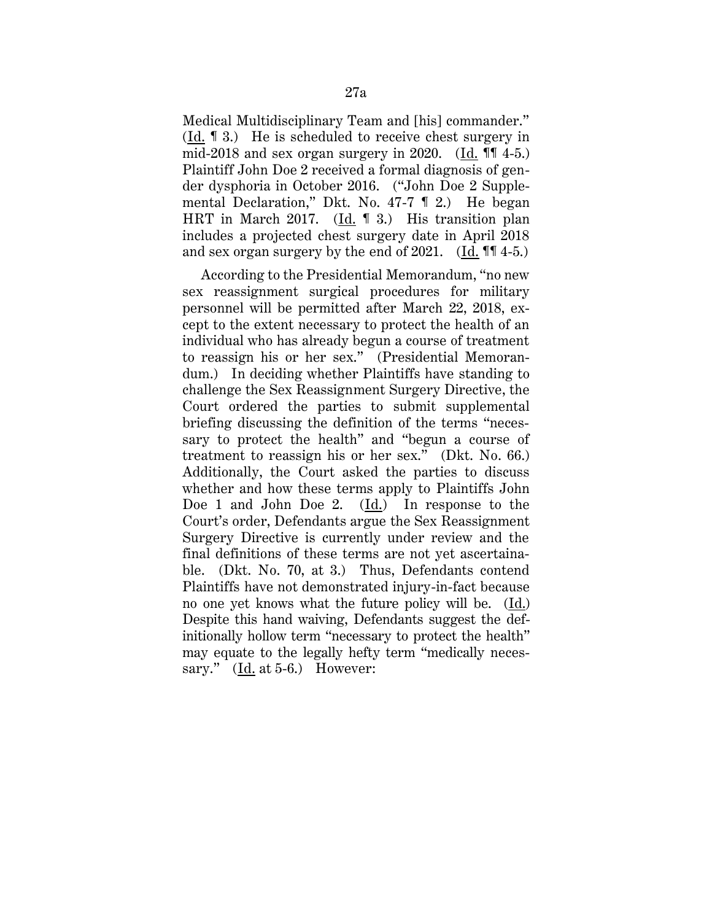Medical Multidisciplinary Team and [his] commander." (Id. ¶ 3.) He is scheduled to receive chest surgery in mid-2018 and sex organ surgery in 2020. (Id. ¶¶ 4-5.) Plaintiff John Doe 2 received a formal diagnosis of gender dysphoria in October 2016. ("John Doe 2 Supplemental Declaration," Dkt. No. 47-7 ¶ 2.) He began HRT in March 2017. (Id. ¶ 3.) His transition plan includes a projected chest surgery date in April 2018 and sex organ surgery by the end of 2021. (Id. ¶¶ 4-5.)

According to the Presidential Memorandum, "no new sex reassignment surgical procedures for military personnel will be permitted after March 22, 2018, except to the extent necessary to protect the health of an individual who has already begun a course of treatment to reassign his or her sex." (Presidential Memorandum.) In deciding whether Plaintiffs have standing to challenge the Sex Reassignment Surgery Directive, the Court ordered the parties to submit supplemental briefing discussing the definition of the terms "necessary to protect the health" and "begun a course of treatment to reassign his or her sex." (Dkt. No. 66.) Additionally, the Court asked the parties to discuss whether and how these terms apply to Plaintiffs John Doe 1 and John Doe 2. (Id.) In response to the Court's order, Defendants argue the Sex Reassignment Surgery Directive is currently under review and the final definitions of these terms are not yet ascertainable. (Dkt. No. 70, at 3.) Thus, Defendants contend Plaintiffs have not demonstrated injury-in-fact because no one yet knows what the future policy will be. (Id.) Despite this hand waiving, Defendants suggest the definitionally hollow term "necessary to protect the health" may equate to the legally hefty term "medically necessary." (Id. at 5-6.) However: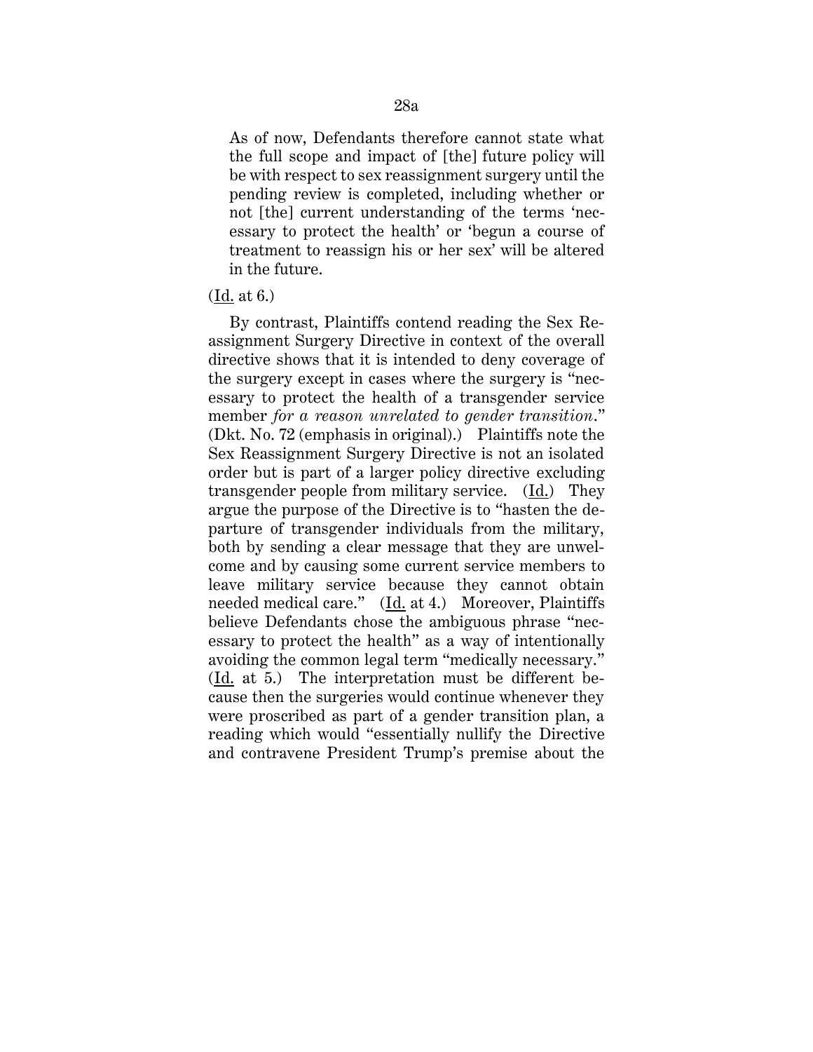> As of now, Defendants therefore cannot state what the full scope and impact of [the] future policy will be with respect to sex reassignment surgery until the pending review is completed, including whether or not [the] current understanding of the terms 'necessary to protect the health' or 'begun a course of treatment to reassign his or her sex' will be altered in the future.

(Id. at 6.)

By contrast, Plaintiffs contend reading the Sex Reassignment Surgery Directive in context of the overall directive shows that it is intended to deny coverage of the surgery except in cases where the surgery is "necessary to protect the health of a transgender service member *for a reason unrelated to gender transition*." (Dkt. No. 72 (emphasis in original).) Plaintiffs note the Sex Reassignment Surgery Directive is not an isolated order but is part of a larger policy directive excluding transgender people from military service. (Id.) They argue the purpose of the Directive is to "hasten the departure of transgender individuals from the military, both by sending a clear message that they are unwelcome and by causing some current service members to leave military service because they cannot obtain needed medical care." (Id. at 4.) Moreover, Plaintiffs believe Defendants chose the ambiguous phrase "necessary to protect the health" as a way of intentionally avoiding the common legal term "medically necessary." (Id. at 5.) The interpretation must be different because then the surgeries would continue whenever they were proscribed as part of a gender transition plan, a reading which would "essentially nullify the Directive and contravene President Trump's premise about the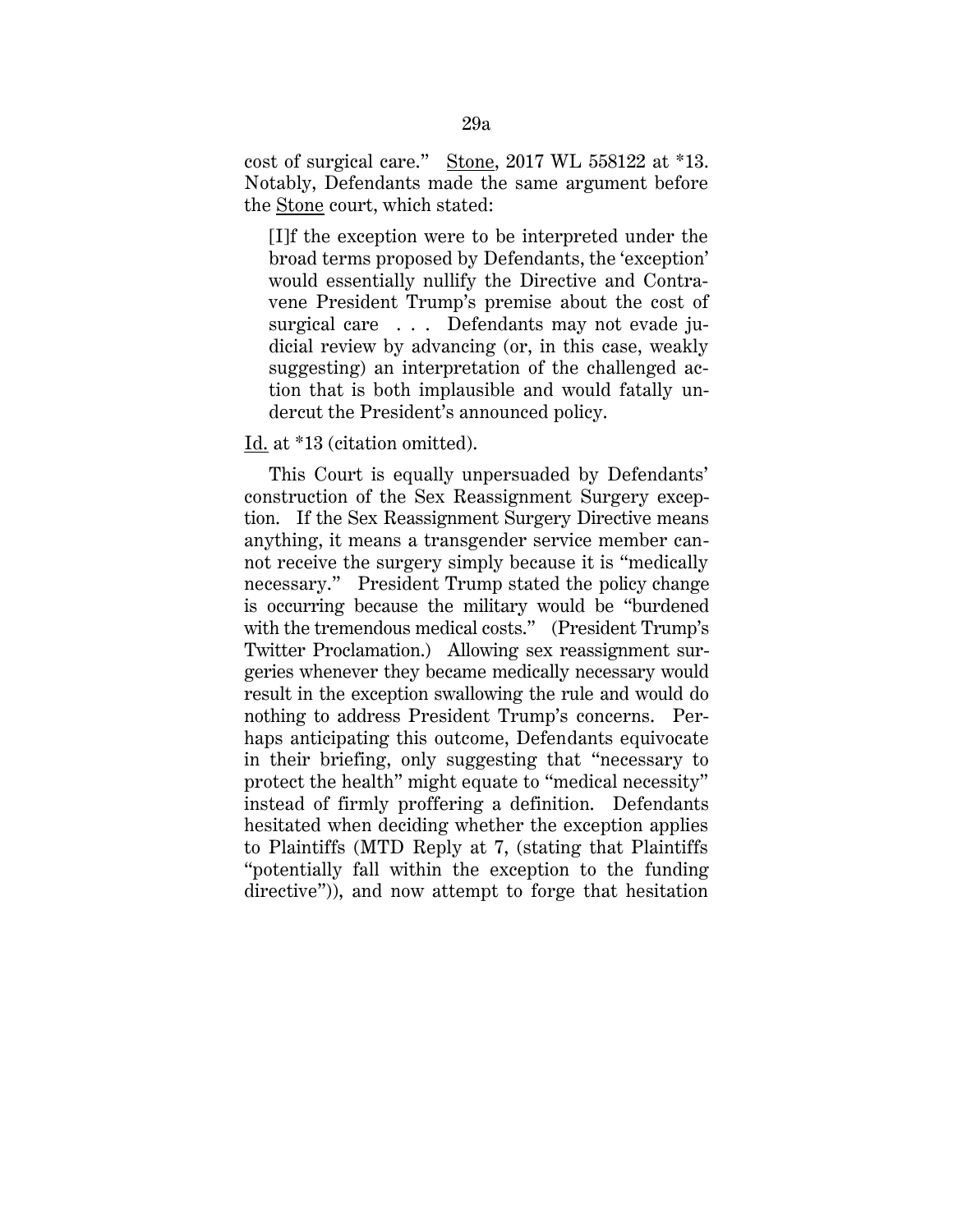cost of surgical care." Stone, 2017 WL 558122 at *13. Notably, Defendants made the same argument before the Stone court, which stated:

> [I]f the exception were to be interpreted under the broad terms proposed by Defendants, the 'exception' would essentially nullify the Directive and Contravene President Trump's premise about the cost of surgical care . . . Defendants may not evade judicial review by advancing (or, in this case, weakly suggesting) an interpretation of the challenged action that is both implausible and would fatally undercut the President's announced policy.

Id. at *13 (citation omitted).

This Court is equally unpersuaded by Defendants' construction of the Sex Reassignment Surgery exception. If the Sex Reassignment Surgery Directive means anything, it means a transgender service member cannot receive the surgery simply because it is "medically necessary." President Trump stated the policy change is occurring because the military would be "burdened with the tremendous medical costs." (President Trump's Twitter Proclamation.) Allowing sex reassignment surgeries whenever they became medically necessary would result in the exception swallowing the rule and would do nothing to address President Trump's concerns. Perhaps anticipating this outcome, Defendants equivocate in their briefing, only suggesting that "necessary to protect the health" might equate to "medical necessity" instead of firmly proffering a definition. Defendants hesitated when deciding whether the exception applies to Plaintiffs (MTD Reply at 7, (stating that Plaintiffs "potentially fall within the exception to the funding directive")), and now attempt to forge that hesitation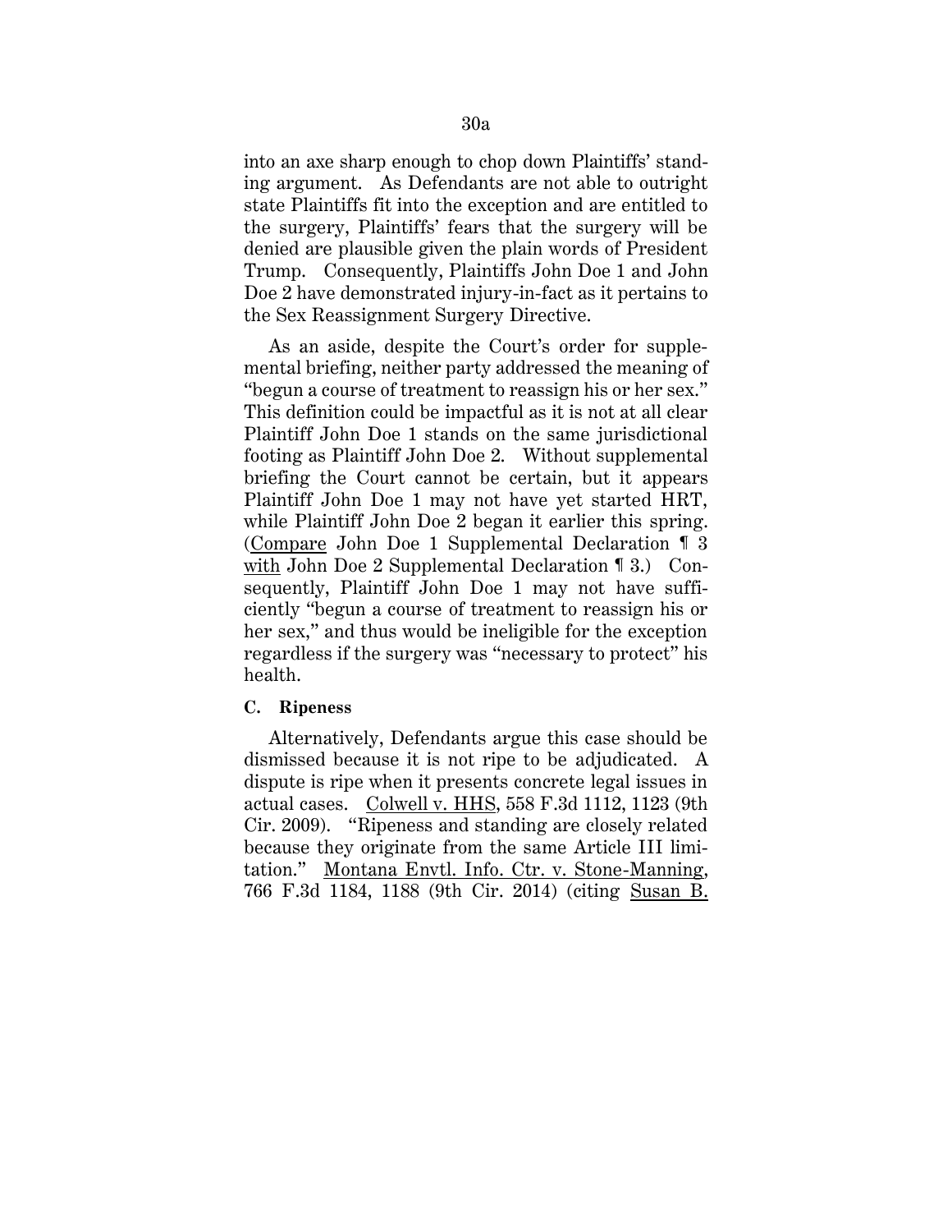into an axe sharp enough to chop down Plaintiffs' standing argument. As Defendants are not able to outright state Plaintiffs fit into the exception and are entitled to the surgery, Plaintiffs' fears that the surgery will be denied are plausible given the plain words of President Trump. Consequently, Plaintiffs John Doe 1 and John Doe 2 have demonstrated injury-in-fact as it pertains to the Sex Reassignment Surgery Directive.

As an aside, despite the Court's order for supplemental briefing, neither party addressed the meaning of "begun a course of treatment to reassign his or her sex." This definition could be impactful as it is not at all clear Plaintiff John Doe 1 stands on the same jurisdictional footing as Plaintiff John Doe 2. Without supplemental briefing the Court cannot be certain, but it appears Plaintiff John Doe 1 may not have yet started HRT, while Plaintiff John Doe 2 began it earlier this spring. (Compare John Doe 1 Supplemental Declaration ¶ 3 with John Doe 2 Supplemental Declaration ¶ 3.) Consequently, Plaintiff John Doe 1 may not have sufficiently "begun a course of treatment to reassign his or her sex," and thus would be ineligible for the exception regardless if the surgery was "necessary to protect" his health.

**C. Ripeness**

Alternatively, Defendants argue this case should be dismissed because it is not ripe to be adjudicated. A dispute is ripe when it presents concrete legal issues in actual cases. Colwell v. HHS, 558 F.3d 1112, 1123 (9th Cir. 2009). "Ripeness and standing are closely related because they originate from the same Article III limitation." Montana Envtl. Info. Ctr. v. Stone-Manning, 766 F.3d 1184, 1188 (9th Cir. 2014) (citing Susan B.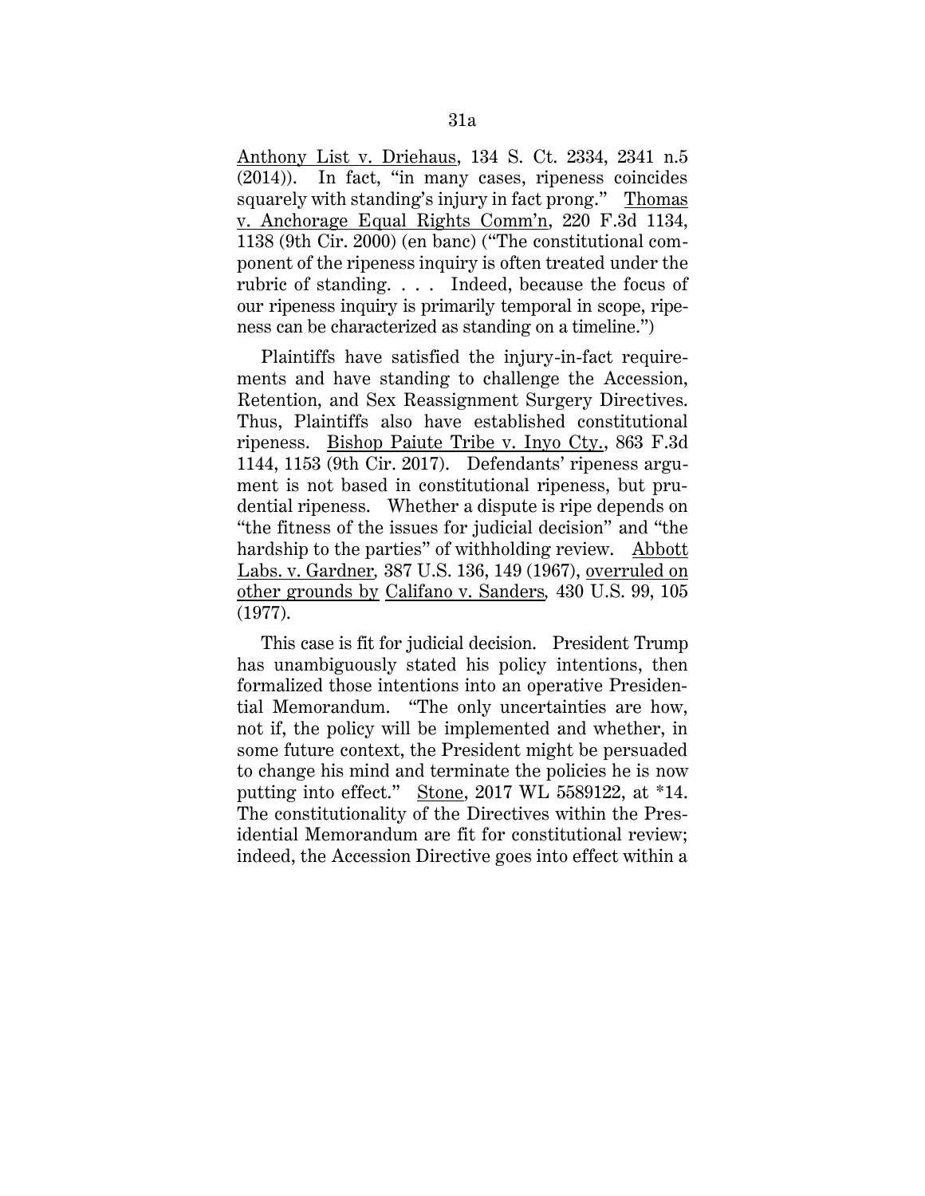Anthony List v. Driehaus, 134 S. Ct. 2334, 2341 n.5 (2014)). In fact, "in many cases, ripeness coincides squarely with standing's injury in fact prong." Thomas v. Anchorage Equal Rights Comm'n, 220 F.3d 1134, 1138 (9th Cir. 2000) (en banc) ("The constitutional component of the ripeness inquiry is often treated under the rubric of standing. . . . Indeed, because the focus of our ripeness inquiry is primarily temporal in scope, ripeness can be characterized as standing on a timeline.")

Plaintiffs have satisfied the injury-in-fact requirements and have standing to challenge the Accession, Retention, and Sex Reassignment Surgery Directives. Thus, Plaintiffs also have established constitutional ripeness. Bishop Paiute Tribe v. Inyo Cty., 863 F.3d 1144, 1153 (9th Cir. 2017). Defendants' ripeness argument is not based in constitutional ripeness, but prudential ripeness. Whether a dispute is ripe depends on "the fitness of the issues for judicial decision" and "the hardship to the parties" of withholding review. Abbott Labs. v. Gardner, 387 U.S. 136, 149 (1967), overruled on other grounds by Califano v. Sanders, 430 U.S. 99, 105 (1977).

This case is fit for judicial decision. President Trump has unambiguously stated his policy intentions, then formalized those intentions into an operative Presidential Memorandum. "The only uncertainties are how, not if, the policy will be implemented and whether, in some future context, the President might be persuaded to change his mind and terminate the policies he is now putting into effect." Stone, 2017 WL 5589122, at *14. The constitutionality of the Directives within the Presidential Memorandum are fit for constitutional review; indeed, the Accession Directive goes into effect within a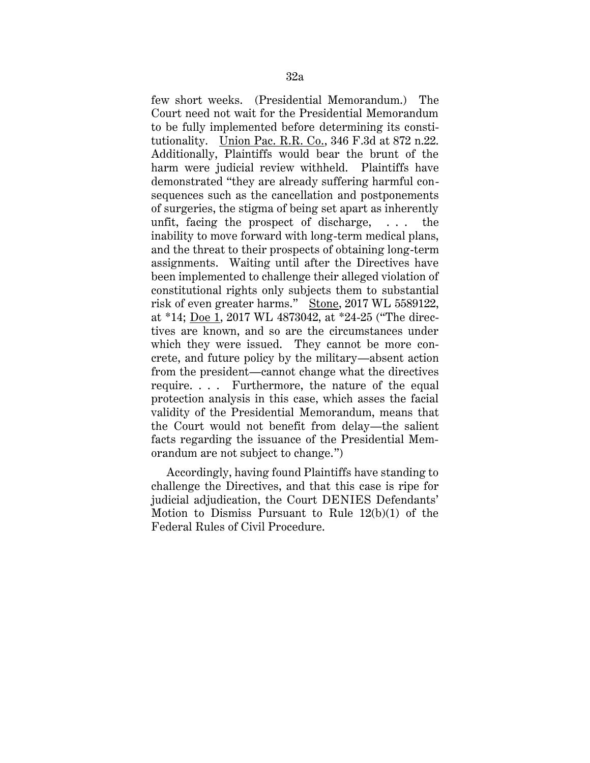few short weeks. (Presidential Memorandum.) The Court need not wait for the Presidential Memorandum to be fully implemented before determining its constitutionality. Union Pac. R.R. Co., 346 F.3d at 872 n.22. Additionally, Plaintiffs would bear the brunt of the harm were judicial review withheld. Plaintiffs have demonstrated "they are already suffering harmful consequences such as the cancellation and postponements of surgeries, the stigma of being set apart as inherently unfit, facing the prospect of discharge, . . . the inability to move forward with long-term medical plans, and the threat to their prospects of obtaining long-term assignments. Waiting until after the Directives have been implemented to challenge their alleged violation of constitutional rights only subjects them to substantial risk of even greater harms." Stone, 2017 WL 5589122, at *14; Doe 1, 2017 WL 4873042, at *24-25 ("The directives are known, and so are the circumstances under which they were issued. They cannot be more concrete, and future policy by the military—absent action from the president—cannot change what the directives require. . . . Furthermore, the nature of the equal protection analysis in this case, which asses the facial validity of the Presidential Memorandum, means that the Court would not benefit from delay—the salient facts regarding the issuance of the Presidential Memorandum are not subject to change.")

Accordingly, having found Plaintiffs have standing to challenge the Directives, and that this case is ripe for judicial adjudication, the Court DENIES Defendants' Motion to Dismiss Pursuant to Rule 12(b)(1) of the Federal Rules of Civil Procedure.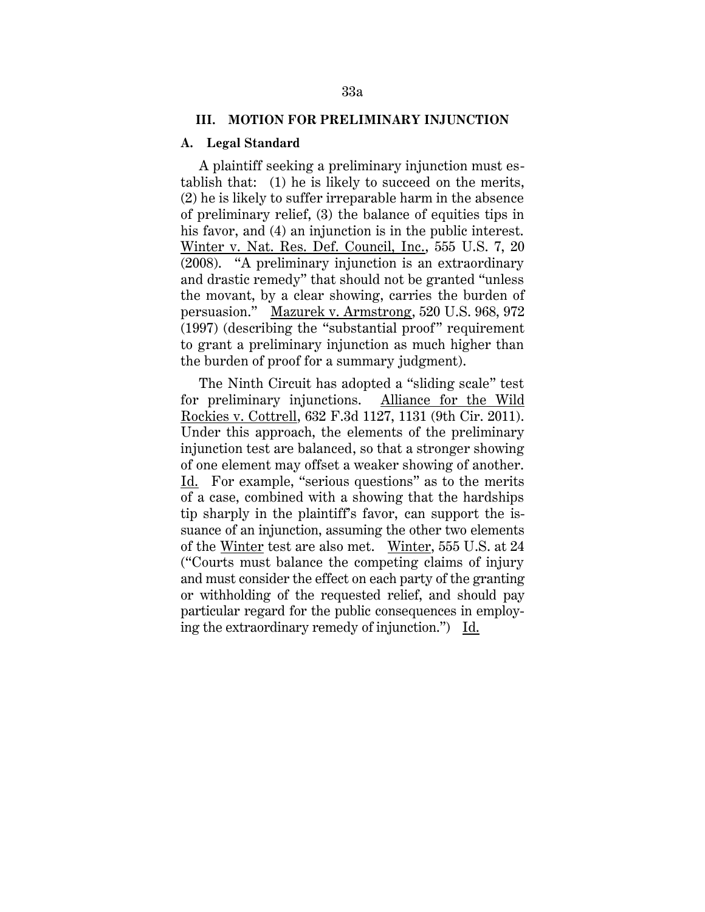## III. MOTION FOR PRELIMINARY INJUNCTION

### A. Legal Standard

A plaintiff seeking a preliminary injunction must establish that: (1) he is likely to succeed on the merits, (2) he is likely to suffer irreparable harm in the absence of preliminary relief, (3) the balance of equities tips in his favor, and (4) an injunction is in the public interest. Winter v. Nat. Res. Def. Council, Inc., 555 U.S. 7, 20 (2008). "A preliminary injunction is an extraordinary and drastic remedy" that should not be granted "unless the movant, by a clear showing, carries the burden of persuasion." Mazurek v. Armstrong, 520 U.S. 968, 972 (1997) (describing the "substantial proof" requirement to grant a preliminary injunction as much higher than the burden of proof for a summary judgment).

The Ninth Circuit has adopted a "sliding scale" test for preliminary injunctions. Alliance for the Wild Rockies v. Cottrell, 632 F.3d 1127, 1131 (9th Cir. 2011). Under this approach, the elements of the preliminary injunction test are balanced, so that a stronger showing of one element may offset a weaker showing of another. Id. For example, "serious questions" as to the merits of a case, combined with a showing that the hardships tip sharply in the plaintiff's favor, can support the issuance of an injunction, assuming the other two elements of the Winter test are also met. Winter, 555 U.S. at 24 ("Courts must balance the competing claims of injury and must consider the effect on each party of the granting or withholding of the requested relief, and should pay particular regard for the public consequences in employing the extraordinary remedy of injunction.") Id.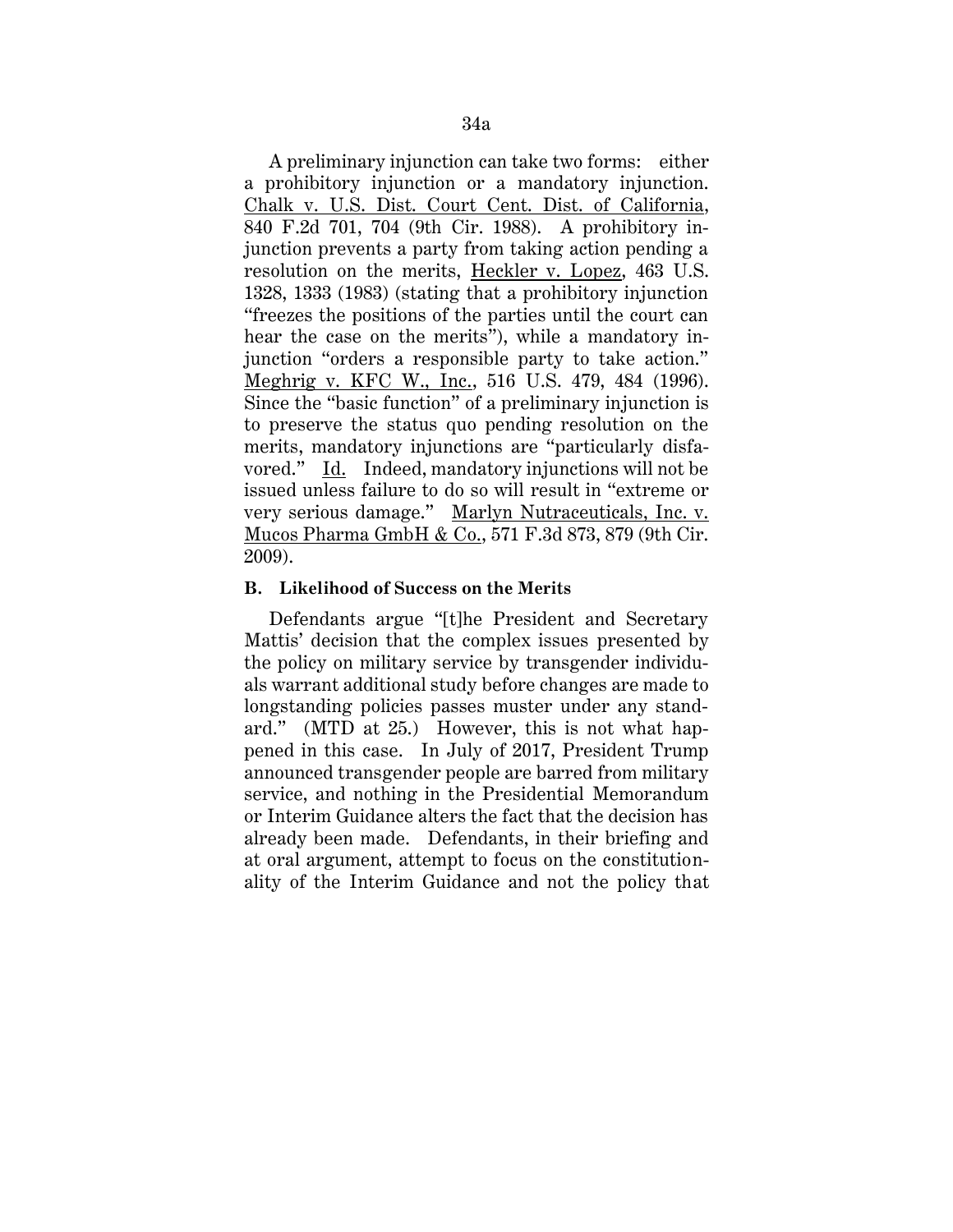A preliminary injunction can take two forms: either a prohibitory injunction or a mandatory injunction. Chalk v. U.S. Dist. Court Cent. Dist. of California, 840 F.2d 701, 704 (9th Cir. 1988). A prohibitory injunction prevents a party from taking action pending a resolution on the merits, Heckler v. Lopez, 463 U.S. 1328, 1333 (1983) (stating that a prohibitory injunction "freezes the positions of the parties until the court can hear the case on the merits"), while a mandatory injunction "orders a responsible party to take action." Meghrig v. KFC W., Inc., 516 U.S. 479, 484 (1996). Since the "basic function" of a preliminary injunction is to preserve the status quo pending resolution on the merits, mandatory injunctions are "particularly disfavored." Id. Indeed, mandatory injunctions will not be issued unless failure to do so will result in "extreme or very serious damage." Marlyn Nutraceuticals, Inc. v. Mucos Pharma GmbH & Co., 571 F.3d 873, 879 (9th Cir. 2009).

**B. Likelihood of Success on the Merits**

Defendants argue "[t]he President and Secretary Mattis' decision that the complex issues presented by the policy on military service by transgender individuals warrant additional study before changes are made to longstanding policies passes muster under any standard." (MTD at 25.) However, this is not what happened in this case. In July of 2017, President Trump announced transgender people are barred from military service, and nothing in the Presidential Memorandum or Interim Guidance alters the fact that the decision has already been made. Defendants, in their briefing and at oral argument, attempt to focus on the constitutionality of the Interim Guidance and not the policy that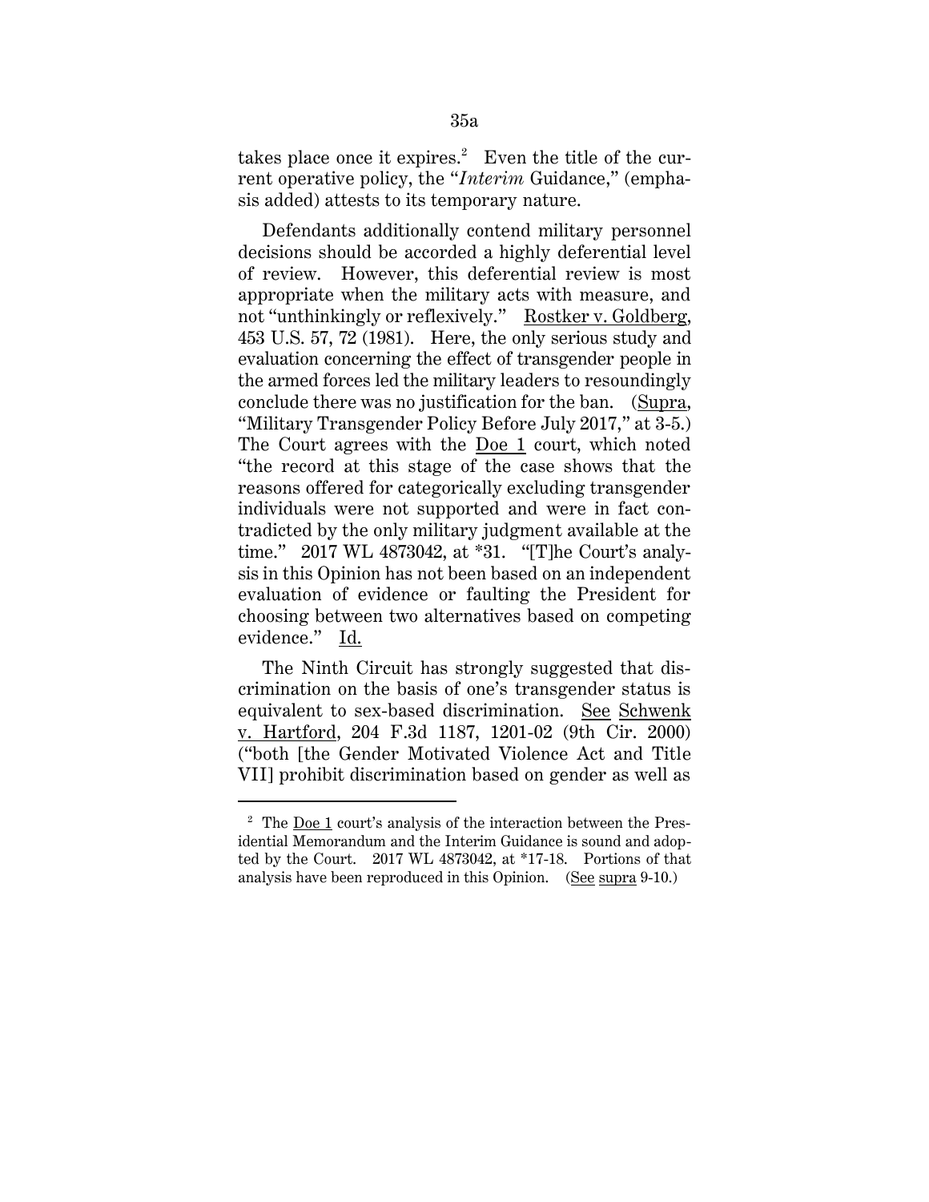takes place once it expires.[2] Even the title of the current operative policy, the "*Interim* Guidance," (emphasis added) attests to its temporary nature.

Defendants additionally contend military personnel decisions should be accorded a highly deferential level of review. However, this deferential review is most appropriate when the military acts with measure, and not "unthinkingly or reflexively." Rostker v. Goldberg, 453 U.S. 57, 72 (1981). Here, the only serious study and evaluation concerning the effect of transgender people in the armed forces led the military leaders to resoundingly conclude there was no justification for the ban. (Supra, "Military Transgender Policy Before July 2017," at 3-5.) The Court agrees with the Doe 1 court, which noted "the record at this stage of the case shows that the reasons offered for categorically excluding transgender individuals were not supported and were in fact contradicted by the only military judgment available at the time." 2017 WL 4873042, at *31. "[T]he Court's analysis in this Opinion has not been based on an independent evaluation of evidence or faulting the President for choosing between two alternatives based on competing evidence." Id.

The Ninth Circuit has strongly suggested that discrimination on the basis of one's transgender status is equivalent to sex-based discrimination. See Schwenk v. Hartford, 204 F.3d 1187, 1201-02 (9th Cir. 2000) ("both [the Gender Motivated Violence Act and Title VII] prohibit discrimination based on gender as well as

---

[2] The Doe 1 court's analysis of the interaction between the Presidential Memorandum and the Interim Guidance is sound and adopted by the Court. 2017 WL 4873042, at *17-18. Portions of that analysis have been reproduced in this Opinion. (See supra 9-10.)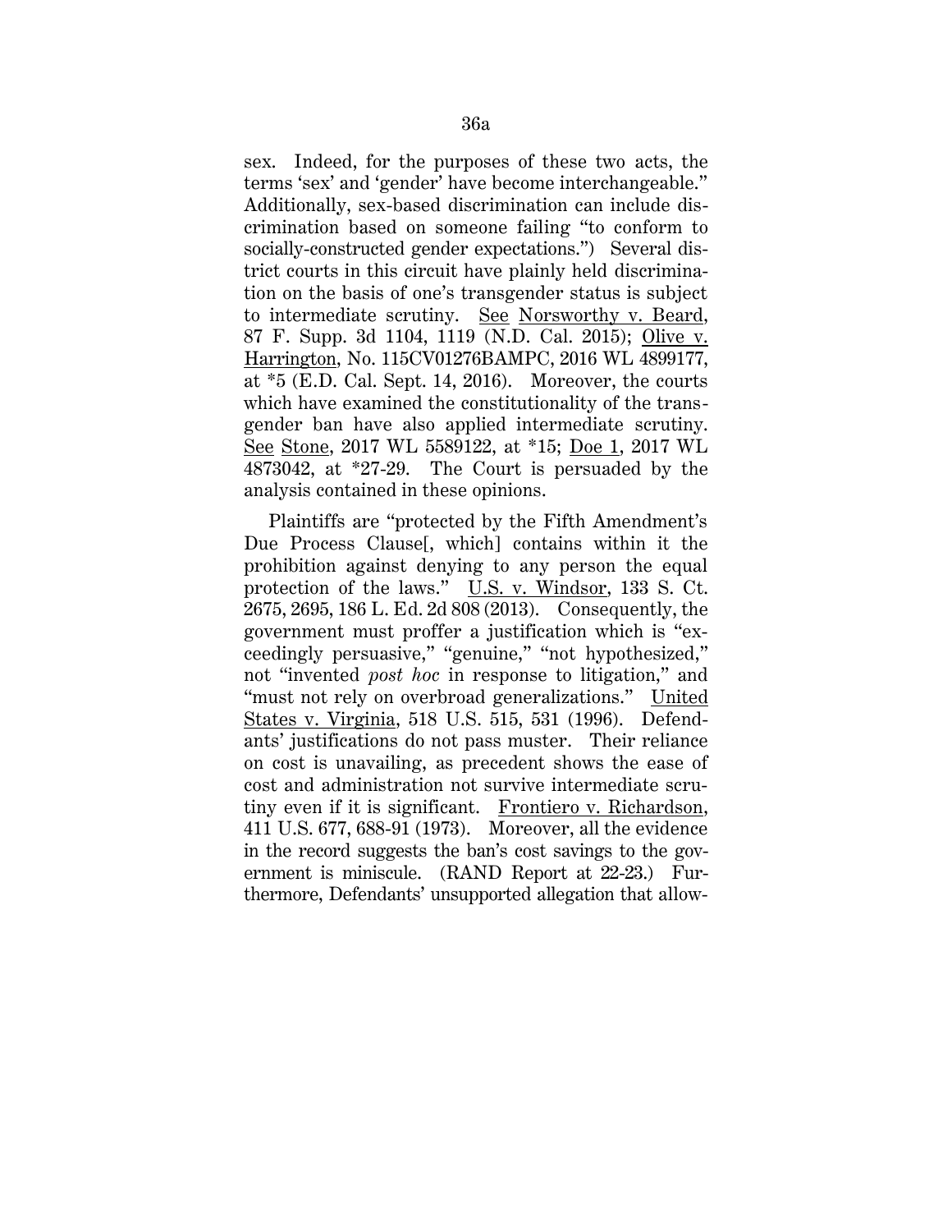sex. Indeed, for the purposes of these two acts, the terms 'sex' and 'gender' have become interchangeable." Additionally, sex-based discrimination can include discrimination based on someone failing "to conform to socially-constructed gender expectations.") Several district courts in this circuit have plainly held discrimination on the basis of one's transgender status is subject to intermediate scrutiny. See Norsworthy v. Beard, 87 F. Supp. 3d 1104, 1119 (N.D. Cal. 2015); Olive v. Harrington, No. 115CV01276BAMPC, 2016 WL 4899177, at *5 (E.D. Cal. Sept. 14, 2016). Moreover, the courts which have examined the constitutionality of the transgender ban have also applied intermediate scrutiny. See Stone, 2017 WL 5589122, at *15; Doe 1, 2017 WL 4873042, at *27-29. The Court is persuaded by the analysis contained in these opinions.

Plaintiffs are "protected by the Fifth Amendment's Due Process Clause[, which] contains within it the prohibition against denying to any person the equal protection of the laws." U.S. v. Windsor, 133 S. Ct. 2675, 2695, 186 L. Ed. 2d 808 (2013). Consequently, the government must proffer a justification which is "exceedingly persuasive," "genuine," "not hypothesized," not "invented *post hoc* in response to litigation," and "must not rely on overbroad generalizations." United States v. Virginia, 518 U.S. 515, 531 (1996). Defendants' justifications do not pass muster. Their reliance on cost is unavailing, as precedent shows the ease of cost and administration not survive intermediate scrutiny even if it is significant. Frontiero v. Richardson, 411 U.S. 677, 688-91 (1973). Moreover, all the evidence in the record suggests the ban's cost savings to the government is miniscule. (RAND Report at 22-23.) Furthermore, Defendants' unsupported allegation that allow-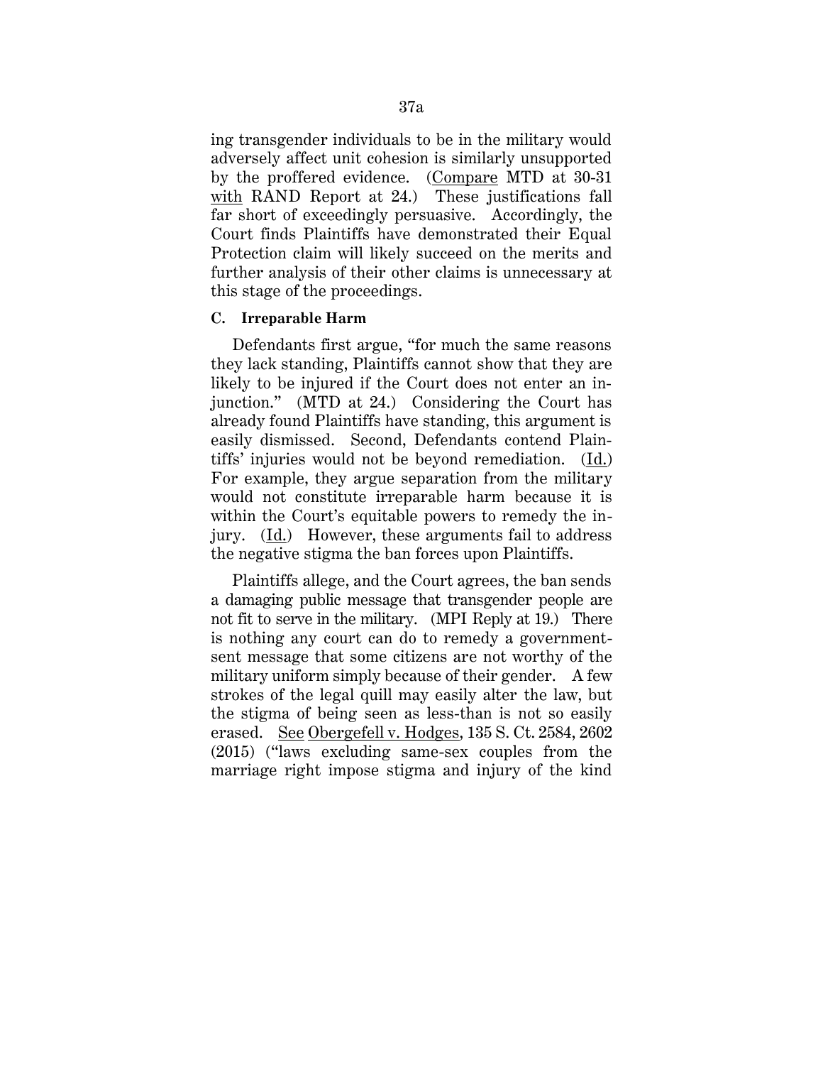ing transgender individuals to be in the military would adversely affect unit cohesion is similarly unsupported by the proffered evidence. (Compare MTD at 30-31 with RAND Report at 24.) These justifications fall far short of exceedingly persuasive. Accordingly, the Court finds Plaintiffs have demonstrated their Equal Protection claim will likely succeed on the merits and further analysis of their other claims is unnecessary at this stage of the proceedings.

### C. Irreparable Harm

Defendants first argue, "for much the same reasons they lack standing, Plaintiffs cannot show that they are likely to be injured if the Court does not enter an injunction." (MTD at 24.) Considering the Court has already found Plaintiffs have standing, this argument is easily dismissed. Second, Defendants contend Plaintiffs' injuries would not be beyond remediation. (Id.) For example, they argue separation from the military would not constitute irreparable harm because it is within the Court's equitable powers to remedy the injury. (Id.) However, these arguments fail to address the negative stigma the ban forces upon Plaintiffs.

Plaintiffs allege, and the Court agrees, the ban sends a damaging public message that transgender people are not fit to serve in the military. (MPI Reply at 19.) There is nothing any court can do to remedy a government-sent message that some citizens are not worthy of the military uniform simply because of their gender. A few strokes of the legal quill may easily alter the law, but the stigma of being seen as less-than is not so easily erased. See Obergefell v. Hodges, 135 S. Ct. 2584, 2602 (2015) ("laws excluding same-sex couples from the marriage right impose stigma and injury of the kind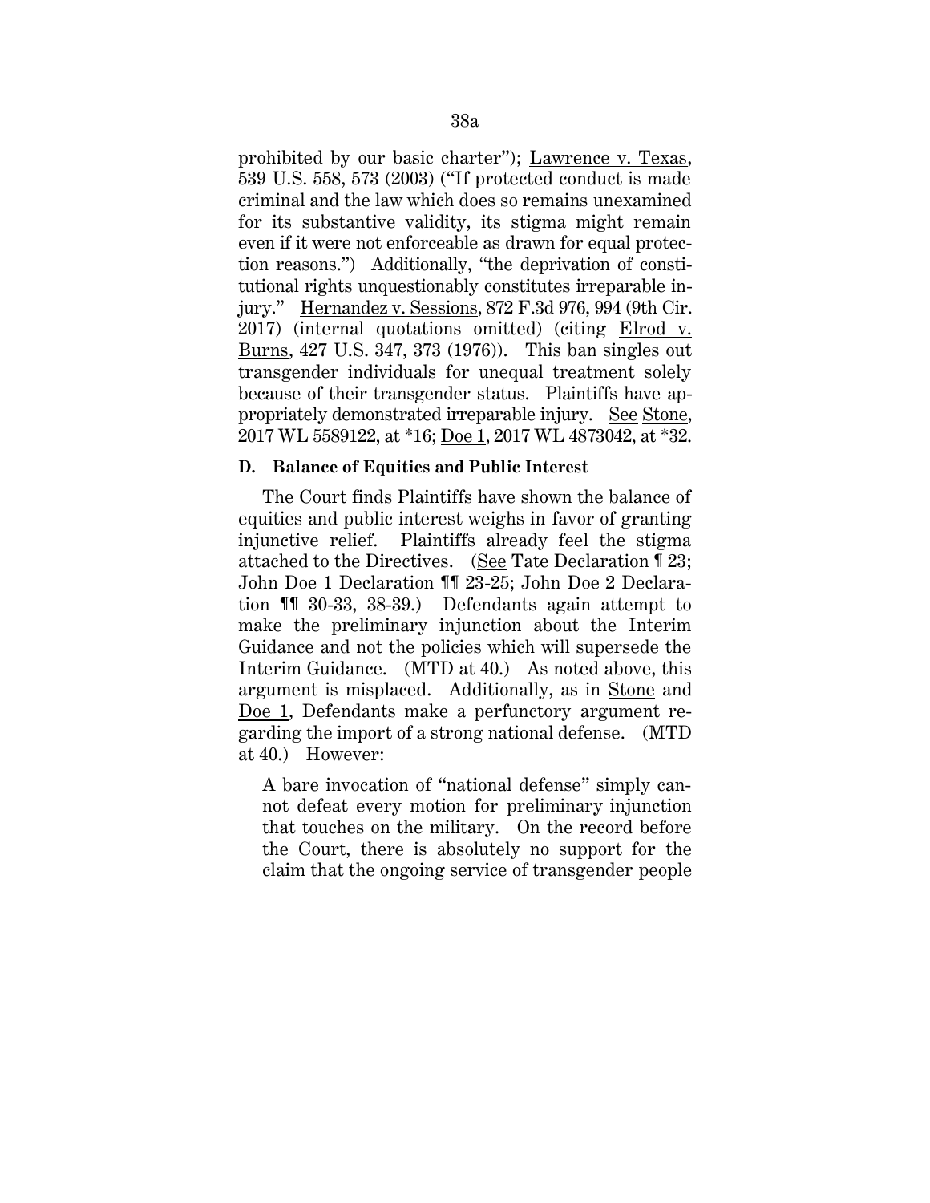prohibited by our basic charter"); Lawrence v. Texas, 539 U.S. 558, 573 (2003) ("If protected conduct is made criminal and the law which does so remains unexamined for its substantive validity, its stigma might remain even if it were not enforceable as drawn for equal protection reasons.") Additionally, "the deprivation of constitutional rights unquestionably constitutes irreparable injury." Hernandez v. Sessions, 872 F.3d 976, 994 (9th Cir. 2017) (internal quotations omitted) (citing Elrod v. Burns, 427 U.S. 347, 373 (1976)). This ban singles out transgender individuals for unequal treatment solely because of their transgender status. Plaintiffs have appropriately demonstrated irreparable injury. See Stone, 2017 WL 5589122, at *16; Doe 1, 2017 WL 4873042, at *32.

**D. Balance of Equities and Public Interest**

The Court finds Plaintiffs have shown the balance of equities and public interest weighs in favor of granting injunctive relief. Plaintiffs already feel the stigma attached to the Directives. (See Tate Declaration ¶ 23; John Doe 1 Declaration ¶¶ 23-25; John Doe 2 Declaration ¶¶ 30-33, 38-39.) Defendants again attempt to make the preliminary injunction about the Interim Guidance and not the policies which will supersede the Interim Guidance. (MTD at 40.) As noted above, this argument is misplaced. Additionally, as in Stone and Doe 1, Defendants make a perfunctory argument regarding the import of a strong national defense. (MTD at 40.) However:

> A bare invocation of "national defense" simply cannot defeat every motion for preliminary injunction that touches on the military. On the record before the Court, there is absolutely no support for the claim that the ongoing service of transgender people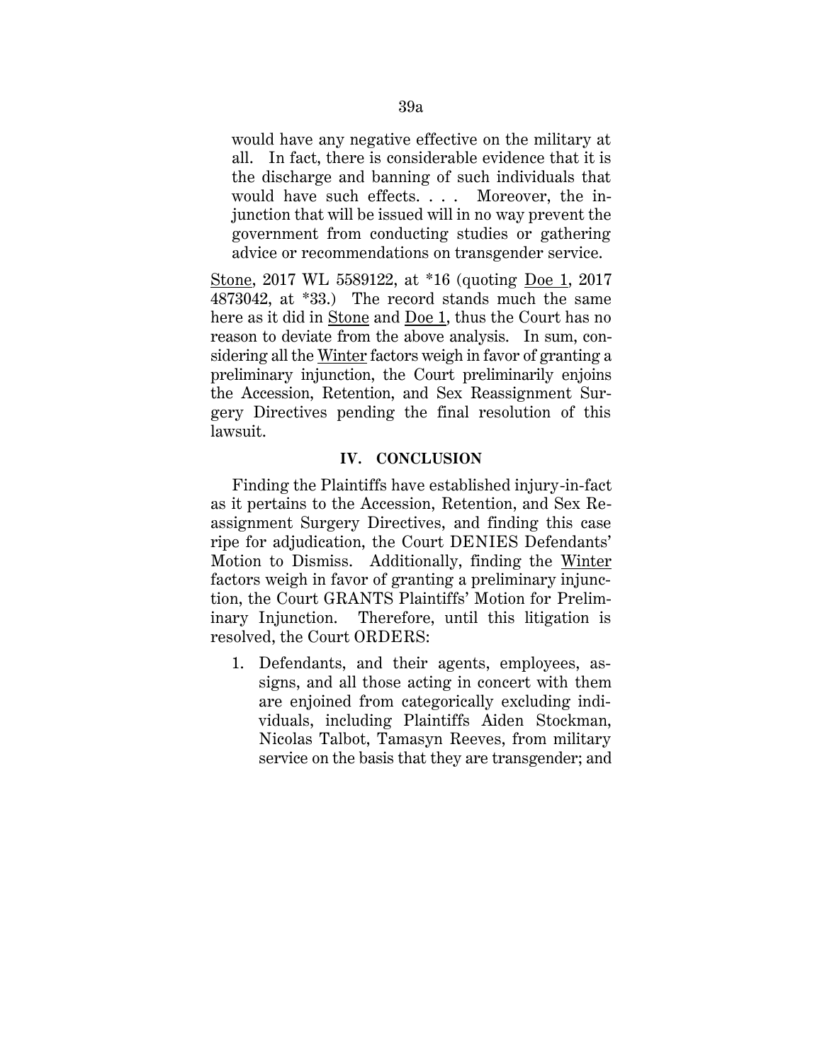> would have any negative effective on the military at all. In fact, there is considerable evidence that it is the discharge and banning of such individuals that would have such effects. . . . Moreover, the injunction that will be issued will in no way prevent the government from conducting studies or gathering advice or recommendations on transgender service.

Stone, 2017 WL 5589122, at *16 (quoting Doe 1, 2017 4873042, at *33.) The record stands much the same here as it did in Stone and Doe 1, thus the Court has no reason to deviate from the above analysis. In sum, considering all the Winter factors weigh in favor of granting a preliminary injunction, the Court preliminarily enjoins the Accession, Retention, and Sex Reassignment Surgery Directives pending the final resolution of this lawsuit.

## IV. CONCLUSION

Finding the Plaintiffs have established injury-in-fact as it pertains to the Accession, Retention, and Sex Reassignment Surgery Directives, and finding this case ripe for adjudication, the Court DENIES Defendants' Motion to Dismiss. Additionally, finding the Winter factors weigh in favor of granting a preliminary injunction, the Court GRANTS Plaintiffs' Motion for Preliminary Injunction. Therefore, until this litigation is resolved, the Court ORDERS:

1. Defendants, and their agents, employees, assigns, and all those acting in concert with them are enjoined from categorically excluding individuals, including Plaintiffs Aiden Stockman, Nicolas Talbot, Tamasyn Reeves, from military service on the basis that they are transgender; and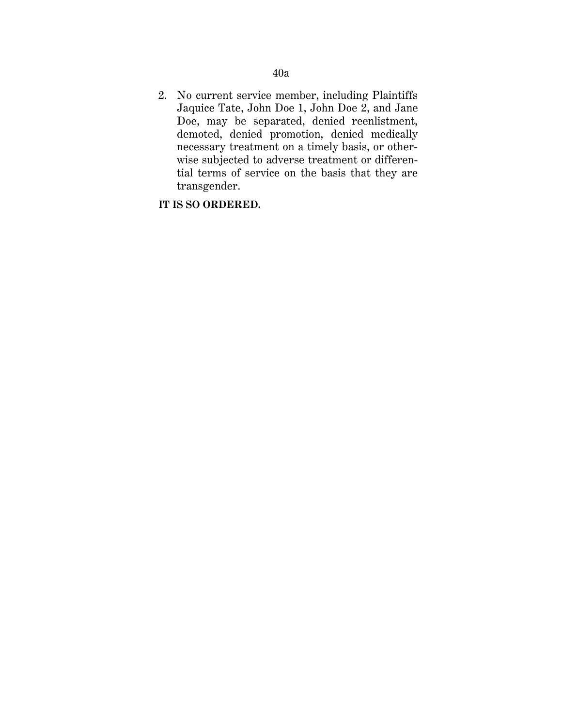2. No current service member, including Plaintiffs Jaquice Tate, John Doe 1, John Doe 2, and Jane Doe, may be separated, denied reenlistment, demoted, denied promotion, denied medically necessary treatment on a timely basis, or otherwise subjected to adverse treatment or differential terms of service on the basis that they are transgender.

**IT IS SO ORDERED.**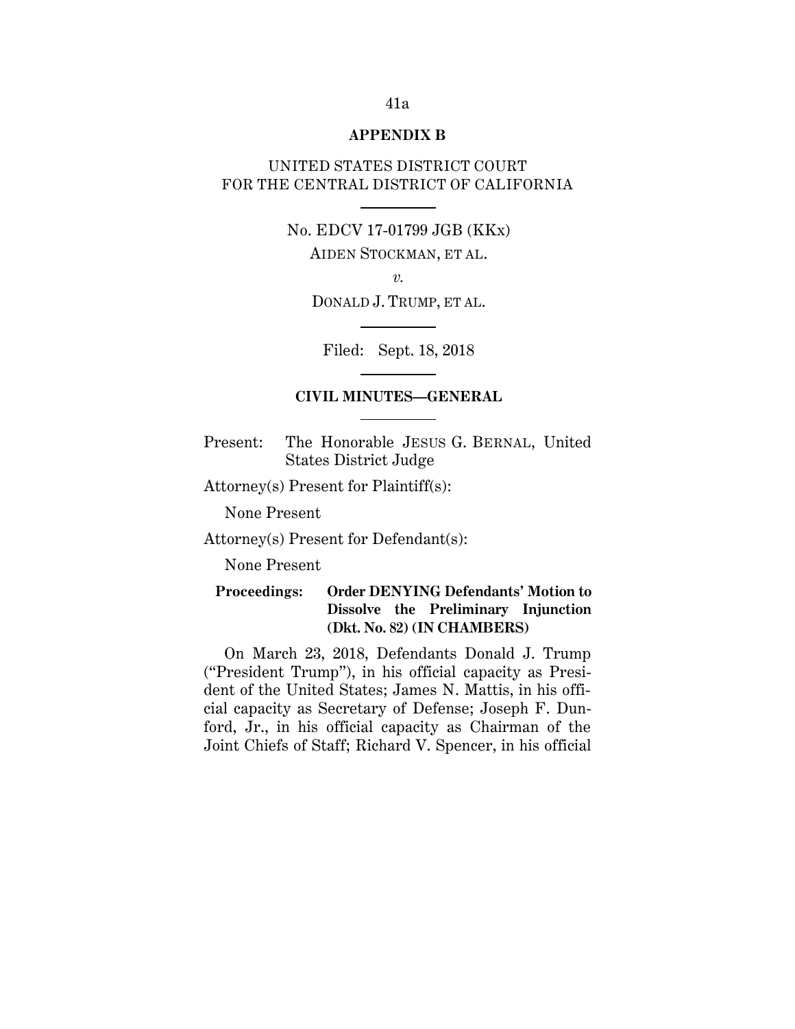## APPENDIX B

UNITED STATES DISTRICT COURT
FOR THE CENTRAL DISTRICT OF CALIFORNIA

---

No. EDCV 17-01799 JGB (KKx)

AIDEN STOCKMAN, ET AL.

*v.*

DONALD J. TRUMP, ET AL.

---

Filed: Sept. 18, 2018

---

**CIVIL MINUTES—GENERAL**

---

Present: The Honorable JESUS G. BERNAL, United States District Judge

Attorney(s) Present for Plaintiff(s):

None Present

Attorney(s) Present for Defendant(s):

None Present

**Proceedings: Order DENYING Defendants' Motion to Dissolve the Preliminary Injunction (Dkt. No. 82) (IN CHAMBERS)**

On March 23, 2018, Defendants Donald J. Trump ("President Trump"), in his official capacity as President of the United States; James N. Mattis, in his official capacity as Secretary of Defense; Joseph F. Dunford, Jr., in his official capacity as Chairman of the Joint Chiefs of Staff; Richard V. Spencer, in his official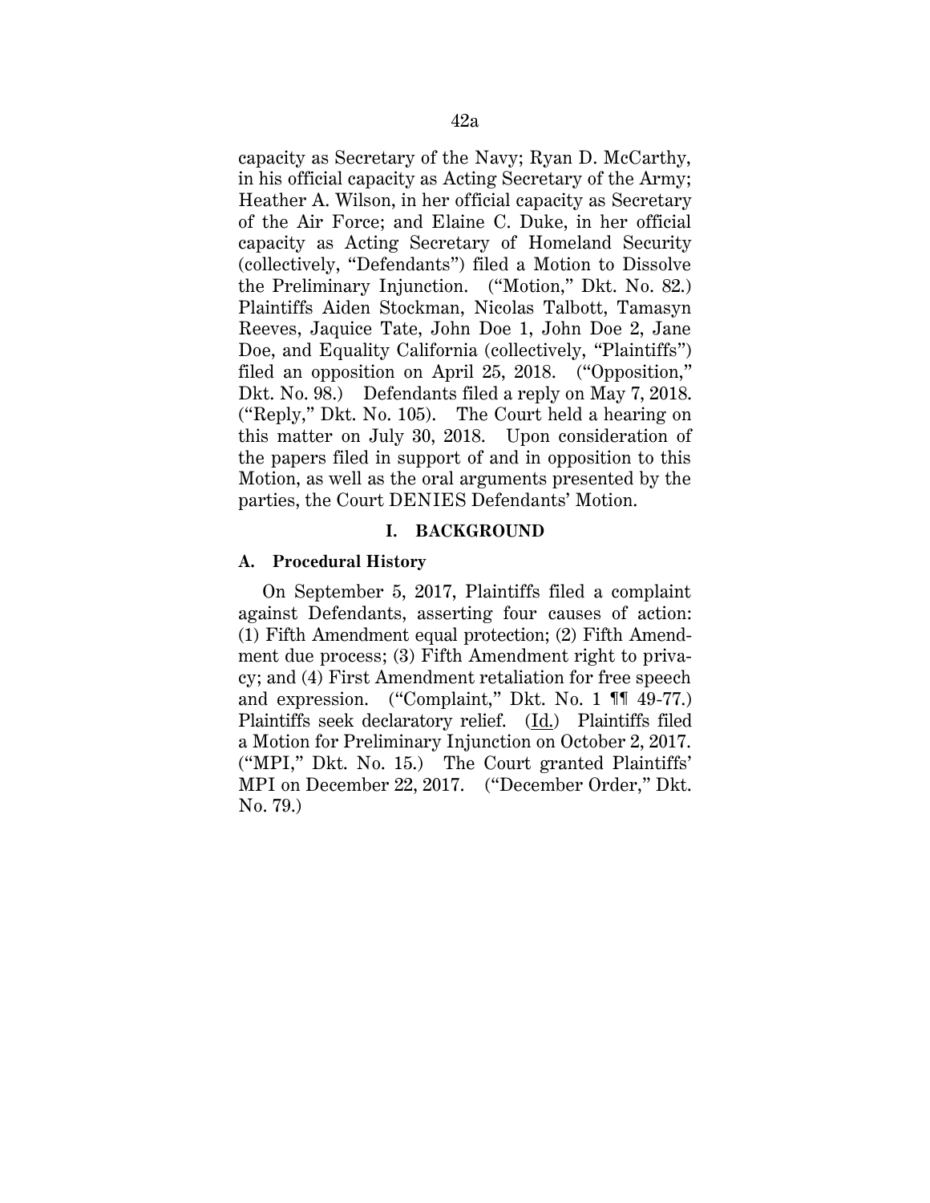capacity as Secretary of the Navy; Ryan D. McCarthy, in his official capacity as Acting Secretary of the Army; Heather A. Wilson, in her official capacity as Secretary of the Air Force; and Elaine C. Duke, in her official capacity as Acting Secretary of Homeland Security (collectively, "Defendants") filed a Motion to Dissolve the Preliminary Injunction. ("Motion," Dkt. No. 82.) Plaintiffs Aiden Stockman, Nicolas Talbott, Tamasyn Reeves, Jaquice Tate, John Doe 1, John Doe 2, Jane Doe, and Equality California (collectively, "Plaintiffs") filed an opposition on April 25, 2018. ("Opposition," Dkt. No. 98.) Defendants filed a reply on May 7, 2018. ("Reply," Dkt. No. 105). The Court held a hearing on this matter on July 30, 2018. Upon consideration of the papers filed in support of and in opposition to this Motion, as well as the oral arguments presented by the parties, the Court DENIES Defendants' Motion.

## I. BACKGROUND

### A. Procedural History

On September 5, 2017, Plaintiffs filed a complaint against Defendants, asserting four causes of action: (1) Fifth Amendment equal protection; (2) Fifth Amendment due process; (3) Fifth Amendment right to privacy; and (4) First Amendment retaliation for free speech and expression. ("Complaint," Dkt. No. 1 ¶¶ 49-77.) Plaintiffs seek declaratory relief. (Id.) Plaintiffs filed a Motion for Preliminary Injunction on October 2, 2017. ("MPI," Dkt. No. 15.) The Court granted Plaintiffs' MPI on December 22, 2017. ("December Order," Dkt. No. 79.)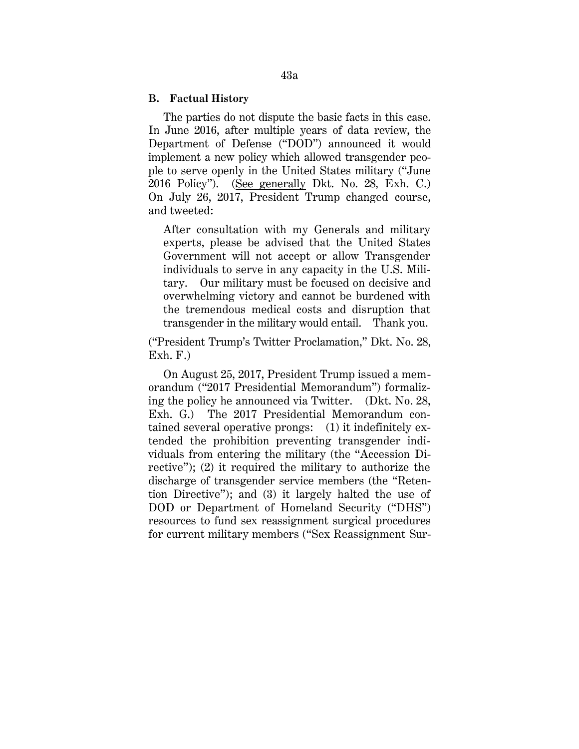### B. Factual History

The parties do not dispute the basic facts in this case. In June 2016, after multiple years of data review, the Department of Defense ("DOD") announced it would implement a new policy which allowed transgender people to serve openly in the United States military ("June 2016 Policy"). (See generally Dkt. No. 28, Exh. C.) On July 26, 2017, President Trump changed course, and tweeted:

> After consultation with my Generals and military experts, please be advised that the United States Government will not accept or allow Transgender individuals to serve in any capacity in the U.S. Military. Our military must be focused on decisive and overwhelming victory and cannot be burdened with the tremendous medical costs and disruption that transgender in the military would entail. Thank you.

("President Trump's Twitter Proclamation," Dkt. No. 28, Exh. F.)

On August 25, 2017, President Trump issued a memorandum ("2017 Presidential Memorandum") formalizing the policy he announced via Twitter. (Dkt. No. 28, Exh. G.) The 2017 Presidential Memorandum contained several operative prongs: (1) it indefinitely extended the prohibition preventing transgender individuals from entering the military (the "Accession Directive"); (2) it required the military to authorize the discharge of transgender service members (the "Retention Directive"); and (3) it largely halted the use of DOD or Department of Homeland Security ("DHS") resources to fund sex reassignment surgical procedures for current military members ("Sex Reassignment Sur-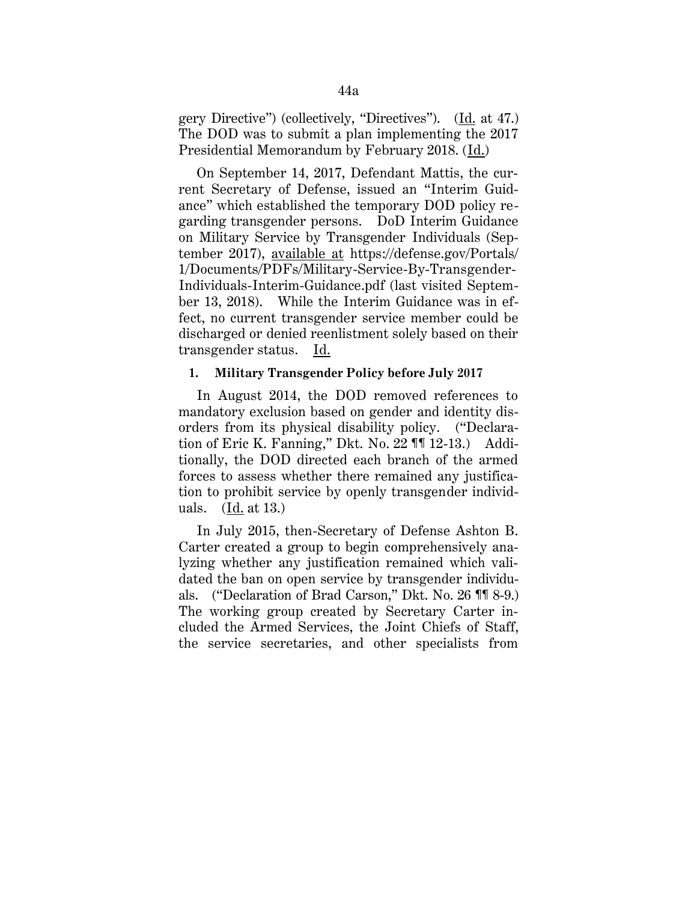gery Directive") (collectively, "Directives"). (Id. at 47.) The DOD was to submit a plan implementing the 2017 Presidential Memorandum by February 2018. (Id.)

On September 14, 2017, Defendant Mattis, the current Secretary of Defense, issued an "Interim Guidance" which established the temporary DOD policy regarding transgender persons. DoD Interim Guidance on Military Service by Transgender Individuals (September 2017), available at https://defense.gov/Portals/1/Documents/PDFs/Military-Service-By-Transgender-Individuals-Interim-Guidance.pdf (last visited September 13, 2018). While the Interim Guidance was in effect, no current transgender service member could be discharged or denied reenlistment solely based on their transgender status. Id.

### 1. Military Transgender Policy before July 2017

In August 2014, the DOD removed references to mandatory exclusion based on gender and identity disorders from its physical disability policy. ("Declaration of Eric K. Fanning," Dkt. No. 22 ¶¶ 12-13.) Additionally, the DOD directed each branch of the armed forces to assess whether there remained any justification to prohibit service by openly transgender individuals. (Id. at 13.)

In July 2015, then-Secretary of Defense Ashton B. Carter created a group to begin comprehensively analyzing whether any justification remained which validated the ban on open service by transgender individuals. ("Declaration of Brad Carson," Dkt. No. 26 ¶¶ 8-9.) The working group created by Secretary Carter included the Armed Services, the Joint Chiefs of Staff, the service secretaries, and other specialists from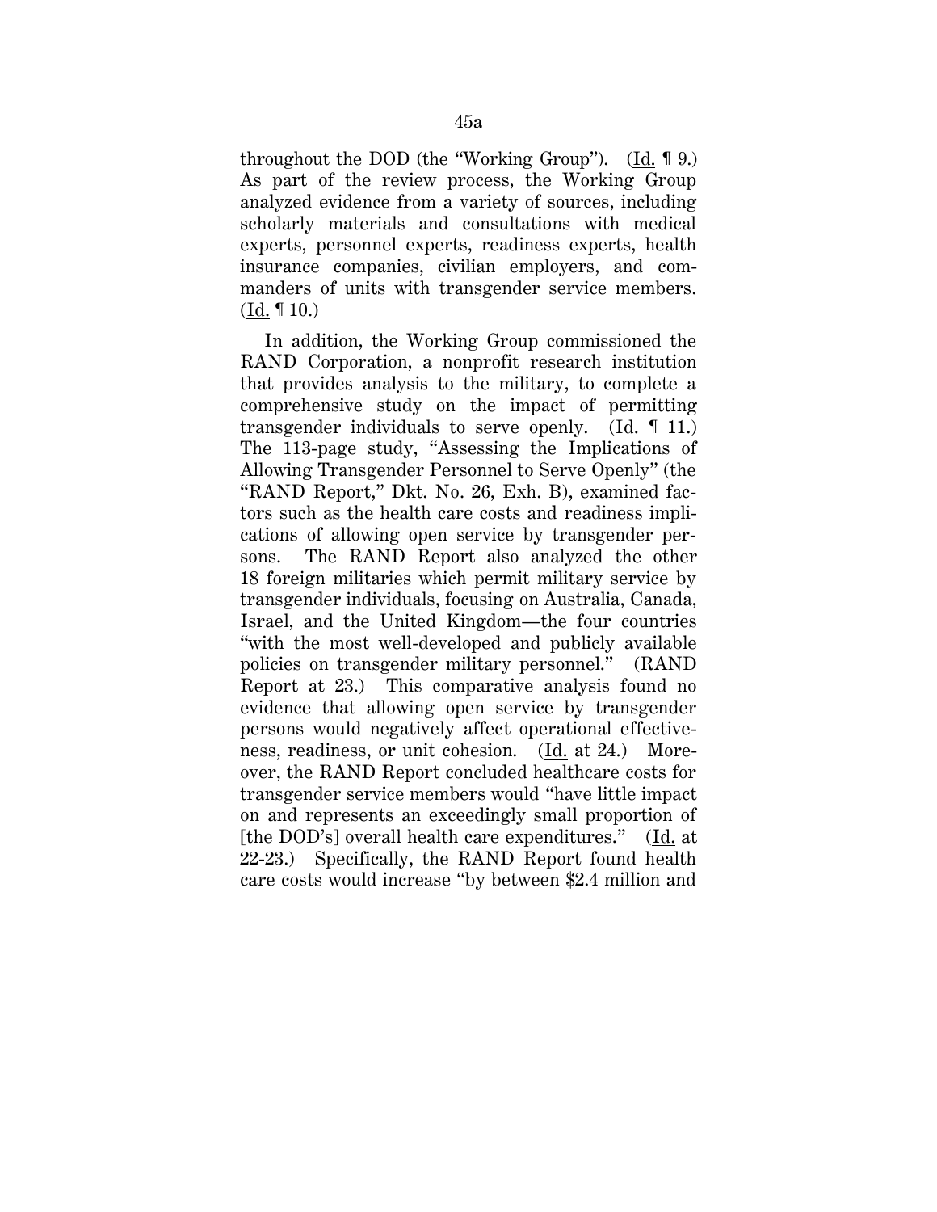throughout the DOD (the "Working Group"). (Id. ¶ 9.) As part of the review process, the Working Group analyzed evidence from a variety of sources, including scholarly materials and consultations with medical experts, personnel experts, readiness experts, health insurance companies, civilian employers, and commanders of units with transgender service members. (Id. ¶ 10.)

In addition, the Working Group commissioned the RAND Corporation, a nonprofit research institution that provides analysis to the military, to complete a comprehensive study on the impact of permitting transgender individuals to serve openly. (Id. ¶ 11.) The 113-page study, "Assessing the Implications of Allowing Transgender Personnel to Serve Openly" (the "RAND Report," Dkt. No. 26, Exh. B), examined factors such as the health care costs and readiness implications of allowing open service by transgender persons. The RAND Report also analyzed the other 18 foreign militaries which permit military service by transgender individuals, focusing on Australia, Canada, Israel, and the United Kingdom—the four countries "with the most well-developed and publicly available policies on transgender military personnel." (RAND Report at 23.) This comparative analysis found no evidence that allowing open service by transgender persons would negatively affect operational effectiveness, readiness, or unit cohesion. (Id. at 24.) Moreover, the RAND Report concluded healthcare costs for transgender service members would "have little impact on and represents an exceedingly small proportion of [the DOD's] overall health care expenditures." (Id. at 22-23.) Specifically, the RAND Report found health care costs would increase "by between $2.4 million and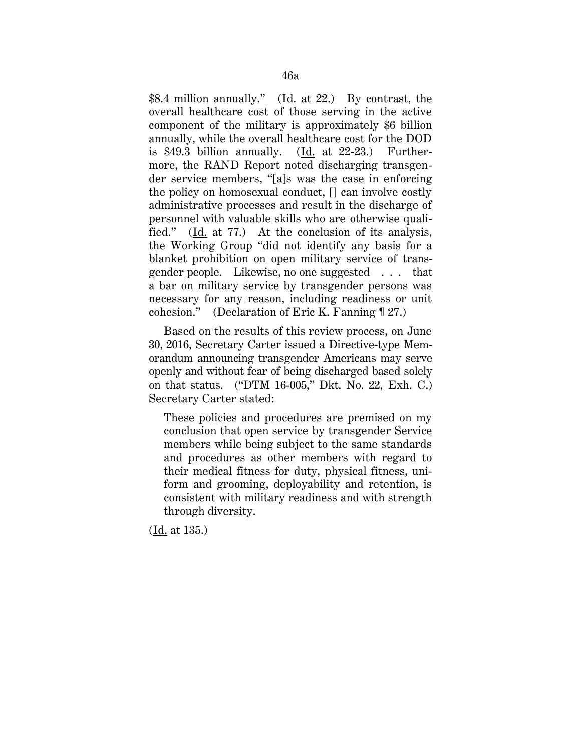$8.4 million annually." (Id. at 22.) By contrast, the overall healthcare cost of those serving in the active component of the military is approximately $6 billion annually, while the overall healthcare cost for the DOD is $49.3 billion annually. (Id. at 22-23.) Furthermore, the RAND Report noted discharging transgender service members, "[a]s was the case in enforcing the policy on homosexual conduct, [] can involve costly administrative processes and result in the discharge of personnel with valuable skills who are otherwise qualified." (Id. at 77.) At the conclusion of its analysis, the Working Group "did not identify any basis for a blanket prohibition on open military service of transgender people. Likewise, no one suggested . . . that a bar on military service by transgender persons was necessary for any reason, including readiness or unit cohesion." (Declaration of Eric K. Fanning ¶ 27.)

Based on the results of this review process, on June 30, 2016, Secretary Carter issued a Directive-type Memorandum announcing transgender Americans may serve openly and without fear of being discharged based solely on that status. ("DTM 16-005," Dkt. No. 22, Exh. C.) Secretary Carter stated:

> These policies and procedures are premised on my conclusion that open service by transgender Service members while being subject to the same standards and procedures as other members with regard to their medical fitness for duty, physical fitness, uniform and grooming, deployability and retention, is consistent with military readiness and with strength through diversity.

(Id. at 135.)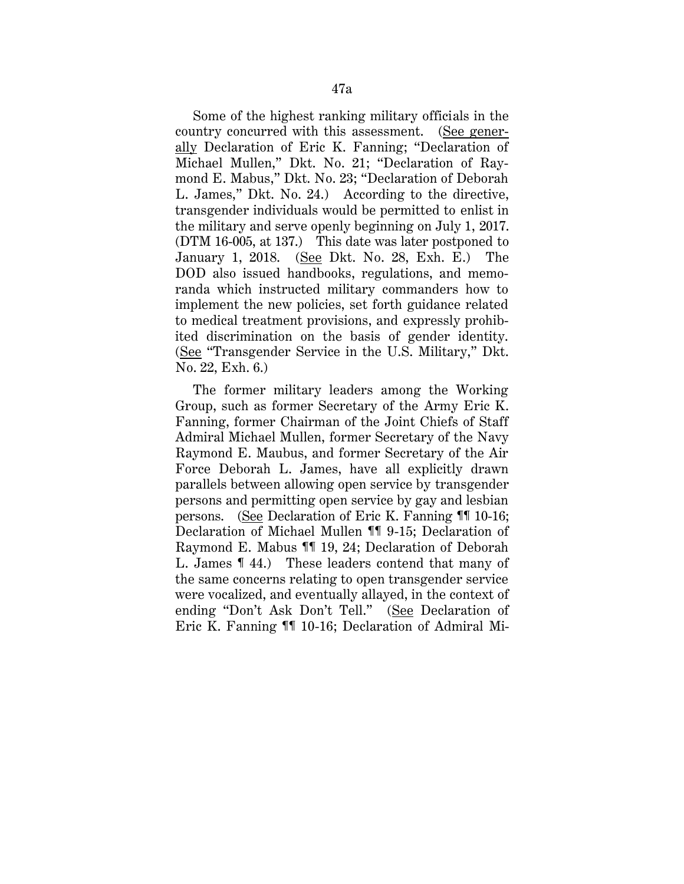Some of the highest ranking military officials in the country concurred with this assessment. (See generally Declaration of Eric K. Fanning; "Declaration of Michael Mullen," Dkt. No. 21; "Declaration of Raymond E. Mabus," Dkt. No. 23; "Declaration of Deborah L. James," Dkt. No. 24.) According to the directive, transgender individuals would be permitted to enlist in the military and serve openly beginning on July 1, 2017. (DTM 16-005, at 137.) This date was later postponed to January 1, 2018. (See Dkt. No. 28, Exh. E.) The DOD also issued handbooks, regulations, and memoranda which instructed military commanders how to implement the new policies, set forth guidance related to medical treatment provisions, and expressly prohibited discrimination on the basis of gender identity. (See "Transgender Service in the U.S. Military," Dkt. No. 22, Exh. 6.)

The former military leaders among the Working Group, such as former Secretary of the Army Eric K. Fanning, former Chairman of the Joint Chiefs of Staff Admiral Michael Mullen, former Secretary of the Navy Raymond E. Maubus, and former Secretary of the Air Force Deborah L. James, have all explicitly drawn parallels between allowing open service by transgender persons and permitting open service by gay and lesbian persons. (See Declaration of Eric K. Fanning ¶¶ 10-16; Declaration of Michael Mullen ¶¶ 9-15; Declaration of Raymond E. Mabus ¶¶ 19, 24; Declaration of Deborah L. James ¶ 44.) These leaders contend that many of the same concerns relating to open transgender service were vocalized, and eventually allayed, in the context of ending "Don't Ask Don't Tell." (See Declaration of Eric K. Fanning ¶¶ 10-16; Declaration of Admiral Mi-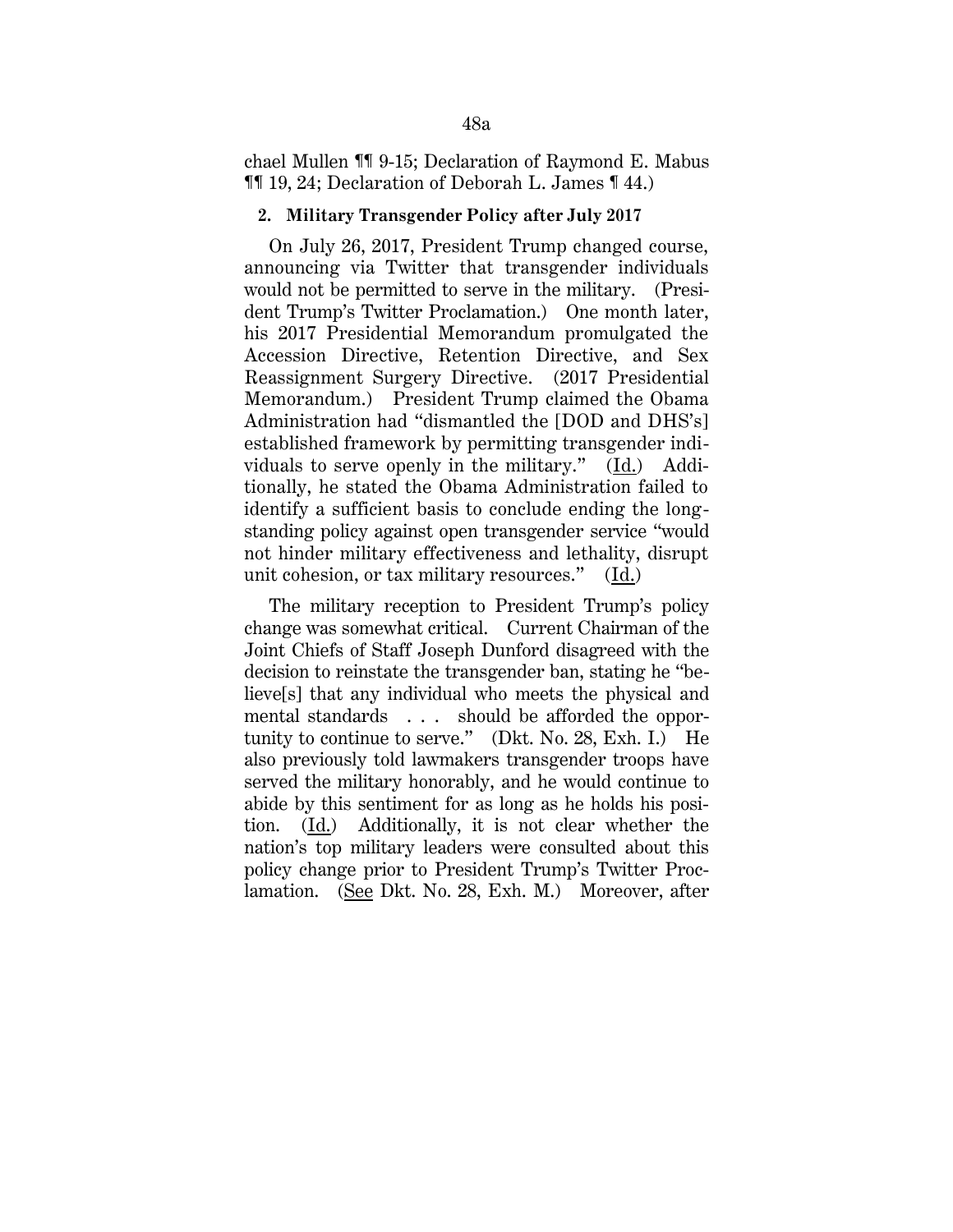chael Mullen ¶¶ 9-15; Declaration of Raymond E. Mabus ¶¶ 19, 24; Declaration of Deborah L. James ¶ 44.)

**2. Military Transgender Policy after July 2017**

On July 26, 2017, President Trump changed course, announcing via Twitter that transgender individuals would not be permitted to serve in the military. (President Trump's Twitter Proclamation.) One month later, his 2017 Presidential Memorandum promulgated the Accession Directive, Retention Directive, and Sex Reassignment Surgery Directive. (2017 Presidential Memorandum.) President Trump claimed the Obama Administration had "dismantled the [DOD and DHS's] established framework by permitting transgender individuals to serve openly in the military." (Id.) Additionally, he stated the Obama Administration failed to identify a sufficient basis to conclude ending the longstanding policy against open transgender service "would not hinder military effectiveness and lethality, disrupt unit cohesion, or tax military resources." (Id.)

The military reception to President Trump's policy change was somewhat critical. Current Chairman of the Joint Chiefs of Staff Joseph Dunford disagreed with the decision to reinstate the transgender ban, stating he "believe[s] that any individual who meets the physical and mental standards . . . should be afforded the opportunity to continue to serve." (Dkt. No. 28, Exh. I.) He also previously told lawmakers transgender troops have served the military honorably, and he would continue to abide by this sentiment for as long as he holds his position. (Id.) Additionally, it is not clear whether the nation's top military leaders were consulted about this policy change prior to President Trump's Twitter Proclamation. (See Dkt. No. 28, Exh. M.) Moreover, after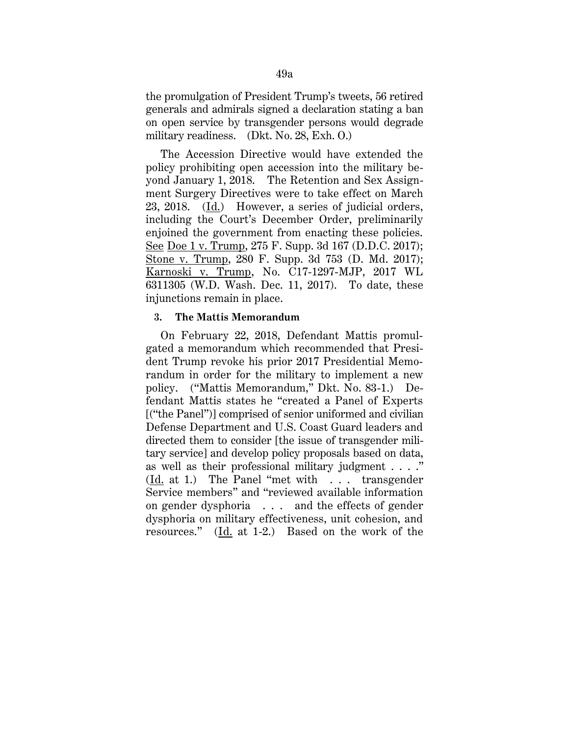the promulgation of President Trump's tweets, 56 retired generals and admirals signed a declaration stating a ban on open service by transgender persons would degrade military readiness. (Dkt. No. 28, Exh. O.)

The Accession Directive would have extended the policy prohibiting open accession into the military beyond January 1, 2018. The Retention and Sex Assignment Surgery Directives were to take effect on March 23, 2018. (Id.) However, a series of judicial orders, including the Court's December Order, preliminarily enjoined the government from enacting these policies. See Doe 1 v. Trump, 275 F. Supp. 3d 167 (D.D.C. 2017); Stone v. Trump, 280 F. Supp. 3d 753 (D. Md. 2017); Karnoski v. Trump, No. C17-1297-MJP, 2017 WL 6311305 (W.D. Wash. Dec. 11, 2017). To date, these injunctions remain in place.

### 3. The Mattis Memorandum

On February 22, 2018, Defendant Mattis promulgated a memorandum which recommended that President Trump revoke his prior 2017 Presidential Memorandum in order for the military to implement a new policy. ("Mattis Memorandum," Dkt. No. 83-1.) Defendant Mattis states he "created a Panel of Experts [("the Panel")] comprised of senior uniformed and civilian Defense Department and U.S. Coast Guard leaders and directed them to consider [the issue of transgender military service] and develop policy proposals based on data, as well as their professional military judgment . . . ." (Id. at 1.) The Panel "met with . . . transgender Service members" and "reviewed available information on gender dysphoria . . . and the effects of gender dysphoria on military effectiveness, unit cohesion, and resources." (Id. at 1-2.) Based on the work of the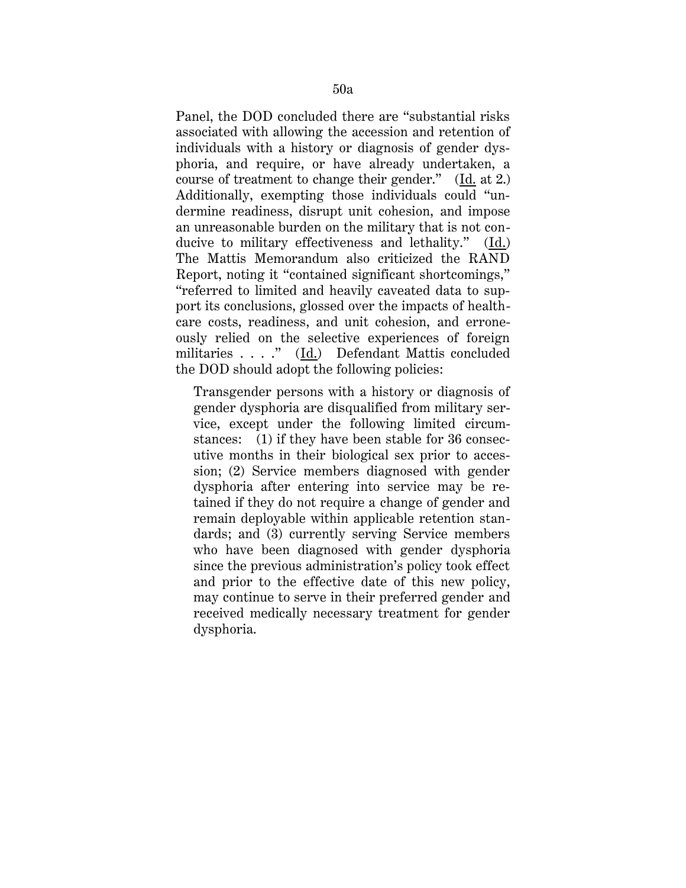Panel, the DOD concluded there are "substantial risks associated with allowing the accession and retention of individuals with a history or diagnosis of gender dysphoria, and require, or have already undertaken, a course of treatment to change their gender." (Id. at 2.) Additionally, exempting those individuals could "undermine readiness, disrupt unit cohesion, and impose an unreasonable burden on the military that is not conducive to military effectiveness and lethality." (Id.) The Mattis Memorandum also criticized the RAND Report, noting it "contained significant shortcomings," "referred to limited and heavily caveated data to support its conclusions, glossed over the impacts of healthcare costs, readiness, and unit cohesion, and erroneously relied on the selective experiences of foreign militaries . . . ." (Id.) Defendant Mattis concluded the DOD should adopt the following policies:

> Transgender persons with a history or diagnosis of gender dysphoria are disqualified from military service, except under the following limited circumstances: (1) if they have been stable for 36 consecutive months in their biological sex prior to accession; (2) Service members diagnosed with gender dysphoria after entering into service may be retained if they do not require a change of gender and remain deployable within applicable retention standards; and (3) currently serving Service members who have been diagnosed with gender dysphoria since the previous administration's policy took effect and prior to the effective date of this new policy, may continue to serve in their preferred gender and received medically necessary treatment for gender dysphoria.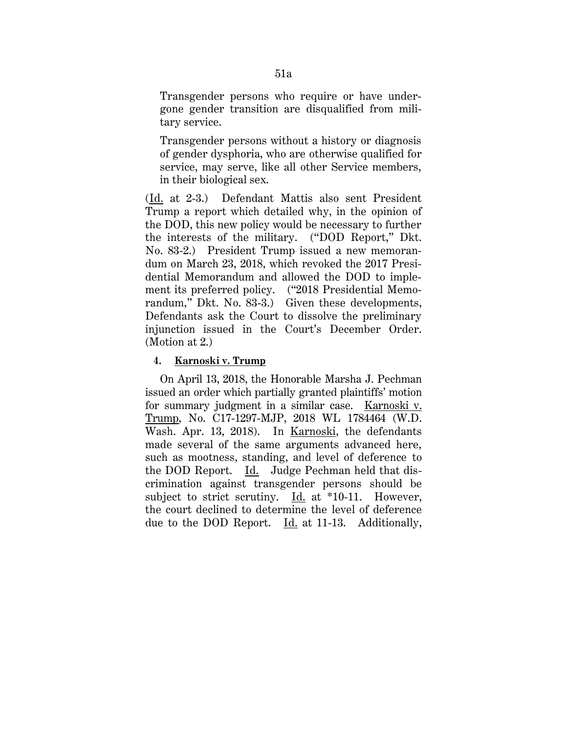> Transgender persons who require or have undergone gender transition are disqualified from military service.
>
> Transgender persons without a history or diagnosis of gender dysphoria, who are otherwise qualified for service, may serve, like all other Service members, in their biological sex.

(Id. at 2-3.) Defendant Mattis also sent President Trump a report which detailed why, in the opinion of the DOD, this new policy would be necessary to further the interests of the military. ("DOD Report," Dkt. No. 83-2.) President Trump issued a new memorandum on March 23, 2018, which revoked the 2017 Presidential Memorandum and allowed the DOD to implement its preferred policy. ("2018 Presidential Memorandum," Dkt. No. 83-3.) Given these developments, Defendants ask the Court to dissolve the preliminary injunction issued in the Court's December Order. (Motion at 2.)

#### 4. Karnoski v. Trump

On April 13, 2018, the Honorable Marsha J. Pechman issued an order which partially granted plaintiffs' motion for summary judgment in a similar case. Karnoski v. Trump, No. C17-1297-MJP, 2018 WL 1784464 (W.D. Wash. Apr. 13, 2018). In Karnoski, the defendants made several of the same arguments advanced here, such as mootness, standing, and level of deference to the DOD Report. Id. Judge Pechman held that discrimination against transgender persons should be subject to strict scrutiny. Id. at *10-11. However, the court declined to determine the level of deference due to the DOD Report. Id. at 11-13. Additionally,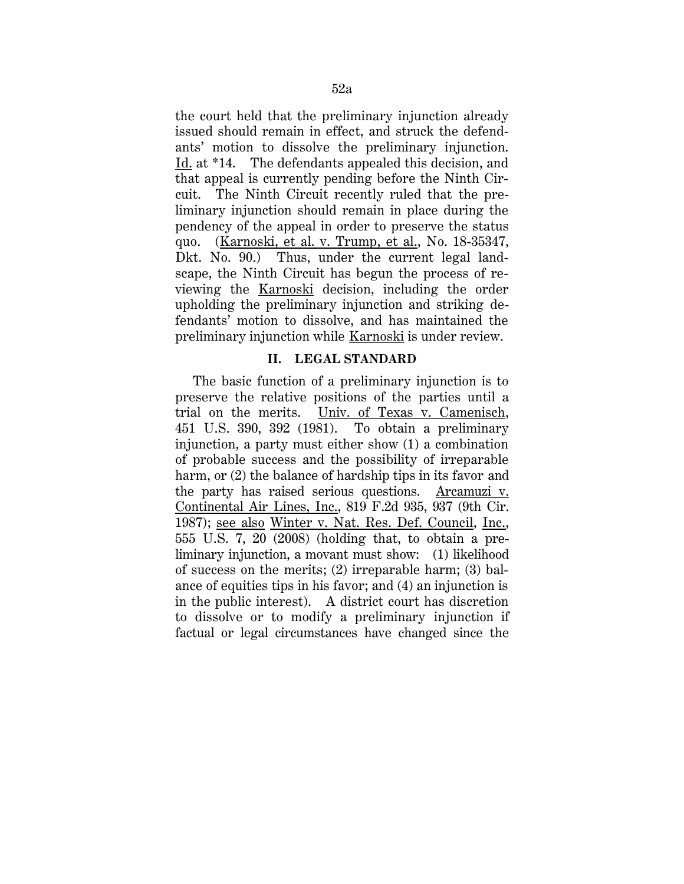the court held that the preliminary injunction already issued should remain in effect, and struck the defendants' motion to dissolve the preliminary injunction. Id. at *14. The defendants appealed this decision, and that appeal is currently pending before the Ninth Circuit. The Ninth Circuit recently ruled that the preliminary injunction should remain in place during the pendency of the appeal in order to preserve the status quo. (Karnoski, et al. v. Trump, et al., No. 18-35347, Dkt. No. 90.) Thus, under the current legal landscape, the Ninth Circuit has begun the process of reviewing the Karnoski decision, including the order upholding the preliminary injunction and striking defendants' motion to dissolve, and has maintained the preliminary injunction while Karnoski is under review.

## II. LEGAL STANDARD

The basic function of a preliminary injunction is to preserve the relative positions of the parties until a trial on the merits. Univ. of Texas v. Camenisch, 451 U.S. 390, 392 (1981). To obtain a preliminary injunction, a party must either show (1) a combination of probable success and the possibility of irreparable harm, or (2) the balance of hardship tips in its favor and the party has raised serious questions. Arcamuzi v. Continental Air Lines, Inc., 819 F.2d 935, 937 (9th Cir. 1987); see also Winter v. Nat. Res. Def. Council, Inc., 555 U.S. 7, 20 (2008) (holding that, to obtain a preliminary injunction, a movant must show: (1) likelihood of success on the merits; (2) irreparable harm; (3) balance of equities tips in his favor; and (4) an injunction is in the public interest). A district court has discretion to dissolve or to modify a preliminary injunction if factual or legal circumstances have changed since the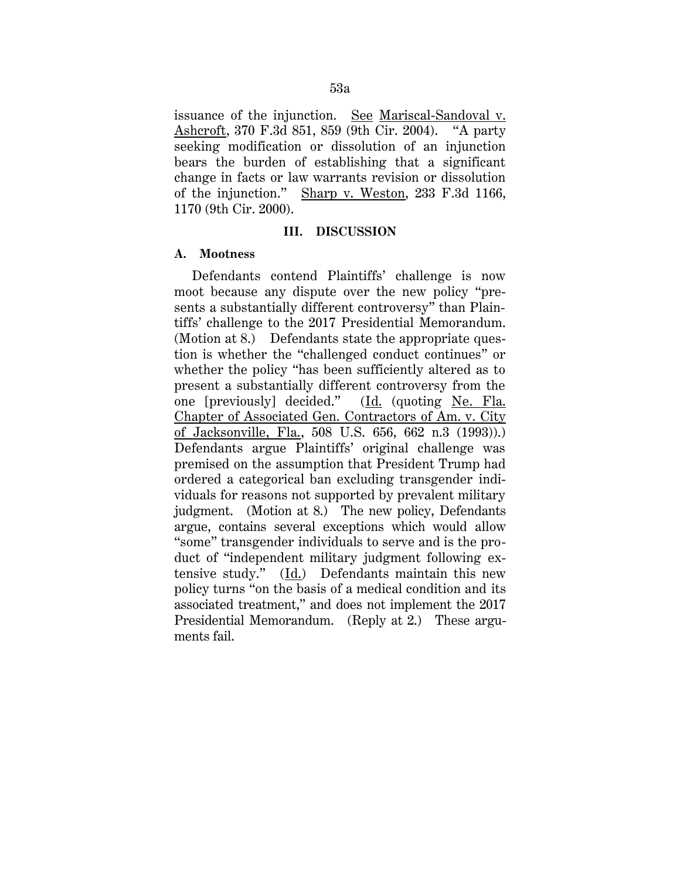issuance of the injunction. See Mariscal-Sandoval v. Ashcroft, 370 F.3d 851, 859 (9th Cir. 2004). "A party seeking modification or dissolution of an injunction bears the burden of establishing that a significant change in facts or law warrants revision or dissolution of the injunction." Sharp v. Weston, 233 F.3d 1166, 1170 (9th Cir. 2000).

## III. DISCUSSION

### A. Mootness

Defendants contend Plaintiffs' challenge is now moot because any dispute over the new policy "presents a substantially different controversy" than Plaintiffs' challenge to the 2017 Presidential Memorandum. (Motion at 8.) Defendants state the appropriate question is whether the "challenged conduct continues" or whether the policy "has been sufficiently altered as to present a substantially different controversy from the one [previously] decided." (Id. (quoting Ne. Fla. Chapter of Associated Gen. Contractors of Am. v. City of Jacksonville, Fla., 508 U.S. 656, 662 n.3 (1993)).) Defendants argue Plaintiffs' original challenge was premised on the assumption that President Trump had ordered a categorical ban excluding transgender individuals for reasons not supported by prevalent military judgment. (Motion at 8.) The new policy, Defendants argue, contains several exceptions which would allow "some" transgender individuals to serve and is the product of "independent military judgment following extensive study." (Id.) Defendants maintain this new policy turns "on the basis of a medical condition and its associated treatment," and does not implement the 2017 Presidential Memorandum. (Reply at 2.) These arguments fail.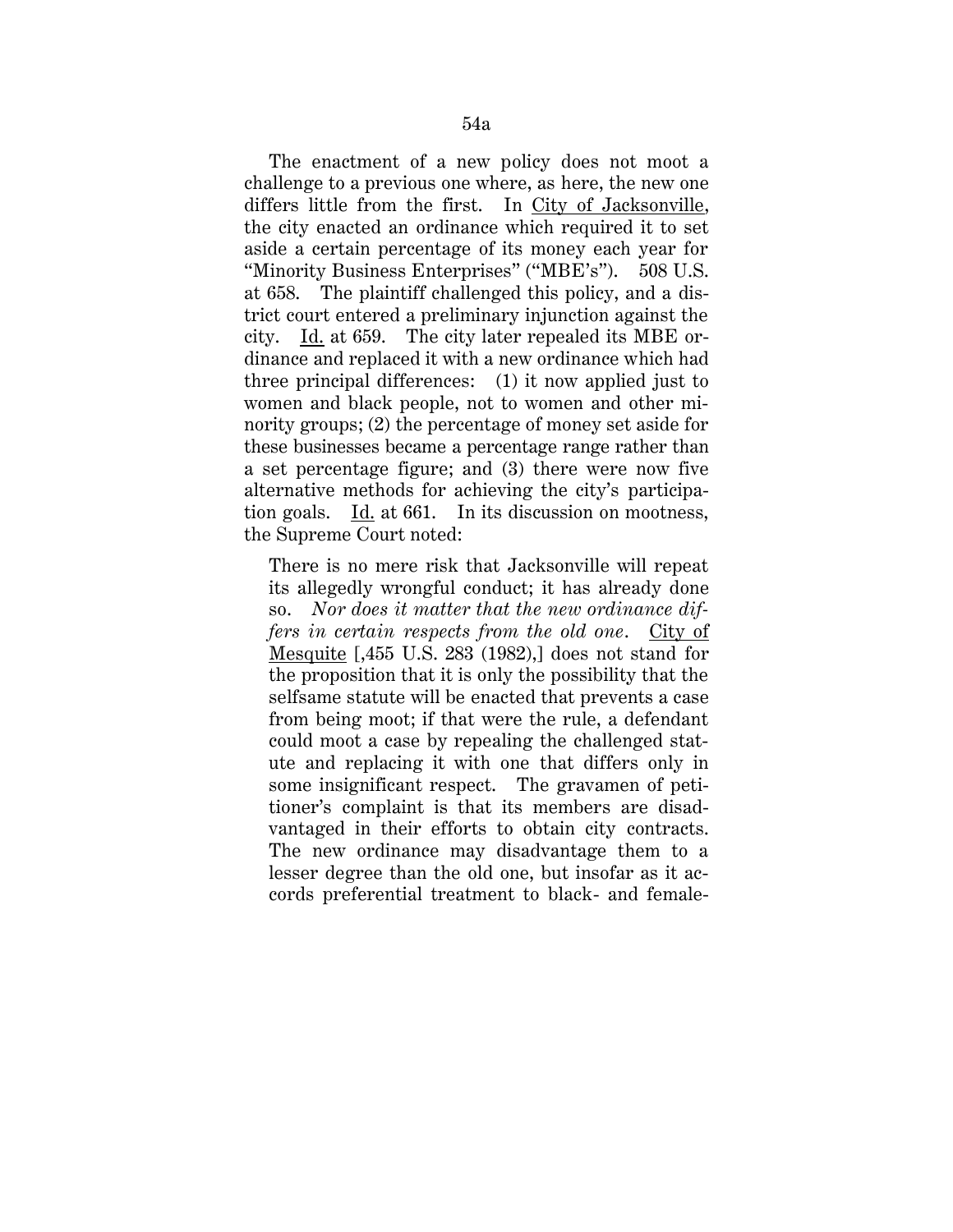The enactment of a new policy does not moot a challenge to a previous one where, as here, the new one differs little from the first. In City of Jacksonville, the city enacted an ordinance which required it to set aside a certain percentage of its money each year for "Minority Business Enterprises" ("MBE's"). 508 U.S. at 658. The plaintiff challenged this policy, and a district court entered a preliminary injunction against the city. Id. at 659. The city later repealed its MBE ordinance and replaced it with a new ordinance which had three principal differences: (1) it now applied just to women and black people, not to women and other minority groups; (2) the percentage of money set aside for these businesses became a percentage range rather than a set percentage figure; and (3) there were now five alternative methods for achieving the city's participation goals. Id. at 661. In its discussion on mootness, the Supreme Court noted:

> There is no mere risk that Jacksonville will repeat its allegedly wrongful conduct; it has already done so. *Nor does it matter that the new ordinance differs in certain respects from the old one*. City of Mesquite [,455 U.S. 283 (1982),] does not stand for the proposition that it is only the possibility that the selfsame statute will be enacted that prevents a case from being moot; if that were the rule, a defendant could moot a case by repealing the challenged statute and replacing it with one that differs only in some insignificant respect. The gravamen of petitioner's complaint is that its members are disadvantaged in their efforts to obtain city contracts. The new ordinance may disadvantage them to a lesser degree than the old one, but insofar as it accords preferential treatment to black- and female-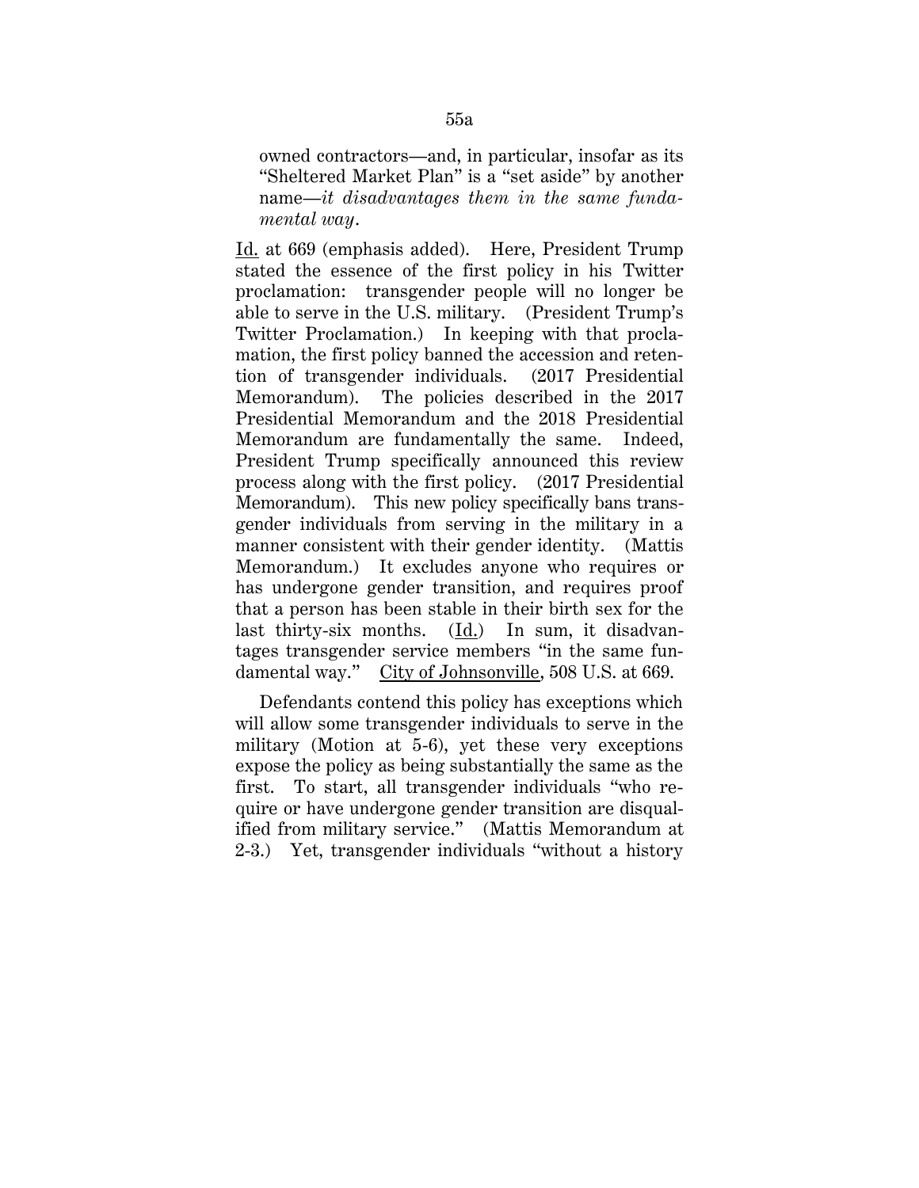owned contractors—and, in particular, insofar as its "Sheltered Market Plan" is a "set aside" by another name—*it disadvantages them in the same fundamental way*.

Id. at 669 (emphasis added). Here, President Trump stated the essence of the first policy in his Twitter proclamation: transgender people will no longer be able to serve in the U.S. military. (President Trump's Twitter Proclamation.) In keeping with that proclamation, the first policy banned the accession and retention of transgender individuals. (2017 Presidential Memorandum). The policies described in the 2017 Presidential Memorandum and the 2018 Presidential Memorandum are fundamentally the same. Indeed, President Trump specifically announced this review process along with the first policy. (2017 Presidential Memorandum). This new policy specifically bans transgender individuals from serving in the military in a manner consistent with their gender identity. (Mattis Memorandum.) It excludes anyone who requires or has undergone gender transition, and requires proof that a person has been stable in their birth sex for the last thirty-six months. (Id.) In sum, it disadvantages transgender service members "in the same fundamental way." City of Johnsonville, 508 U.S. at 669.

Defendants contend this policy has exceptions which will allow some transgender individuals to serve in the military (Motion at 5-6), yet these very exceptions expose the policy as being substantially the same as the first. To start, all transgender individuals "who require or have undergone gender transition are disqualified from military service." (Mattis Memorandum at 2-3.) Yet, transgender individuals "without a history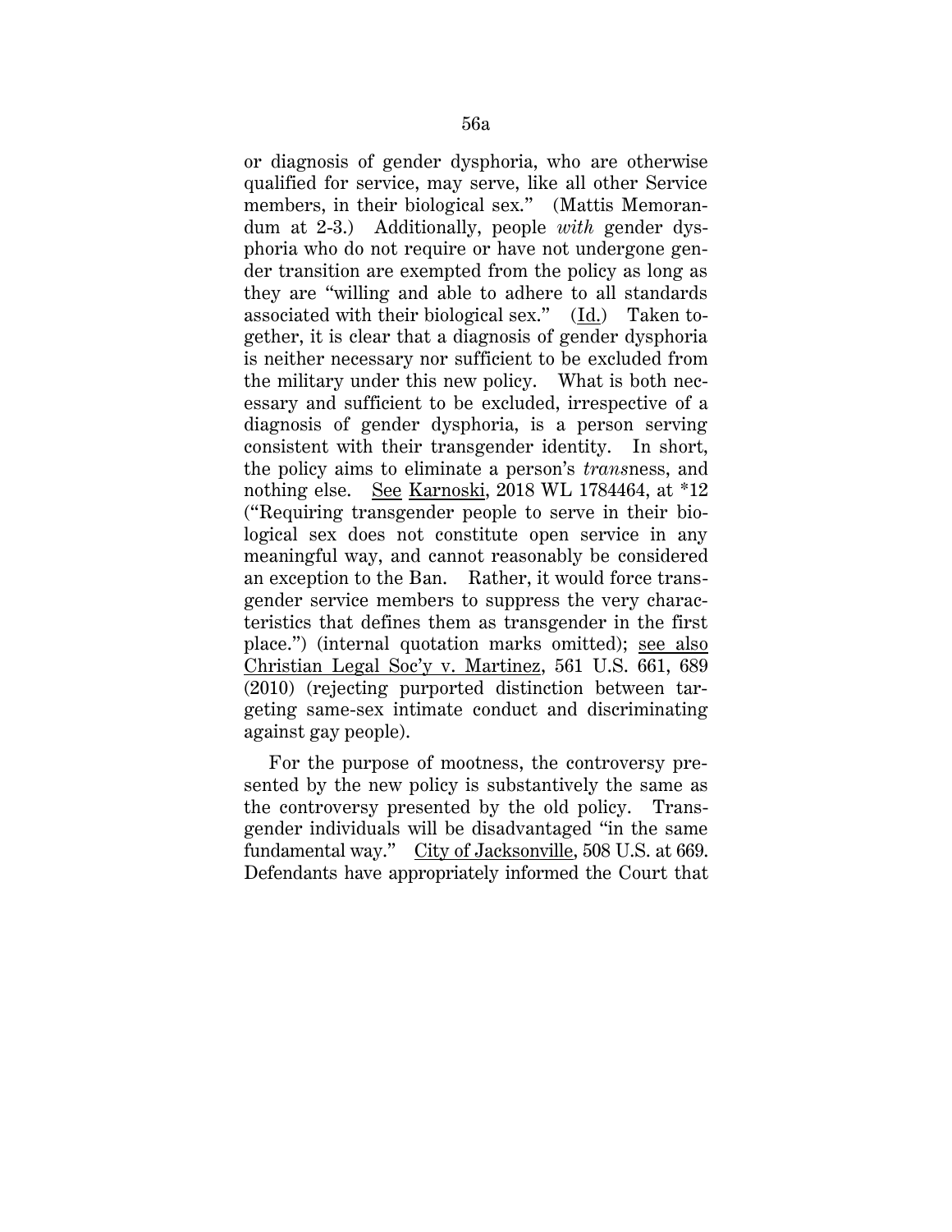or diagnosis of gender dysphoria, who are otherwise qualified for service, may serve, like all other Service members, in their biological sex." (Mattis Memorandum at 2-3.) Additionally, people *with* gender dysphoria who do not require or have not undergone gender transition are exempted from the policy as long as they are "willing and able to adhere to all standards associated with their biological sex." (Id.) Taken together, it is clear that a diagnosis of gender dysphoria is neither necessary nor sufficient to be excluded from the military under this new policy. What is both necessary and sufficient to be excluded, irrespective of a diagnosis of gender dysphoria, is a person serving consistent with their transgender identity. In short, the policy aims to eliminate a person's *trans*ness, and nothing else. See Karnoski, 2018 WL 1784464, at *12 ("Requiring transgender people to serve in their biological sex does not constitute open service in any meaningful way, and cannot reasonably be considered an exception to the Ban. Rather, it would force transgender service members to suppress the very characteristics that defines them as transgender in the first place.") (internal quotation marks omitted); see also Christian Legal Soc'y v. Martinez, 561 U.S. 661, 689 (2010) (rejecting purported distinction between targeting same-sex intimate conduct and discriminating against gay people).

For the purpose of mootness, the controversy presented by the new policy is substantively the same as the controversy presented by the old policy. Transgender individuals will be disadvantaged "in the same fundamental way." City of Jacksonville, 508 U.S. at 669. Defendants have appropriately informed the Court that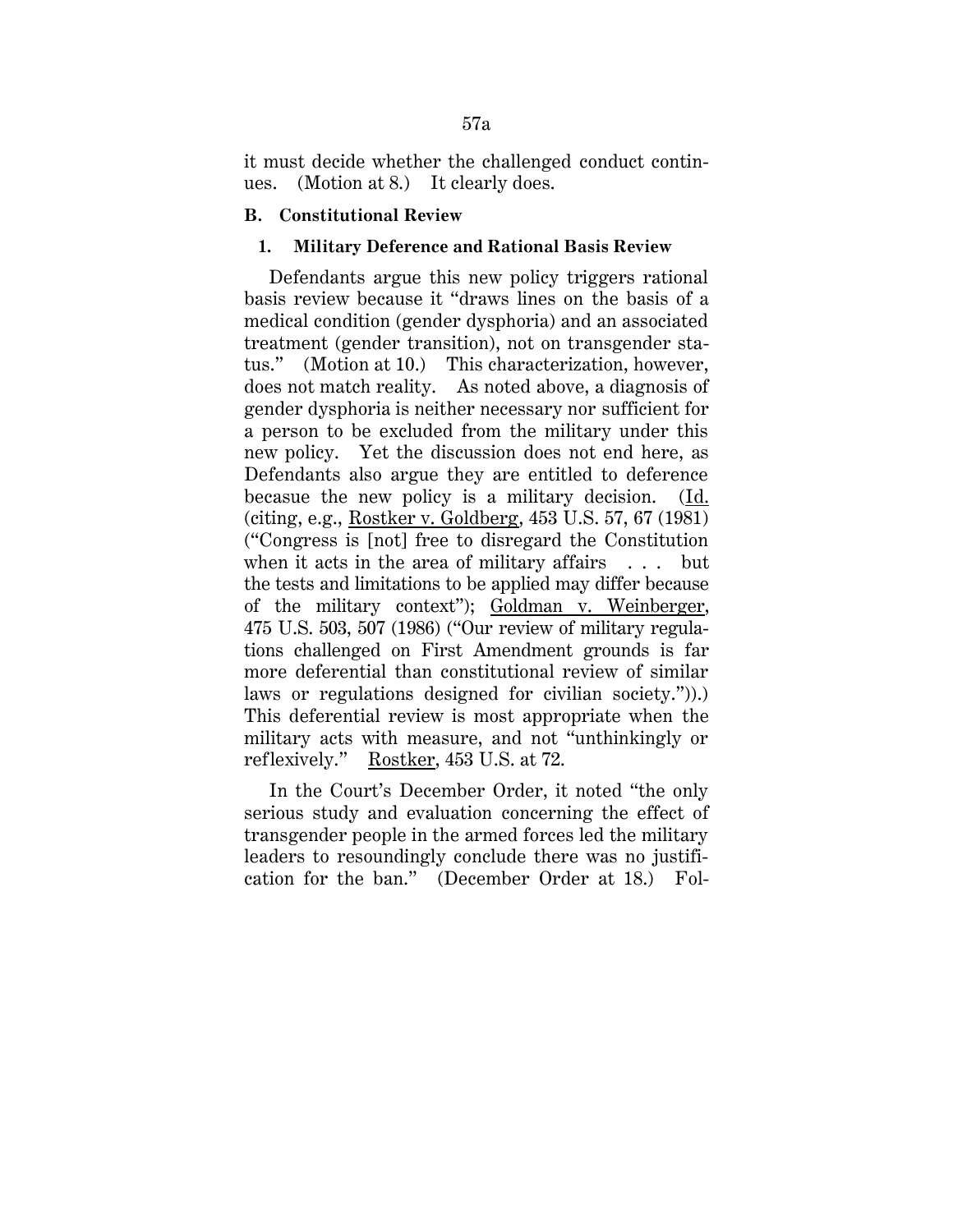it must decide whether the challenged conduct continues. (Motion at 8.) It clearly does.

### B. Constitutional Review

#### 1. Military Deference and Rational Basis Review

Defendants argue this new policy triggers rational basis review because it "draws lines on the basis of a medical condition (gender dysphoria) and an associated treatment (gender transition), not on transgender status." (Motion at 10.) This characterization, however, does not match reality. As noted above, a diagnosis of gender dysphoria is neither necessary nor sufficient for a person to be excluded from the military under this new policy. Yet the discussion does not end here, as Defendants also argue they are entitled to deference becasue the new policy is a military decision. (Id. (citing, e.g., Rostker v. Goldberg, 453 U.S. 57, 67 (1981) ("Congress is [not] free to disregard the Constitution when it acts in the area of military affairs . . . but the tests and limitations to be applied may differ because of the military context"); Goldman v. Weinberger, 475 U.S. 503, 507 (1986) ("Our review of military regulations challenged on First Amendment grounds is far more deferential than constitutional review of similar laws or regulations designed for civilian society.")).) This deferential review is most appropriate when the military acts with measure, and not "unthinkingly or reflexively." Rostker, 453 U.S. at 72.

In the Court's December Order, it noted "the only serious study and evaluation concerning the effect of transgender people in the armed forces led the military leaders to resoundingly conclude there was no justification for the ban." (December Order at 18.) Fol-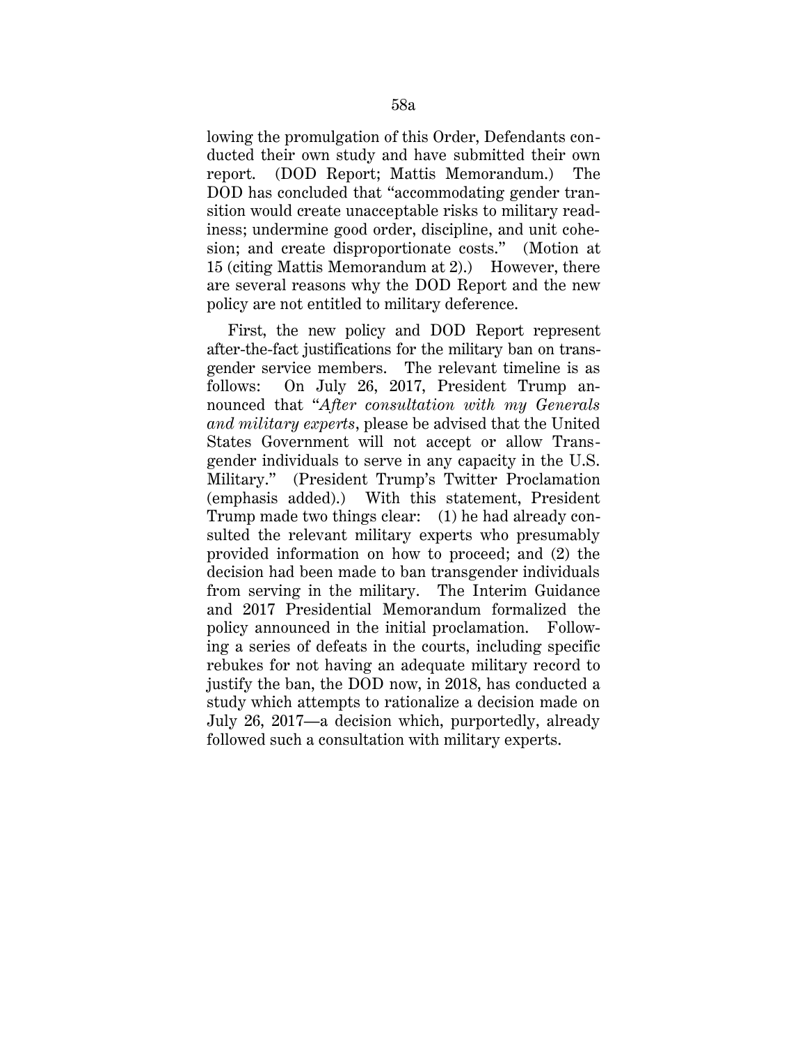lowing the promulgation of this Order, Defendants conducted their own study and have submitted their own report. (DOD Report; Mattis Memorandum.) The DOD has concluded that "accommodating gender transition would create unacceptable risks to military readiness; undermine good order, discipline, and unit cohesion; and create disproportionate costs." (Motion at 15 (citing Mattis Memorandum at 2).) However, there are several reasons why the DOD Report and the new policy are not entitled to military deference.

First, the new policy and DOD Report represent after-the-fact justifications for the military ban on transgender service members. The relevant timeline is as follows: On July 26, 2017, President Trump announced that "*After consultation with my Generals and military experts*, please be advised that the United States Government will not accept or allow Transgender individuals to serve in any capacity in the U.S. Military." (President Trump's Twitter Proclamation (emphasis added).) With this statement, President Trump made two things clear: (1) he had already consulted the relevant military experts who presumably provided information on how to proceed; and (2) the decision had been made to ban transgender individuals from serving in the military. The Interim Guidance and 2017 Presidential Memorandum formalized the policy announced in the initial proclamation. Following a series of defeats in the courts, including specific rebukes for not having an adequate military record to justify the ban, the DOD now, in 2018, has conducted a study which attempts to rationalize a decision made on July 26, 2017—a decision which, purportedly, already followed such a consultation with military experts.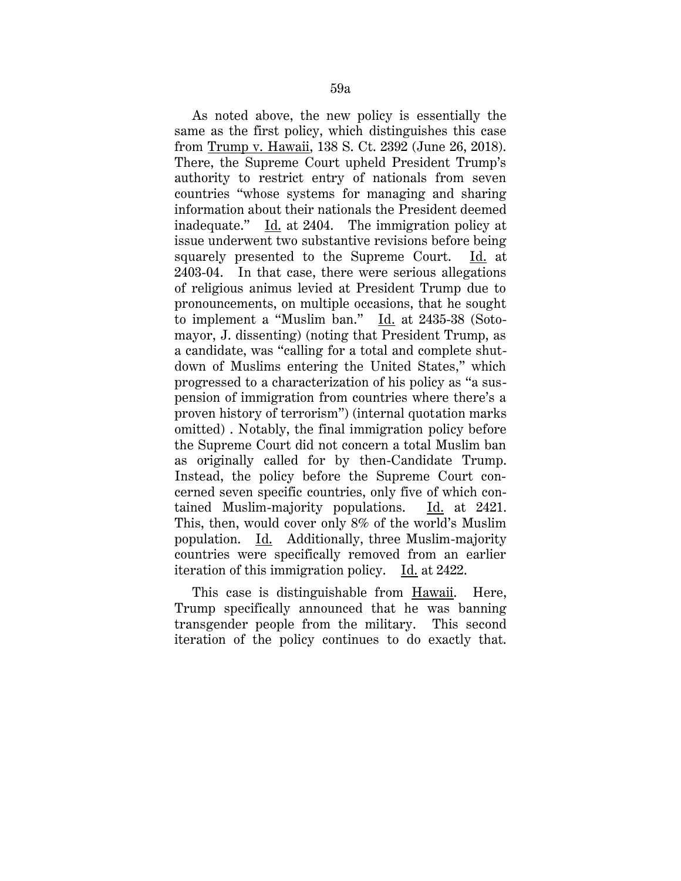As noted above, the new policy is essentially the same as the first policy, which distinguishes this case from Trump v. Hawaii, 138 S. Ct. 2392 (June 26, 2018). There, the Supreme Court upheld President Trump's authority to restrict entry of nationals from seven countries "whose systems for managing and sharing information about their nationals the President deemed inadequate." Id. at 2404. The immigration policy at issue underwent two substantive revisions before being squarely presented to the Supreme Court. Id. at 2403-04. In that case, there were serious allegations of religious animus levied at President Trump due to pronouncements, on multiple occasions, that he sought to implement a "Muslim ban." Id. at 2435-38 (Sotomayor, J. dissenting) (noting that President Trump, as a candidate, was "calling for a total and complete shutdown of Muslims entering the United States," which progressed to a characterization of his policy as "a suspension of immigration from countries where there's a proven history of terrorism") (internal quotation marks omitted) . Notably, the final immigration policy before the Supreme Court did not concern a total Muslim ban as originally called for by then-Candidate Trump. Instead, the policy before the Supreme Court concerned seven specific countries, only five of which contained Muslim-majority populations. Id. at 2421. This, then, would cover only 8% of the world's Muslim population. Id. Additionally, three Muslim-majority countries were specifically removed from an earlier iteration of this immigration policy. Id. at 2422.

This case is distinguishable from Hawaii. Here, Trump specifically announced that he was banning transgender people from the military. This second iteration of the policy continues to do exactly that.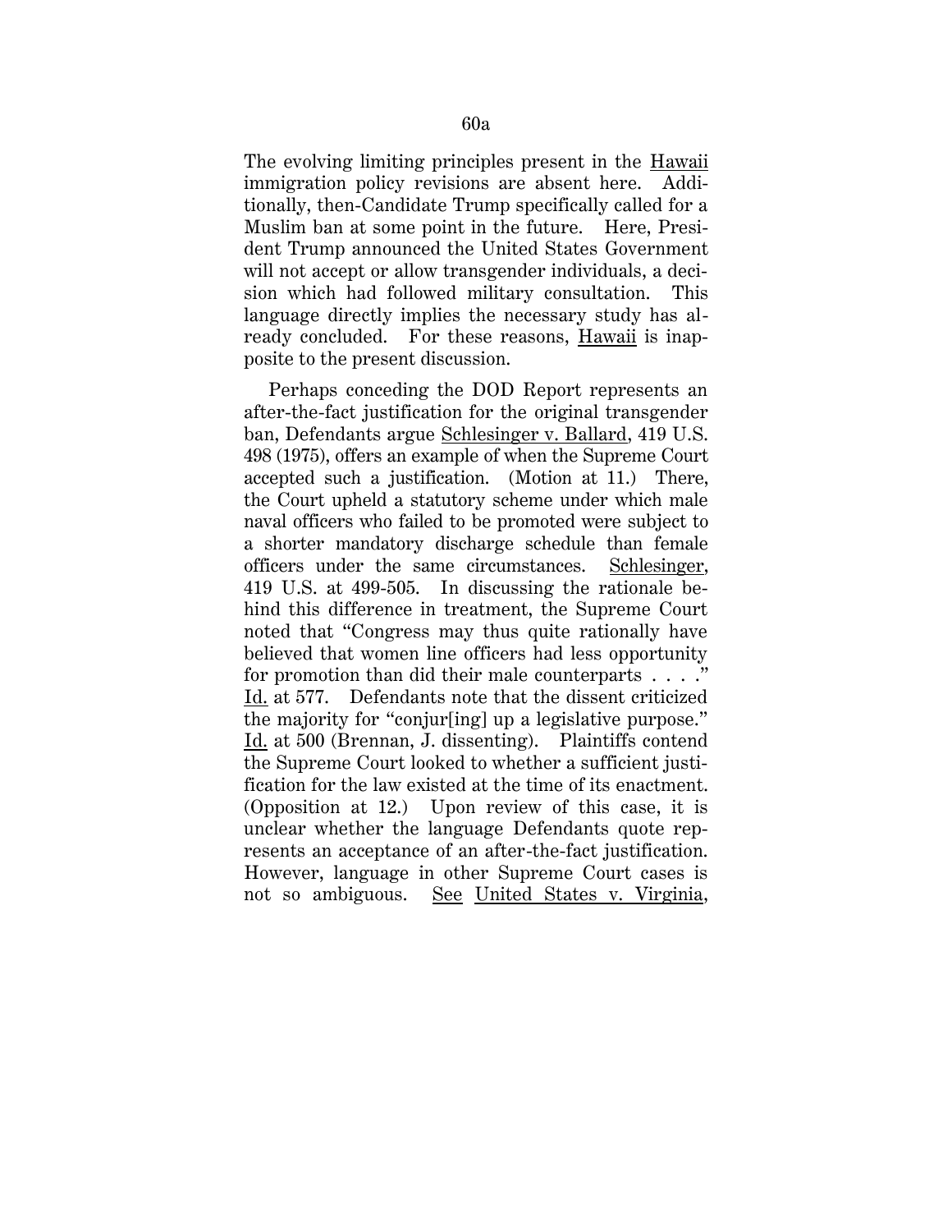The evolving limiting principles present in the Hawaii immigration policy revisions are absent here. Additionally, then-Candidate Trump specifically called for a Muslim ban at some point in the future. Here, President Trump announced the United States Government will not accept or allow transgender individuals, a decision which had followed military consultation. This language directly implies the necessary study has already concluded. For these reasons, Hawaii is inapposite to the present discussion.

Perhaps conceding the DOD Report represents an after-the-fact justification for the original transgender ban, Defendants argue Schlesinger v. Ballard, 419 U.S. 498 (1975), offers an example of when the Supreme Court accepted such a justification. (Motion at 11.) There, the Court upheld a statutory scheme under which male naval officers who failed to be promoted were subject to a shorter mandatory discharge schedule than female officers under the same circumstances. Schlesinger, 419 U.S. at 499-505. In discussing the rationale behind this difference in treatment, the Supreme Court noted that "Congress may thus quite rationally have believed that women line officers had less opportunity for promotion than did their male counterparts . . . ." Id. at 577. Defendants note that the dissent criticized the majority for "conjur[ing] up a legislative purpose." Id. at 500 (Brennan, J. dissenting). Plaintiffs contend the Supreme Court looked to whether a sufficient justification for the law existed at the time of its enactment. (Opposition at 12.) Upon review of this case, it is unclear whether the language Defendants quote represents an acceptance of an after-the-fact justification. However, language in other Supreme Court cases is not so ambiguous. See United States v. Virginia,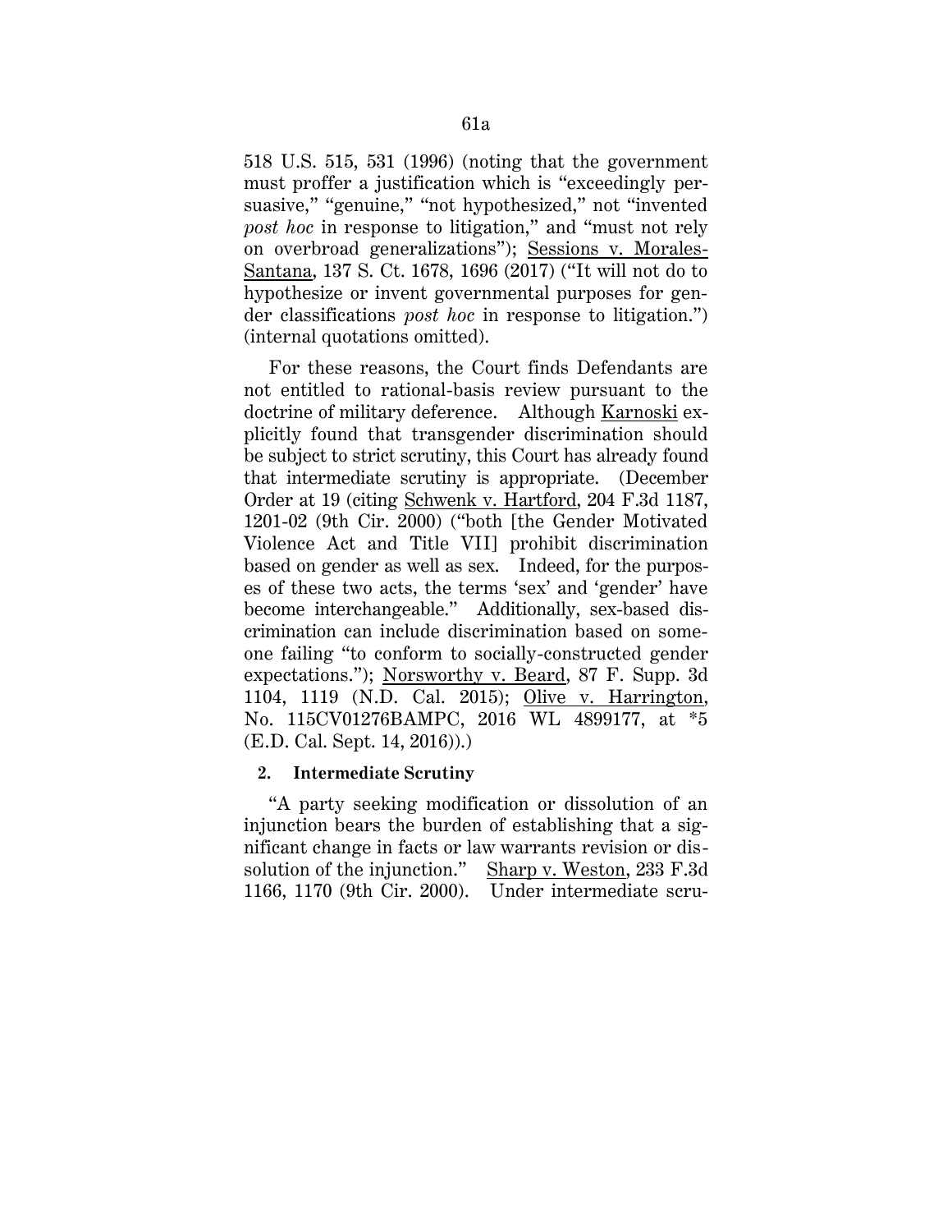518 U.S. 515, 531 (1996) (noting that the government must proffer a justification which is "exceedingly persuasive," "genuine," "not hypothesized," not "invented *post hoc* in response to litigation," and "must not rely on overbroad generalizations"); Sessions v. Morales-Santana, 137 S. Ct. 1678, 1696 (2017) ("It will not do to hypothesize or invent governmental purposes for gender classifications *post hoc* in response to litigation.") (internal quotations omitted).

For these reasons, the Court finds Defendants are not entitled to rational-basis review pursuant to the doctrine of military deference. Although Karnoski explicitly found that transgender discrimination should be subject to strict scrutiny, this Court has already found that intermediate scrutiny is appropriate. (December Order at 19 (citing Schwenk v. Hartford, 204 F.3d 1187, 1201-02 (9th Cir. 2000) ("both [the Gender Motivated Violence Act and Title VII] prohibit discrimination based on gender as well as sex. Indeed, for the purposes of these two acts, the terms 'sex' and 'gender' have become interchangeable." Additionally, sex-based discrimination can include discrimination based on someone failing "to conform to socially-constructed gender expectations."); Norsworthy v. Beard, 87 F. Supp. 3d 1104, 1119 (N.D. Cal. 2015); Olive v. Harrington, No. 115CV01276BAMPC, 2016 WL 4899177, at *5 (E.D. Cal. Sept. 14, 2016)).)

**2. Intermediate Scrutiny**

"A party seeking modification or dissolution of an injunction bears the burden of establishing that a significant change in facts or law warrants revision or dissolution of the injunction." Sharp v. Weston, 233 F.3d 1166, 1170 (9th Cir. 2000). Under intermediate scru-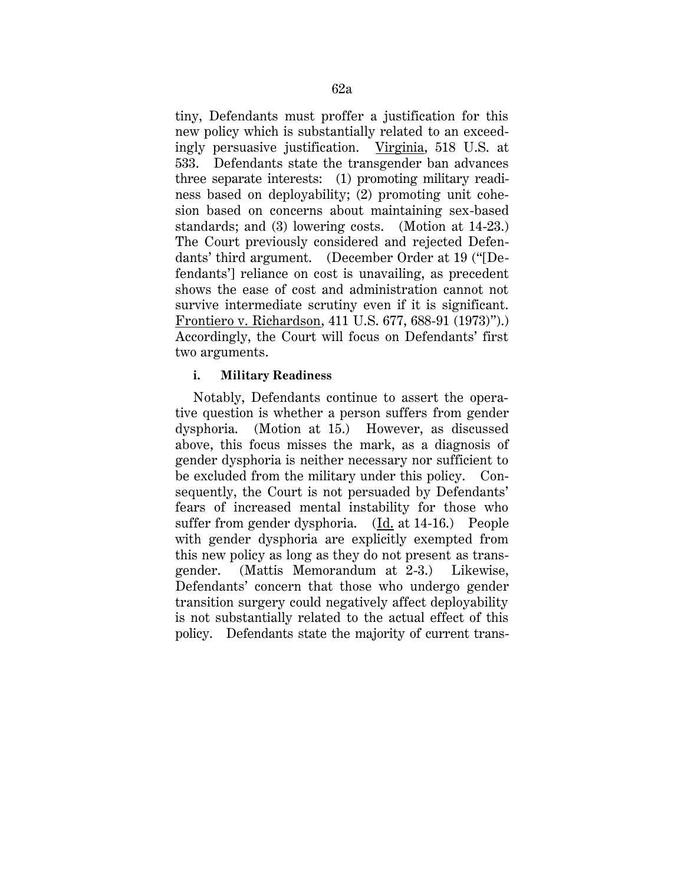tiny, Defendants must proffer a justification for this new policy which is substantially related to an exceedingly persuasive justification. Virginia, 518 U.S. at 533. Defendants state the transgender ban advances three separate interests: (1) promoting military readiness based on deployability; (2) promoting unit cohesion based on concerns about maintaining sex-based standards; and (3) lowering costs. (Motion at 14-23.) The Court previously considered and rejected Defendants' third argument. (December Order at 19 ("[Defendants'] reliance on cost is unavailing, as precedent shows the ease of cost and administration cannot not survive intermediate scrutiny even if it is significant. Frontiero v. Richardson, 411 U.S. 677, 688-91 (1973)").) Accordingly, the Court will focus on Defendants' first two arguments.

#### i. Military Readiness

Notably, Defendants continue to assert the operative question is whether a person suffers from gender dysphoria. (Motion at 15.) However, as discussed above, this focus misses the mark, as a diagnosis of gender dysphoria is neither necessary nor sufficient to be excluded from the military under this policy. Consequently, the Court is not persuaded by Defendants' fears of increased mental instability for those who suffer from gender dysphoria. (Id. at 14-16.) People with gender dysphoria are explicitly exempted from this new policy as long as they do not present as transgender. (Mattis Memorandum at 2-3.) Likewise, Defendants' concern that those who undergo gender transition surgery could negatively affect deployability is not substantially related to the actual effect of this policy. Defendants state the majority of current trans-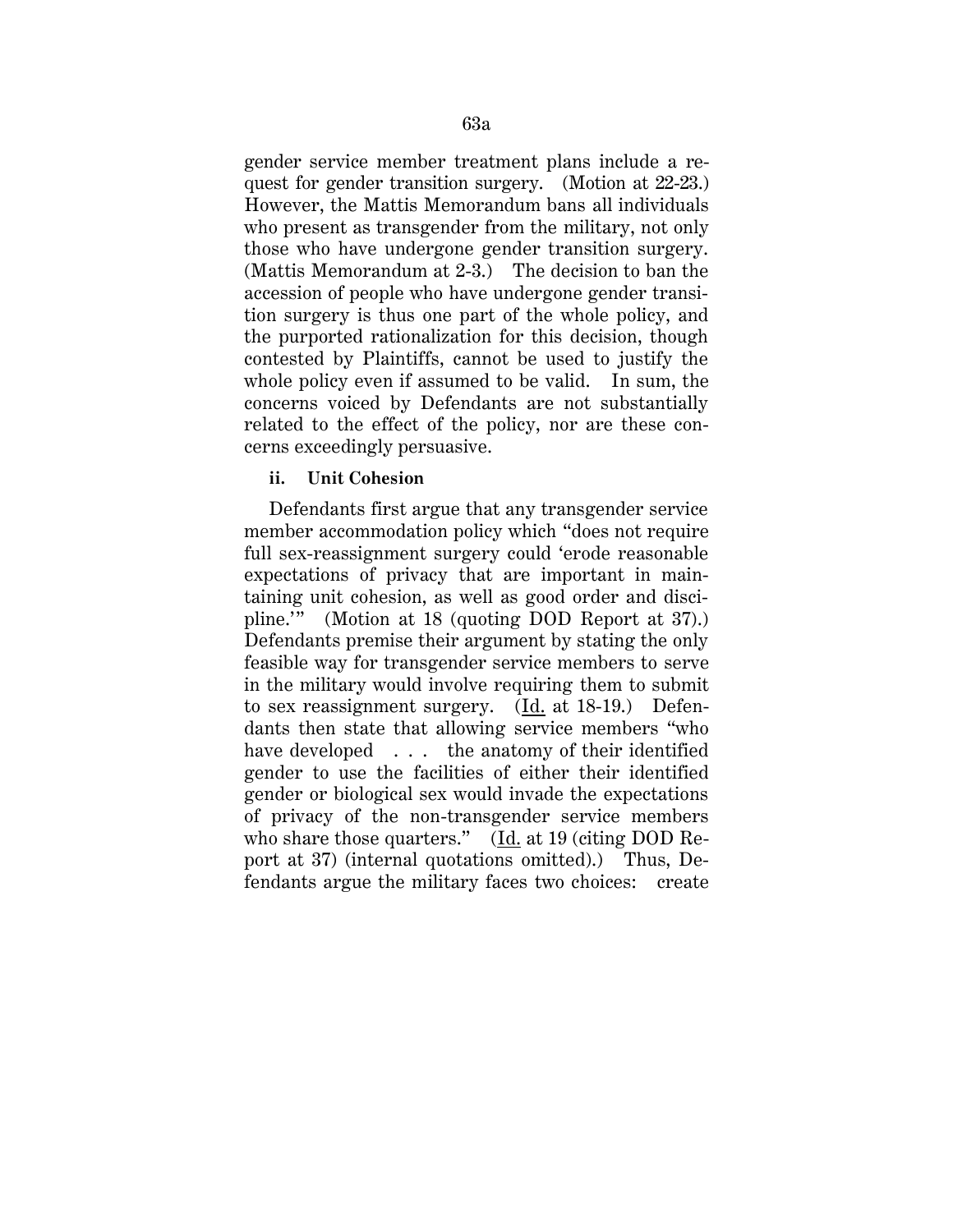gender service member treatment plans include a request for gender transition surgery. (Motion at 22-23.) However, the Mattis Memorandum bans all individuals who present as transgender from the military, not only those who have undergone gender transition surgery. (Mattis Memorandum at 2-3.) The decision to ban the accession of people who have undergone gender transition surgery is thus one part of the whole policy, and the purported rationalization for this decision, though contested by Plaintiffs, cannot be used to justify the whole policy even if assumed to be valid. In sum, the concerns voiced by Defendants are not substantially related to the effect of the policy, nor are these concerns exceedingly persuasive.

#### ii. Unit Cohesion

Defendants first argue that any transgender service member accommodation policy which "does not require full sex-reassignment surgery could 'erode reasonable expectations of privacy that are important in maintaining unit cohesion, as well as good order and discipline.'" (Motion at 18 (quoting DOD Report at 37).) Defendants premise their argument by stating the only feasible way for transgender service members to serve in the military would involve requiring them to submit to sex reassignment surgery. (Id. at 18-19.) Defendants then state that allowing service members "who have developed . . . the anatomy of their identified gender to use the facilities of either their identified gender or biological sex would invade the expectations of privacy of the non-transgender service members who share those quarters." (Id. at 19 (citing DOD Report at 37) (internal quotations omitted).) Thus, Defendants argue the military faces two choices: create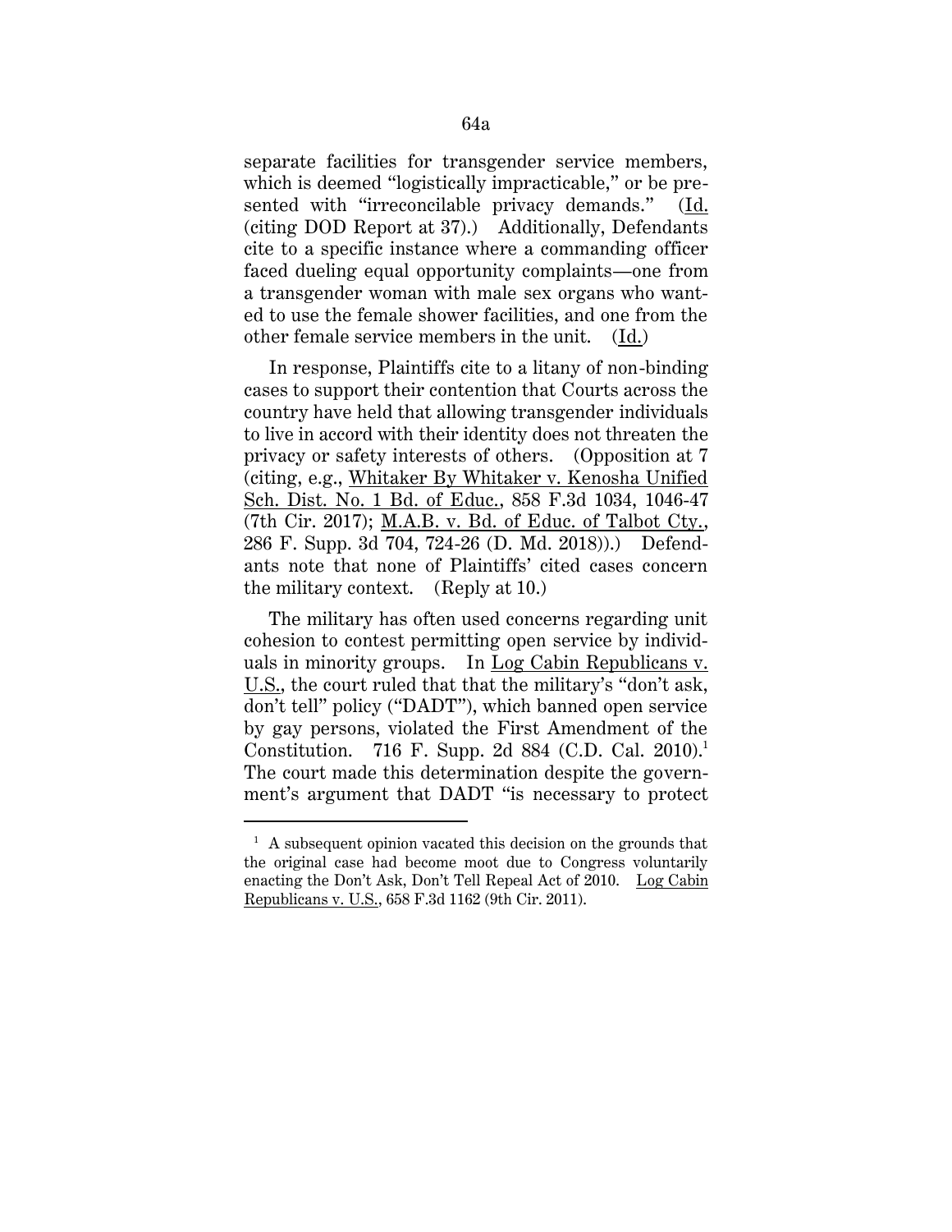separate facilities for transgender service members, which is deemed "logistically impracticable," or be presented with "irreconcilable privacy demands." (Id. (citing DOD Report at 37).) Additionally, Defendants cite to a specific instance where a commanding officer faced dueling equal opportunity complaints—one from a transgender woman with male sex organs who wanted to use the female shower facilities, and one from the other female service members in the unit. (Id.)

In response, Plaintiffs cite to a litany of non-binding cases to support their contention that Courts across the country have held that allowing transgender individuals to live in accord with their identity does not threaten the privacy or safety interests of others. (Opposition at 7 (citing, e.g., Whitaker By Whitaker v. Kenosha Unified Sch. Dist. No. 1 Bd. of Educ., 858 F.3d 1034, 1046-47 (7th Cir. 2017); M.A.B. v. Bd. of Educ. of Talbot Cty., 286 F. Supp. 3d 704, 724-26 (D. Md. 2018)).) Defendants note that none of Plaintiffs' cited cases concern the military context. (Reply at 10.)

The military has often used concerns regarding unit cohesion to contest permitting open service by individuals in minority groups. In Log Cabin Republicans v. U.S., the court ruled that that the military's "don't ask, don't tell" policy ("DADT"), which banned open service by gay persons, violated the First Amendment of the Constitution. 716 F. Supp. 2d 884 (C.D. Cal. 2010).[1] The court made this determination despite the government's argument that DADT "is necessary to protect

[1] A subsequent opinion vacated this decision on the grounds that the original case had become moot due to Congress voluntarily enacting the Don't Ask, Don't Tell Repeal Act of 2010. Log Cabin Republicans v. U.S., 658 F.3d 1162 (9th Cir. 2011).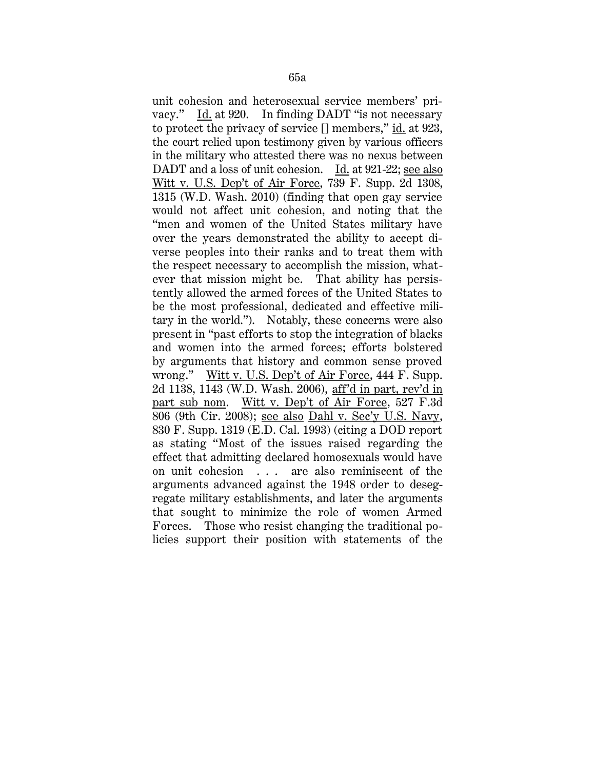unit cohesion and heterosexual service members' privacy." Id. at 920. In finding DADT "is not necessary to protect the privacy of service [] members," id. at 923, the court relied upon testimony given by various officers in the military who attested there was no nexus between DADT and a loss of unit cohesion. Id. at 921-22; see also Witt v. U.S. Dep't of Air Force, 739 F. Supp. 2d 1308, 1315 (W.D. Wash. 2010) (finding that open gay service would not affect unit cohesion, and noting that the "men and women of the United States military have over the years demonstrated the ability to accept diverse peoples into their ranks and to treat them with the respect necessary to accomplish the mission, whatever that mission might be. That ability has persistently allowed the armed forces of the United States to be the most professional, dedicated and effective military in the world."). Notably, these concerns were also present in "past efforts to stop the integration of blacks and women into the armed forces; efforts bolstered by arguments that history and common sense proved wrong." Witt v. U.S. Dep't of Air Force, 444 F. Supp. 2d 1138, 1143 (W.D. Wash. 2006), aff'd in part, rev'd in part sub nom. Witt v. Dep't of Air Force, 527 F.3d 806 (9th Cir. 2008); see also Dahl v. Sec'y U.S. Navy, 830 F. Supp. 1319 (E.D. Cal. 1993) (citing a DOD report as stating "Most of the issues raised regarding the effect that admitting declared homosexuals would have on unit cohesion . . . are also reminiscent of the arguments advanced against the 1948 order to desegregate military establishments, and later the arguments that sought to minimize the role of women Armed Forces. Those who resist changing the traditional policies support their position with statements of the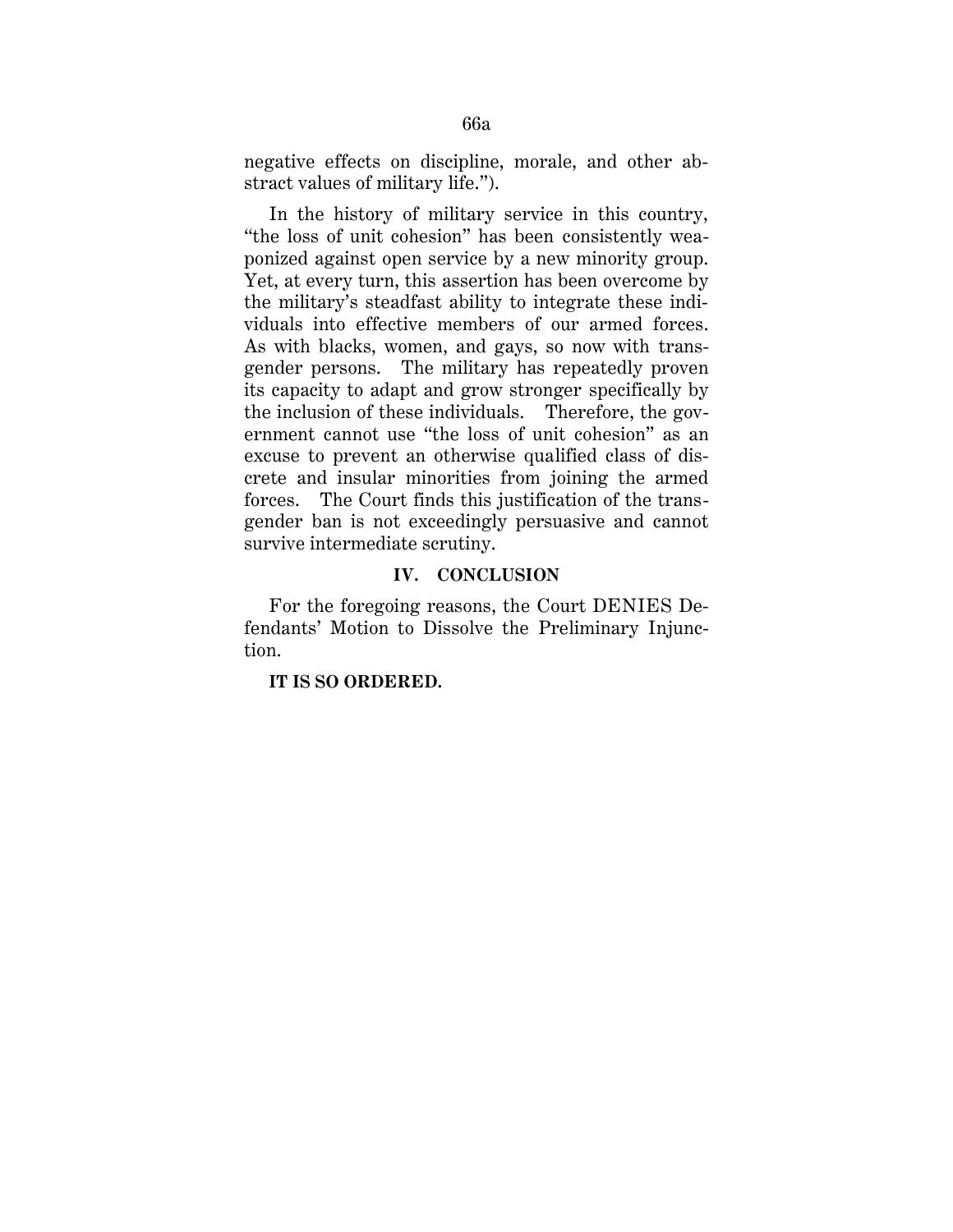negative effects on discipline, morale, and other abstract values of military life.").

In the history of military service in this country, "the loss of unit cohesion" has been consistently weaponized against open service by a new minority group. Yet, at every turn, this assertion has been overcome by the military's steadfast ability to integrate these individuals into effective members of our armed forces. As with blacks, women, and gays, so now with transgender persons. The military has repeatedly proven its capacity to adapt and grow stronger specifically by the inclusion of these individuals. Therefore, the government cannot use "the loss of unit cohesion" as an excuse to prevent an otherwise qualified class of discrete and insular minorities from joining the armed forces. The Court finds this justification of the transgender ban is not exceedingly persuasive and cannot survive intermediate scrutiny.

## IV. CONCLUSION

For the foregoing reasons, the Court DENIES Defendants' Motion to Dissolve the Preliminary Injunction.

**IT IS SO ORDERED.**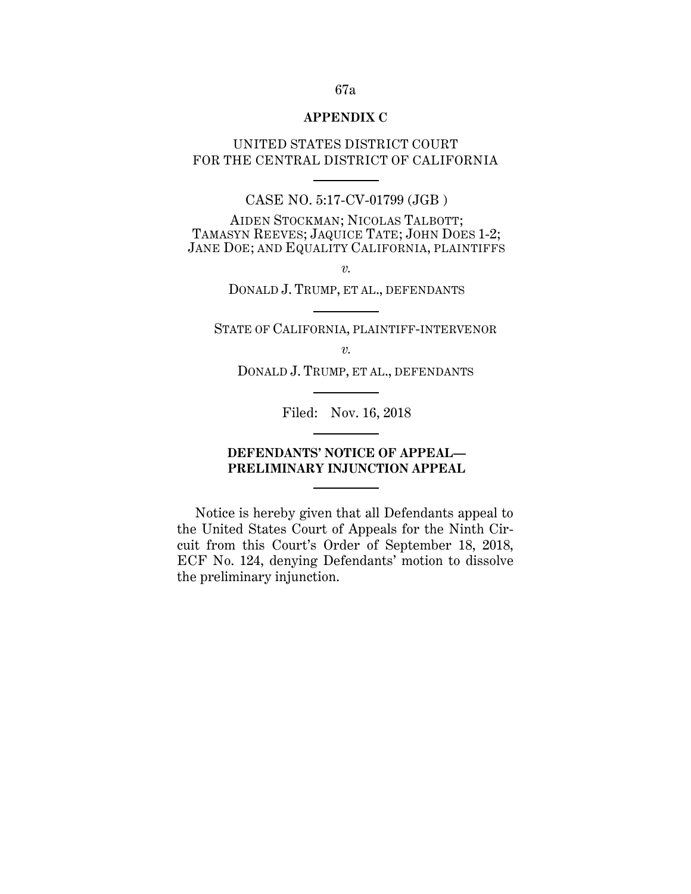**APPENDIX C**

UNITED STATES DISTRICT COURT
FOR THE CENTRAL DISTRICT OF CALIFORNIA

---

CASE NO. 5:17-CV-01799 (JGB )

AIDEN STOCKMAN; NICOLAS TALBOTT; TAMASYN REEVES; JAQUICE TATE; JOHN DOES 1-2; JANE DOE; AND EQUALITY CALIFORNIA, PLAINTIFFS

*v.*

DONALD J. TRUMP, ET AL., DEFENDANTS

---

STATE OF CALIFORNIA, PLAINTIFF-INTERVENOR

*v.*

DONALD J. TRUMP, ET AL., DEFENDANTS

---

Filed: Nov. 16, 2018

---

**DEFENDANTS' NOTICE OF APPEAL—PRELIMINARY INJUNCTION APPEAL**

---

Notice is hereby given that all Defendants appeal to the United States Court of Appeals for the Ninth Circuit from this Court's Order of September 18, 2018, ECF No. 124, denying Defendants' motion to dissolve the preliminary injunction.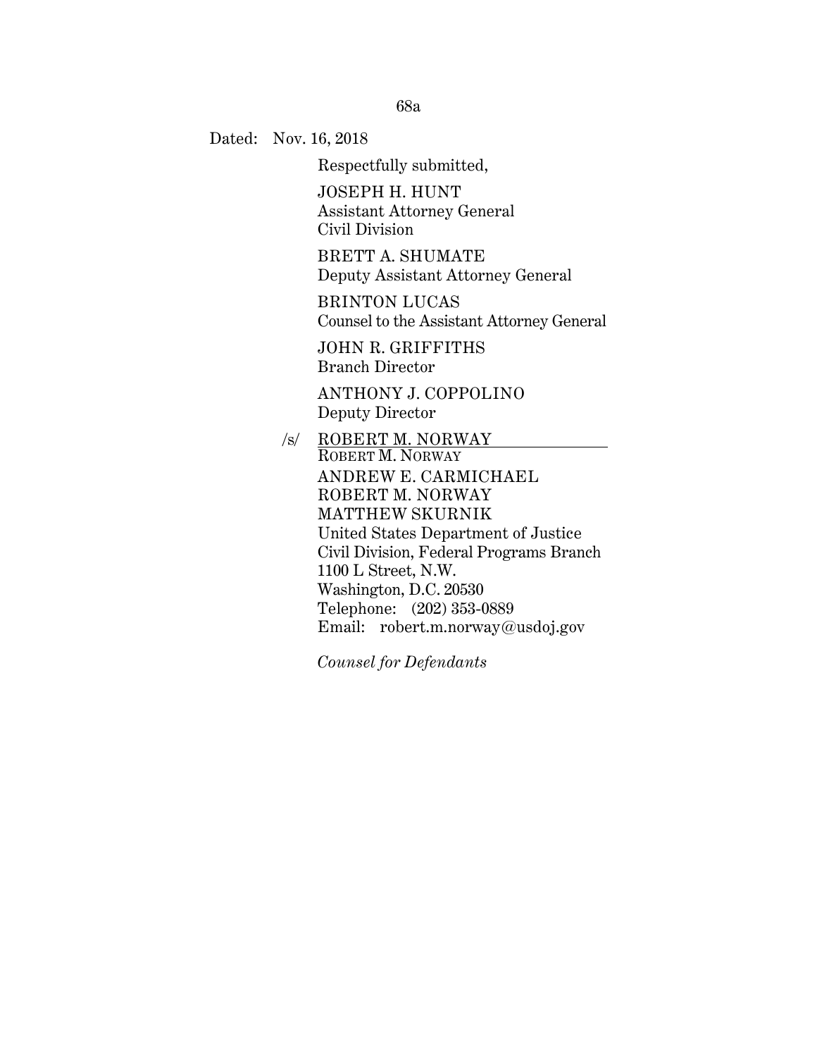Dated: Nov. 16, 2018

Respectfully submitted,

JOSEPH H. HUNT
Assistant Attorney General
Civil Division

BRETT A. SHUMATE
Deputy Assistant Attorney General

BRINTON LUCAS
Counsel to the Assistant Attorney General

JOHN R. GRIFFITHS
Branch Director

ANTHONY J. COPPOLINO
Deputy Director

/s/ ROBERT M. NORWAY
ROBERT M. NORWAY
ANDREW E. CARMICHAEL
ROBERT M. NORWAY
MATTHEW SKURNIK
United States Department of Justice
Civil Division, Federal Programs Branch
1100 L Street, N.W.
Washington, D.C. 20530
Telephone: (202) 353-0889
Email: robert.m.norway@usdoj.gov

*Counsel for Defendants*